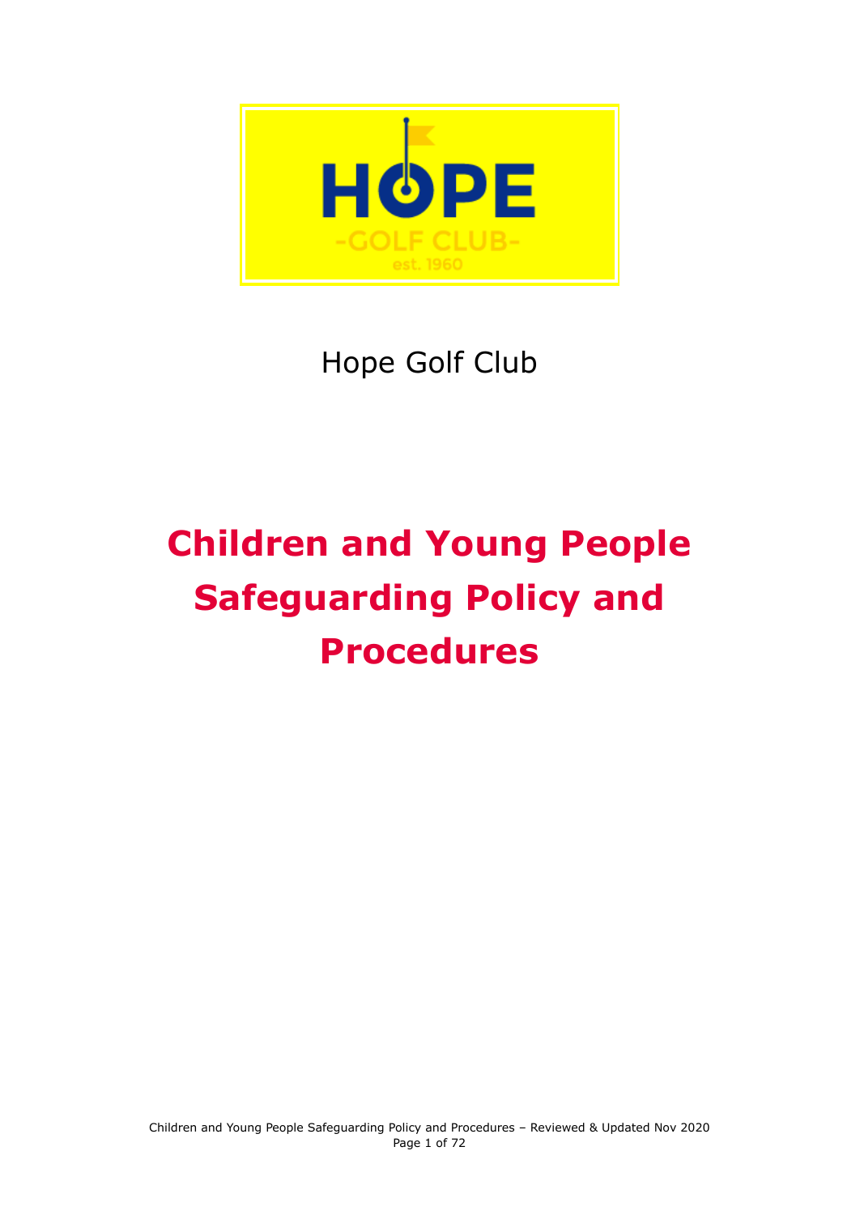HOPE

-GOLF CLUB-

est. 1960

Hope Golf Club

# Children and Young People Safeguarding Policy and Procedures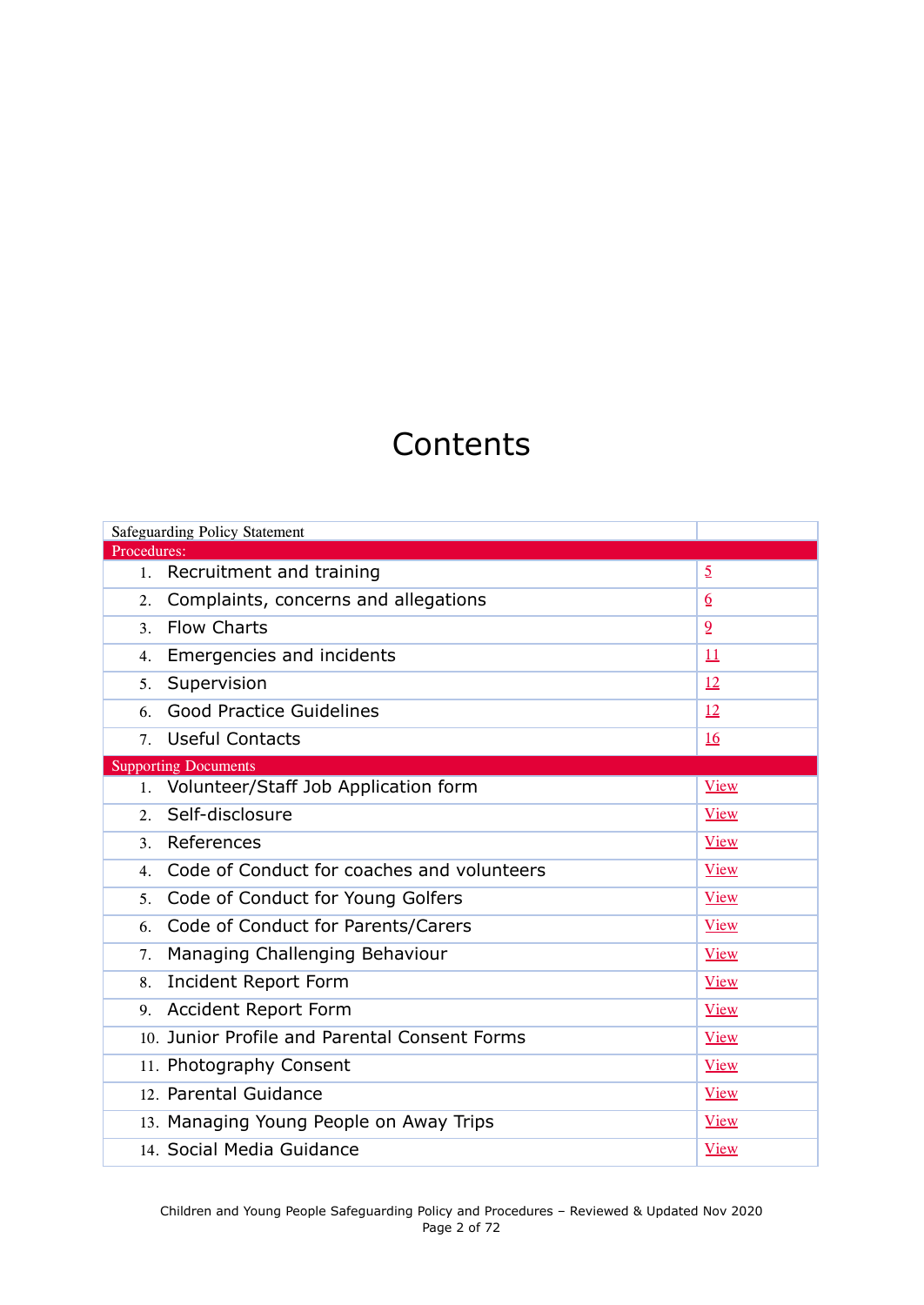# Contents

| | |
|---|---|
| Safeguarding Policy Statement | |
| **Procedures:** | |
| 1. Recruitment and training | 5 |
| 2. Complaints, concerns and allegations | 6 |
| 3. Flow Charts | 9 |
| 4. Emergencies and incidents | 11 |
| 5. Supervision | 12 |
| 6. Good Practice Guidelines | 12 |
| 7. Useful Contacts | 16 |
| **Supporting Documents** | |
| 1. Volunteer/Staff Job Application form | View |
| 2. Self-disclosure | View |
| 3. References | View |
| 4. Code of Conduct for coaches and volunteers | View |
| 5. Code of Conduct for Young Golfers | View |
| 6. Code of Conduct for Parents/Carers | View |
| 7. Managing Challenging Behaviour | View |
| 8. Incident Report Form | View |
| 9. Accident Report Form | View |
| 10. Junior Profile and Parental Consent Forms | View |
| 11. Photography Consent | View |
| 12. Parental Guidance | View |
| 13. Managing Young People on Away Trips | View |
| 14. Social Media Guidance | View |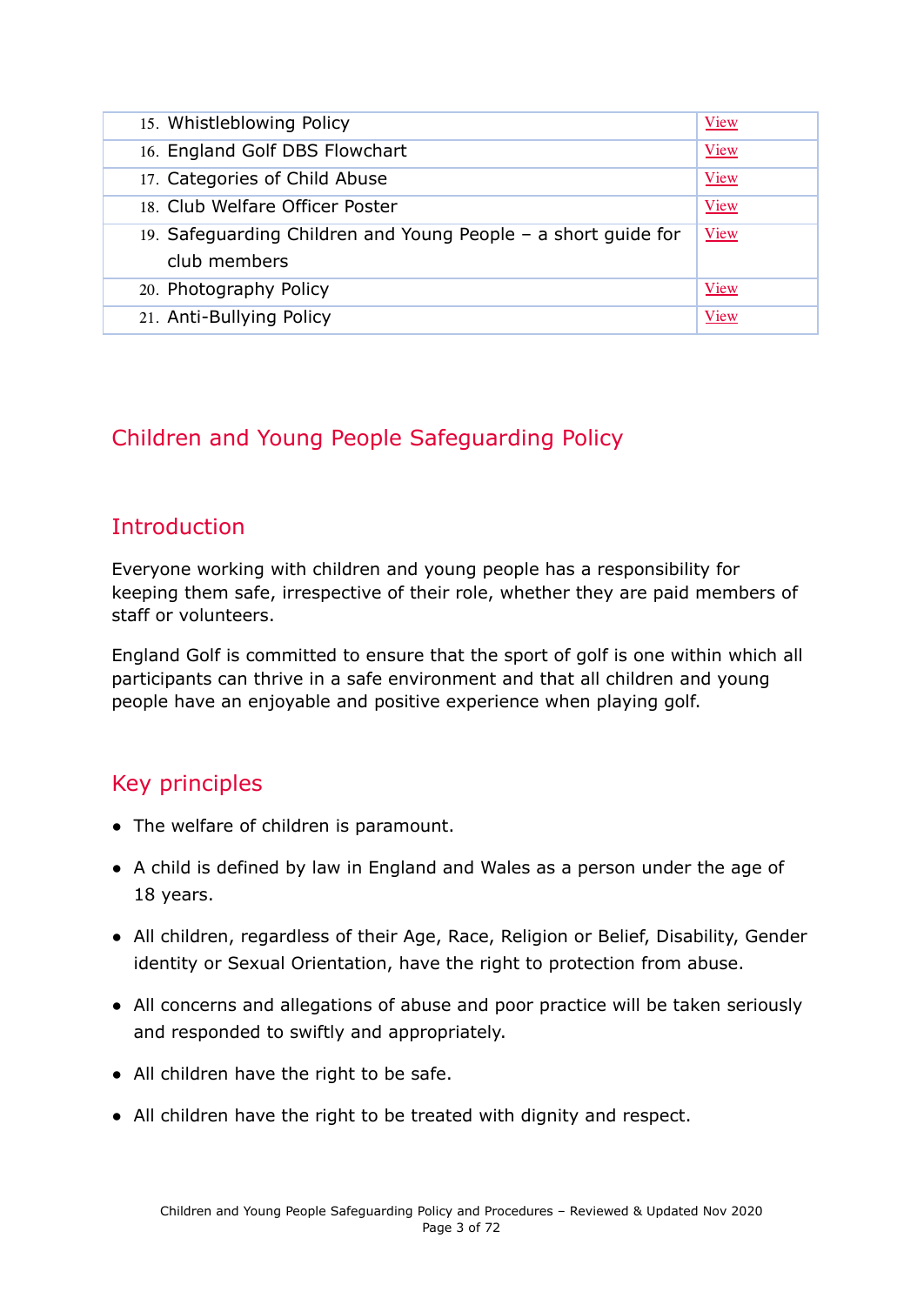| | |
|---|---|
| 15. Whistleblowing Policy | View |
| 16. England Golf DBS Flowchart | View |
| 17. Categories of Child Abuse | View |
| 18. Club Welfare Officer Poster | View |
| 19. Safeguarding Children and Young People – a short guide for club members | View |
| 20. Photography Policy | View |
| 21. Anti-Bullying Policy | View |

# Children and Young People Safeguarding Policy

## Introduction

Everyone working with children and young people has a responsibility for keeping them safe, irrespective of their role, whether they are paid members of staff or volunteers.

England Golf is committed to ensure that the sport of golf is one within which all participants can thrive in a safe environment and that all children and young people have an enjoyable and positive experience when playing golf.

## Key principles

- The welfare of children is paramount.
- A child is defined by law in England and Wales as a person under the age of 18 years.
- All children, regardless of their Age, Race, Religion or Belief, Disability, Gender identity or Sexual Orientation, have the right to protection from abuse.
- All concerns and allegations of abuse and poor practice will be taken seriously and responded to swiftly and appropriately.
- All children have the right to be safe.
- All children have the right to be treated with dignity and respect.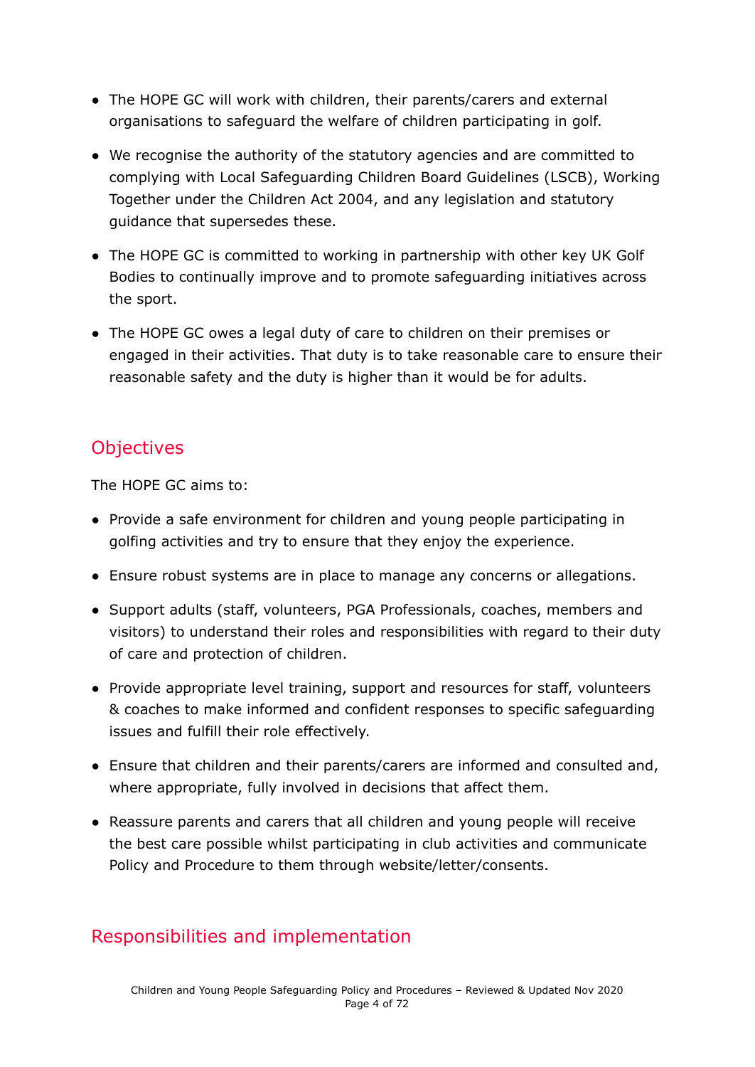- The HOPE GC will work with children, their parents/carers and external organisations to safeguard the welfare of children participating in golf.
- We recognise the authority of the statutory agencies and are committed to complying with Local Safeguarding Children Board Guidelines (LSCB), Working Together under the Children Act 2004, and any legislation and statutory guidance that supersedes these.
- The HOPE GC is committed to working in partnership with other key UK Golf Bodies to continually improve and to promote safeguarding initiatives across the sport.
- The HOPE GC owes a legal duty of care to children on their premises or engaged in their activities. That duty is to take reasonable care to ensure their reasonable safety and the duty is higher than it would be for adults.

## Objectives

The HOPE GC aims to:

- Provide a safe environment for children and young people participating in golfing activities and try to ensure that they enjoy the experience.
- Ensure robust systems are in place to manage any concerns or allegations.
- Support adults (staff, volunteers, PGA Professionals, coaches, members and visitors) to understand their roles and responsibilities with regard to their duty of care and protection of children.
- Provide appropriate level training, support and resources for staff, volunteers & coaches to make informed and confident responses to specific safeguarding issues and fulfill their role effectively.
- Ensure that children and their parents/carers are informed and consulted and, where appropriate, fully involved in decisions that affect them.
- Reassure parents and carers that all children and young people will receive the best care possible whilst participating in club activities and communicate Policy and Procedure to them through website/letter/consents.

## Responsibilities and implementation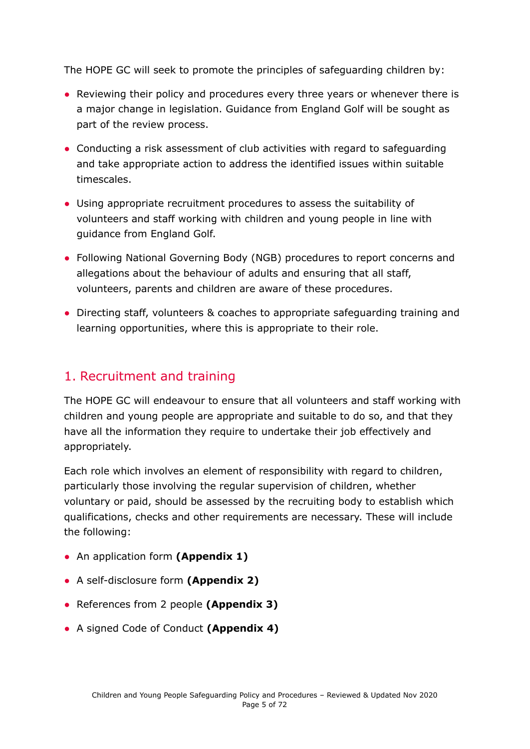The HOPE GC will seek to promote the principles of safeguarding children by:

- Reviewing their policy and procedures every three years or whenever there is a major change in legislation. Guidance from England Golf will be sought as part of the review process.
- Conducting a risk assessment of club activities with regard to safeguarding and take appropriate action to address the identified issues within suitable timescales.
- Using appropriate recruitment procedures to assess the suitability of volunteers and staff working with children and young people in line with guidance from England Golf.
- Following National Governing Body (NGB) procedures to report concerns and allegations about the behaviour of adults and ensuring that all staff, volunteers, parents and children are aware of these procedures.
- Directing staff, volunteers & coaches to appropriate safeguarding training and learning opportunities, where this is appropriate to their role.

## 1. Recruitment and training

The HOPE GC will endeavour to ensure that all volunteers and staff working with children and young people are appropriate and suitable to do so, and that they have all the information they require to undertake their job effectively and appropriately.

Each role which involves an element of responsibility with regard to children, particularly those involving the regular supervision of children, whether voluntary or paid, should be assessed by the recruiting body to establish which qualifications, checks and other requirements are necessary. These will include the following:

- An application form **(Appendix 1)**
- A self-disclosure form **(Appendix 2)**
- References from 2 people **(Appendix 3)**
- A signed Code of Conduct **(Appendix 4)**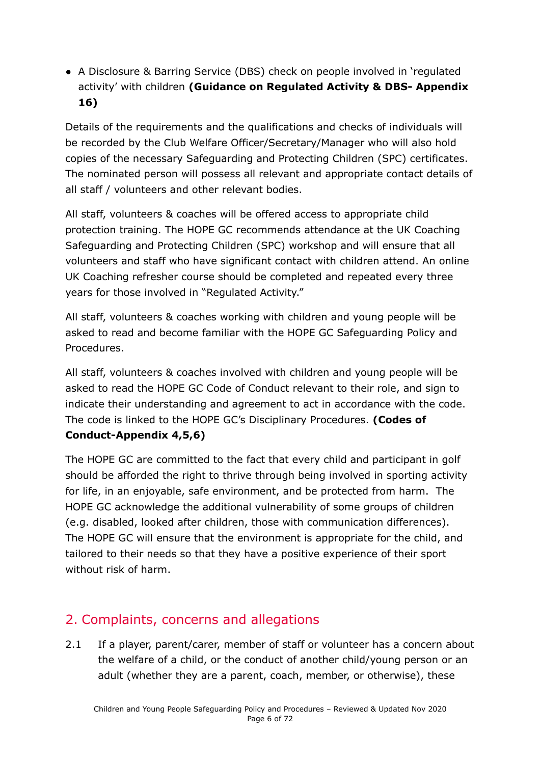- A Disclosure & Barring Service (DBS) check on people involved in 'regulated activity' with children **(Guidance on Regulated Activity & DBS- Appendix 16)**

Details of the requirements and the qualifications and checks of individuals will be recorded by the Club Welfare Officer/Secretary/Manager who will also hold copies of the necessary Safeguarding and Protecting Children (SPC) certificates. The nominated person will possess all relevant and appropriate contact details of all staff / volunteers and other relevant bodies.

All staff, volunteers & coaches will be offered access to appropriate child protection training. The HOPE GC recommends attendance at the UK Coaching Safeguarding and Protecting Children (SPC) workshop and will ensure that all volunteers and staff who have significant contact with children attend. An online UK Coaching refresher course should be completed and repeated every three years for those involved in "Regulated Activity."

All staff, volunteers & coaches working with children and young people will be asked to read and become familiar with the HOPE GC Safeguarding Policy and Procedures.

All staff, volunteers & coaches involved with children and young people will be asked to read the HOPE GC Code of Conduct relevant to their role, and sign to indicate their understanding and agreement to act in accordance with the code. The code is linked to the HOPE GC's Disciplinary Procedures. **(Codes of Conduct-Appendix 4,5,6)**

The HOPE GC are committed to the fact that every child and participant in golf should be afforded the right to thrive through being involved in sporting activity for life, in an enjoyable, safe environment, and be protected from harm. The HOPE GC acknowledge the additional vulnerability of some groups of children (e.g. disabled, looked after children, those with communication differences). The HOPE GC will ensure that the environment is appropriate for the child, and tailored to their needs so that they have a positive experience of their sport without risk of harm.

## 2. Complaints, concerns and allegations

2.1 If a player, parent/carer, member of staff or volunteer has a concern about the welfare of a child, or the conduct of another child/young person or an adult (whether they are a parent, coach, member, or otherwise), these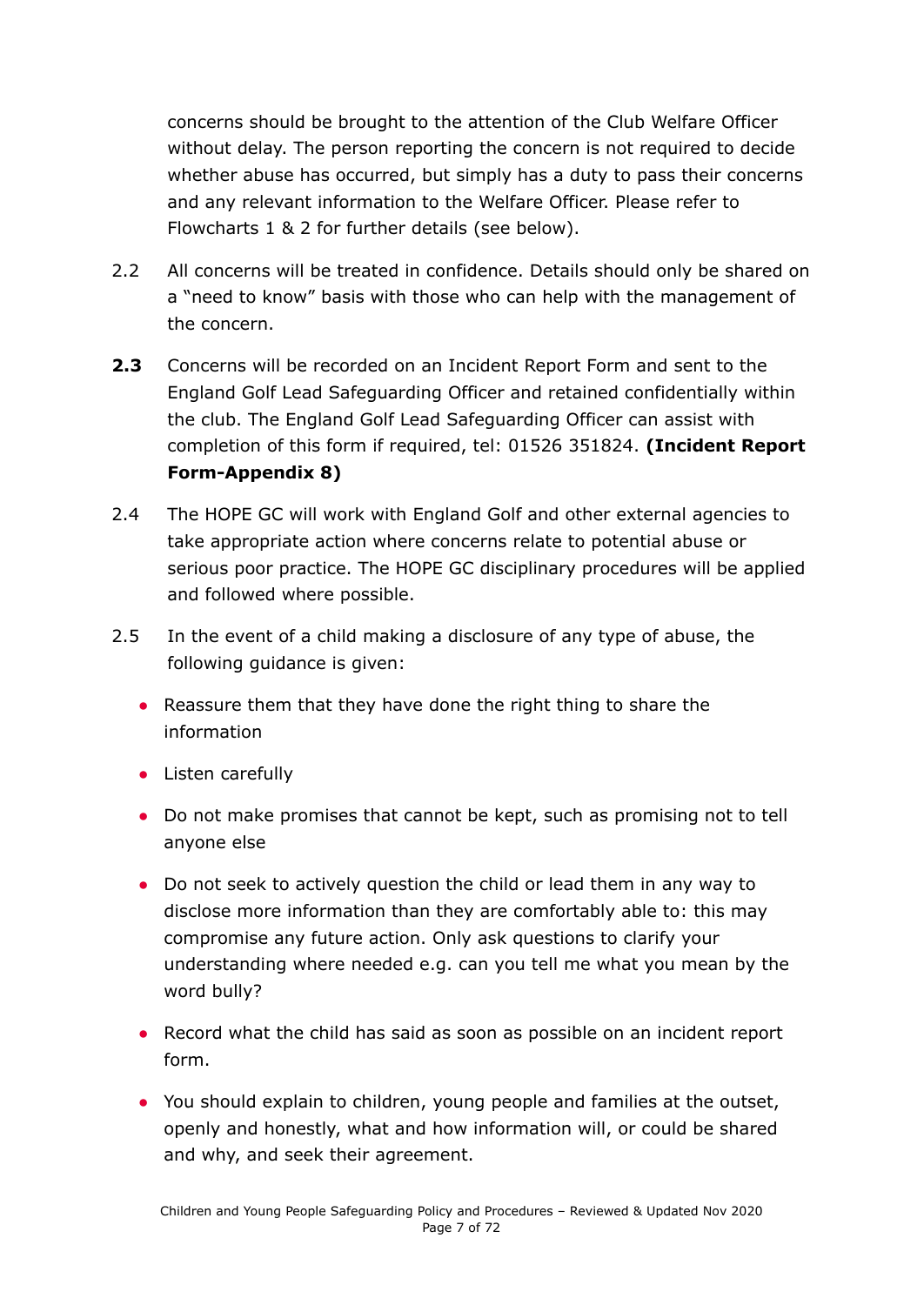concerns should be brought to the attention of the Club Welfare Officer without delay. The person reporting the concern is not required to decide whether abuse has occurred, but simply has a duty to pass their concerns and any relevant information to the Welfare Officer. Please refer to Flowcharts 1 & 2 for further details (see below).

2.2 All concerns will be treated in confidence. Details should only be shared on a "need to know" basis with those who can help with the management of the concern.

**2.3** Concerns will be recorded on an Incident Report Form and sent to the England Golf Lead Safeguarding Officer and retained confidentially within the club. The England Golf Lead Safeguarding Officer can assist with completion of this form if required, tel: 01526 351824. **(Incident Report Form-Appendix 8)**

2.4 The HOPE GC will work with England Golf and other external agencies to take appropriate action where concerns relate to potential abuse or serious poor practice. The HOPE GC disciplinary procedures will be applied and followed where possible.

2.5 In the event of a child making a disclosure of any type of abuse, the following guidance is given:

- Reassure them that they have done the right thing to share the information
- Listen carefully
- Do not make promises that cannot be kept, such as promising not to tell anyone else
- Do not seek to actively question the child or lead them in any way to disclose more information than they are comfortably able to: this may compromise any future action. Only ask questions to clarify your understanding where needed e.g. can you tell me what you mean by the word bully?
- Record what the child has said as soon as possible on an incident report form.
- You should explain to children, young people and families at the outset, openly and honestly, what and how information will, or could be shared and why, and seek their agreement.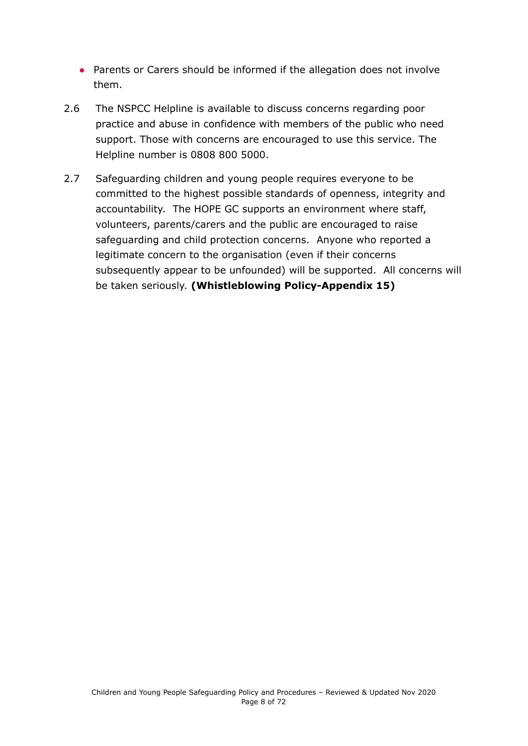- Parents or Carers should be informed if the allegation does not involve them.

2.6 The NSPCC Helpline is available to discuss concerns regarding poor practice and abuse in confidence with members of the public who need support. Those with concerns are encouraged to use this service. The Helpline number is 0808 800 5000.

2.7 Safeguarding children and young people requires everyone to be committed to the highest possible standards of openness, integrity and accountability. The HOPE GC supports an environment where staff, volunteers, parents/carers and the public are encouraged to raise safeguarding and child protection concerns. Anyone who reported a legitimate concern to the organisation (even if their concerns subsequently appear to be unfounded) will be supported. All concerns will be taken seriously. **(Whistleblowing Policy-Appendix 15)**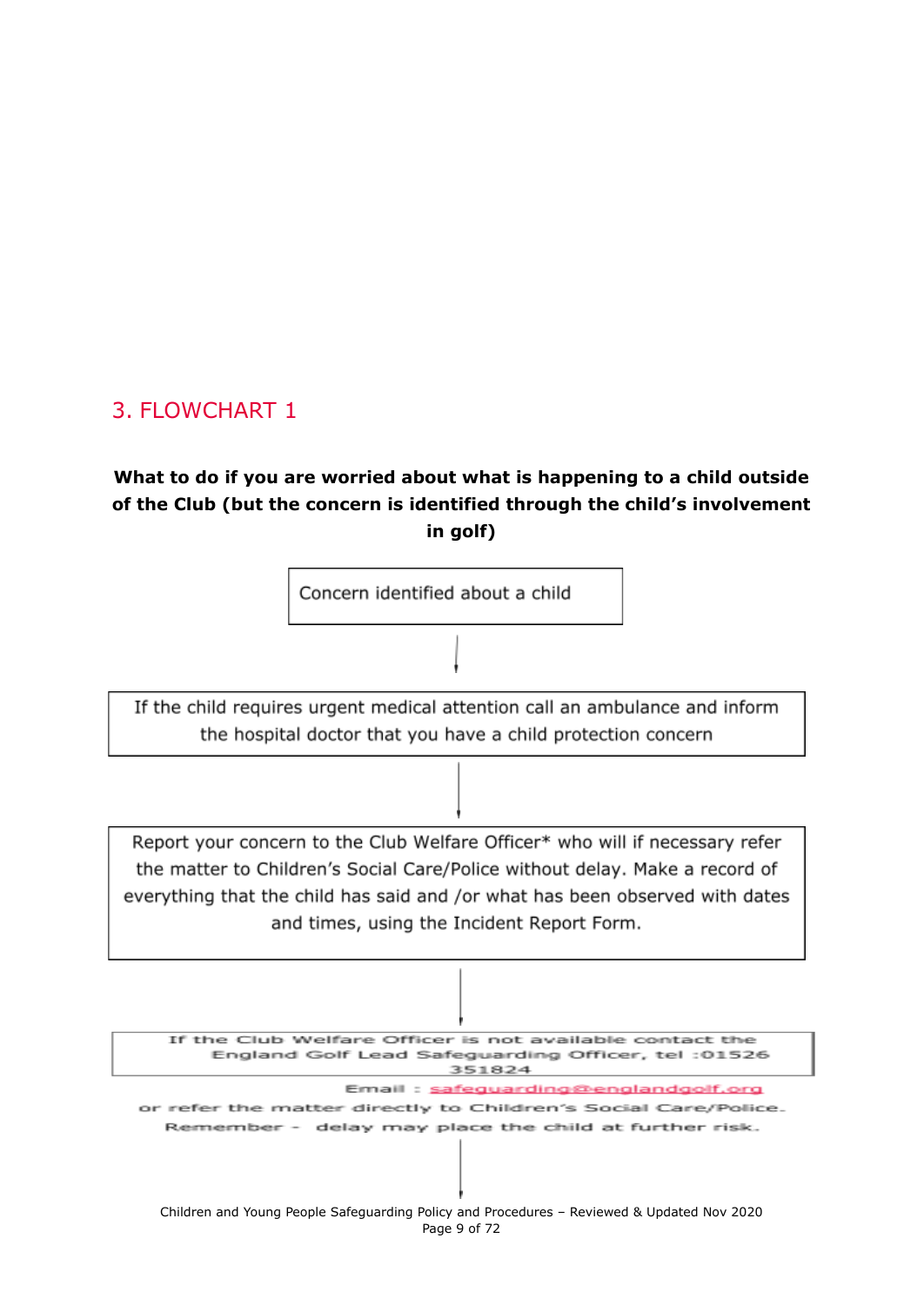## 3. FLOWCHART 1

**What to do if you are worried about what is happening to a child outside of the Club (but the concern is identified through the child's involvement in golf)**

Concern identified about a child

↓

If the child requires urgent medical attention call an ambulance and inform the hospital doctor that you have a child protection concern

↓

Report your concern to the Club Welfare Officer* who will if necessary refer the matter to Children's Social Care/Police without delay. Make a record of everything that the child has said and /or what has been observed with dates and times, using the Incident Report Form.

↓

If the Club Welfare Officer is not available contact the England Golf Lead Safeguarding Officer, tel :01526 351824

Email : safeguarding@englandgolf.org

or refer the matter directly to Children's Social Care/Police.

Remember - delay may place the child at further risk.

↓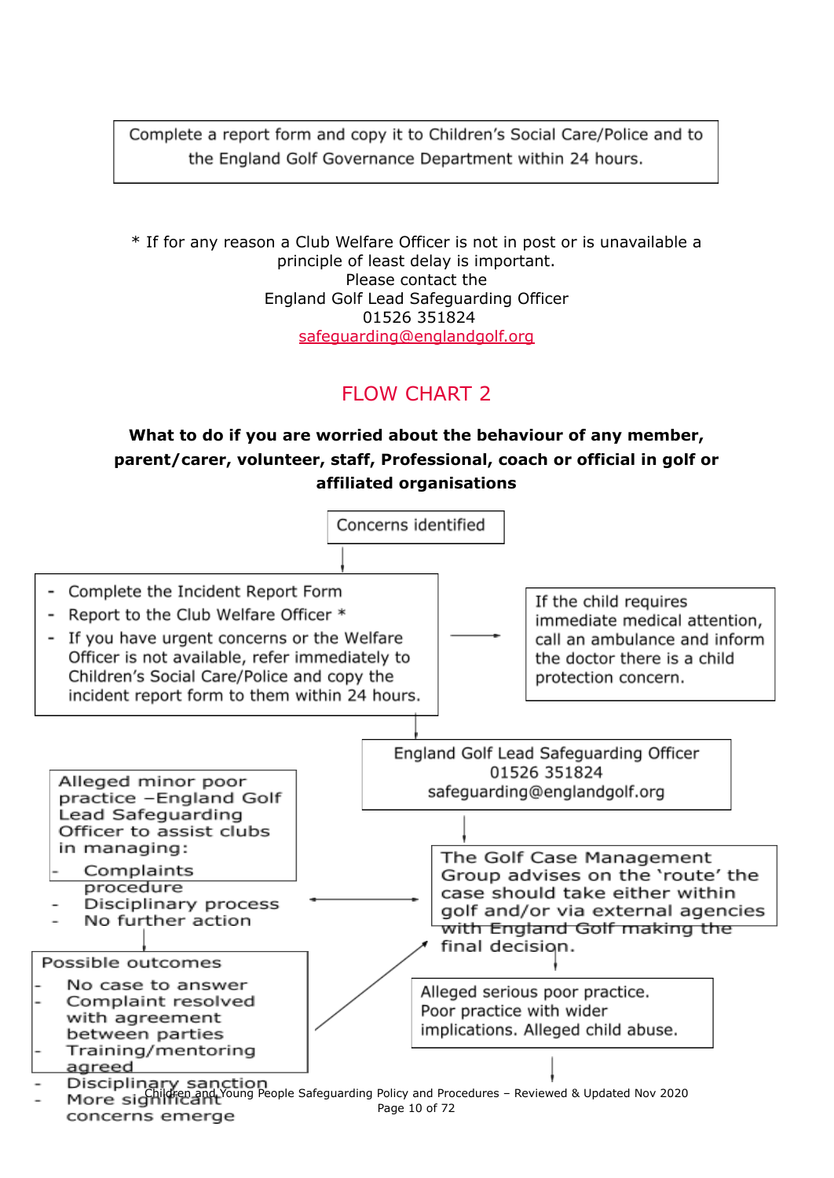Complete a report form and copy it to Children's Social Care/Police and to the England Golf Governance Department within 24 hours.

* If for any reason a Club Welfare Officer is not in post or is unavailable a principle of least delay is important.
Please contact the
England Golf Lead Safeguarding Officer
01526 351824
safeguarding@englandgolf.org

## FLOW CHART 2

**What to do if you are worried about the behaviour of any member, parent/carer, volunteer, staff, Professional, coach or official in golf or affiliated organisations**

Concerns identified

- Complete the Incident Report Form
- Report to the Club Welfare Officer *
- If you have urgent concerns or the Welfare Officer is not available, refer immediately to Children's Social Care/Police and copy the incident report form to them within 24 hours.

If the child requires immediate medical attention, call an ambulance and inform the doctor there is a child protection concern.

England Golf Lead Safeguarding Officer
01526 351824
safeguarding@englandgolf.org

The Golf Case Management Group advises on the 'route' the case should take either within golf and/or via external agencies with England Golf making the final decision.

Alleged minor poor practice –England Golf Lead Safeguarding Officer to assist clubs in managing:

- Complaints procedure
- Disciplinary process
- No further action

Possible outcomes

- No case to answer
- Complaint resolved with agreement between parties
- Training/mentoring agreed
- Disciplinary sanction
- More significant concerns emerge

Alleged serious poor practice.
Poor practice with wider implications. Alleged child abuse.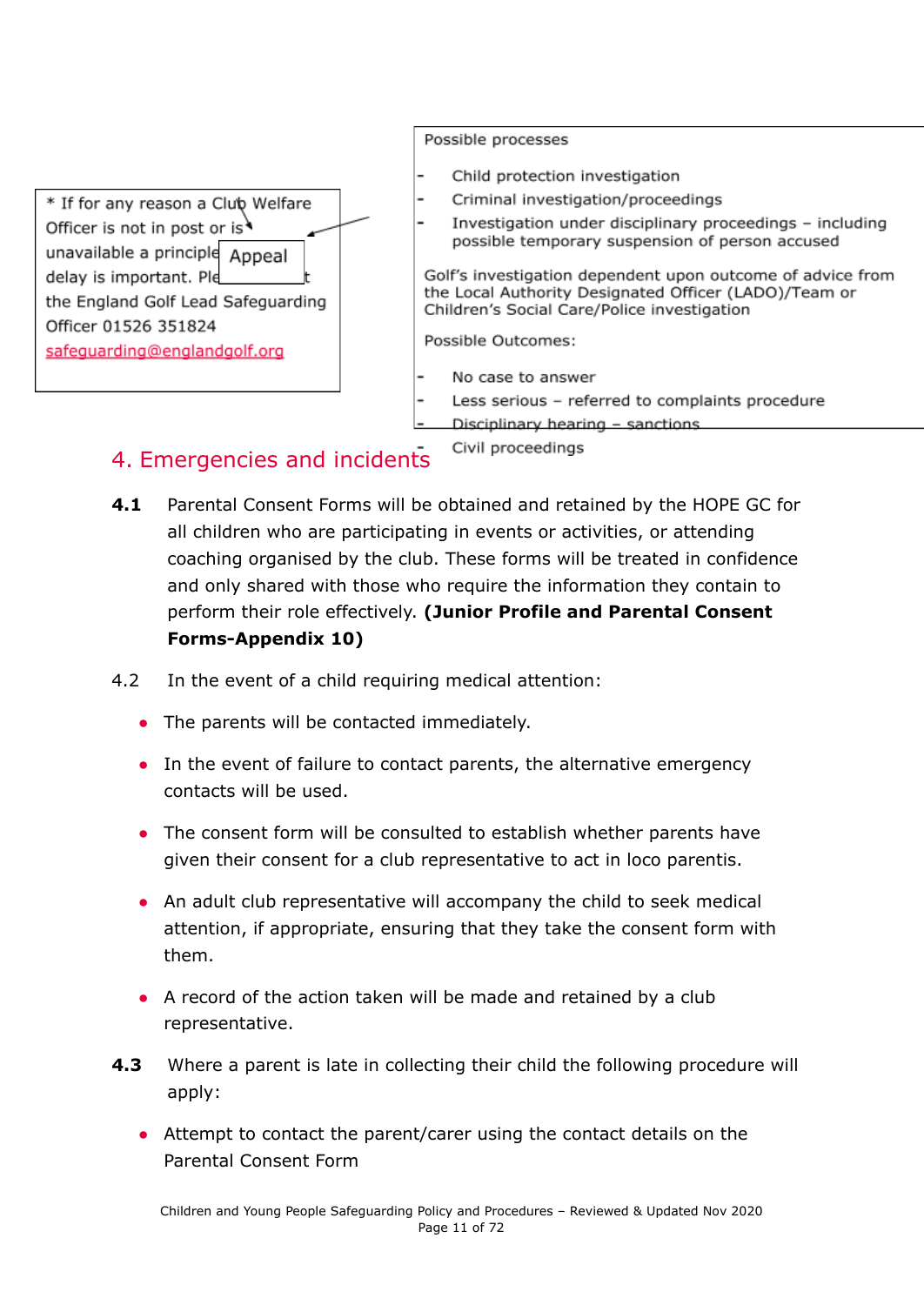\* If for any reason a Club Welfare Officer is not in post or is unavailable a principle delay is important. Please contact the England Golf Lead Safeguarding Officer 01526 351824 safeguarding@englandgolf.org

Appeal

Possible processes

- Child protection investigation
- Criminal investigation/proceedings
- Investigation under disciplinary proceedings – including possible temporary suspension of person accused

Golf's investigation dependent upon outcome of advice from the Local Authority Designated Officer (LADO)/Team or Children's Social Care/Police investigation

Possible Outcomes:

- No case to answer
- Less serious – referred to complaints procedure
- Disciplinary hearing – sanctions
- Civil proceedings

## 4. Emergencies and incidents

**4.1** Parental Consent Forms will be obtained and retained by the HOPE GC for all children who are participating in events or activities, or attending coaching organised by the club. These forms will be treated in confidence and only shared with those who require the information they contain to perform their role effectively. **(Junior Profile and Parental Consent Forms-Appendix 10)**

4.2 In the event of a child requiring medical attention:

- The parents will be contacted immediately.
- In the event of failure to contact parents, the alternative emergency contacts will be used.
- The consent form will be consulted to establish whether parents have given their consent for a club representative to act in loco parentis.
- An adult club representative will accompany the child to seek medical attention, if appropriate, ensuring that they take the consent form with them.
- A record of the action taken will be made and retained by a club representative.

**4.3** Where a parent is late in collecting their child the following procedure will apply:

- Attempt to contact the parent/carer using the contact details on the Parental Consent Form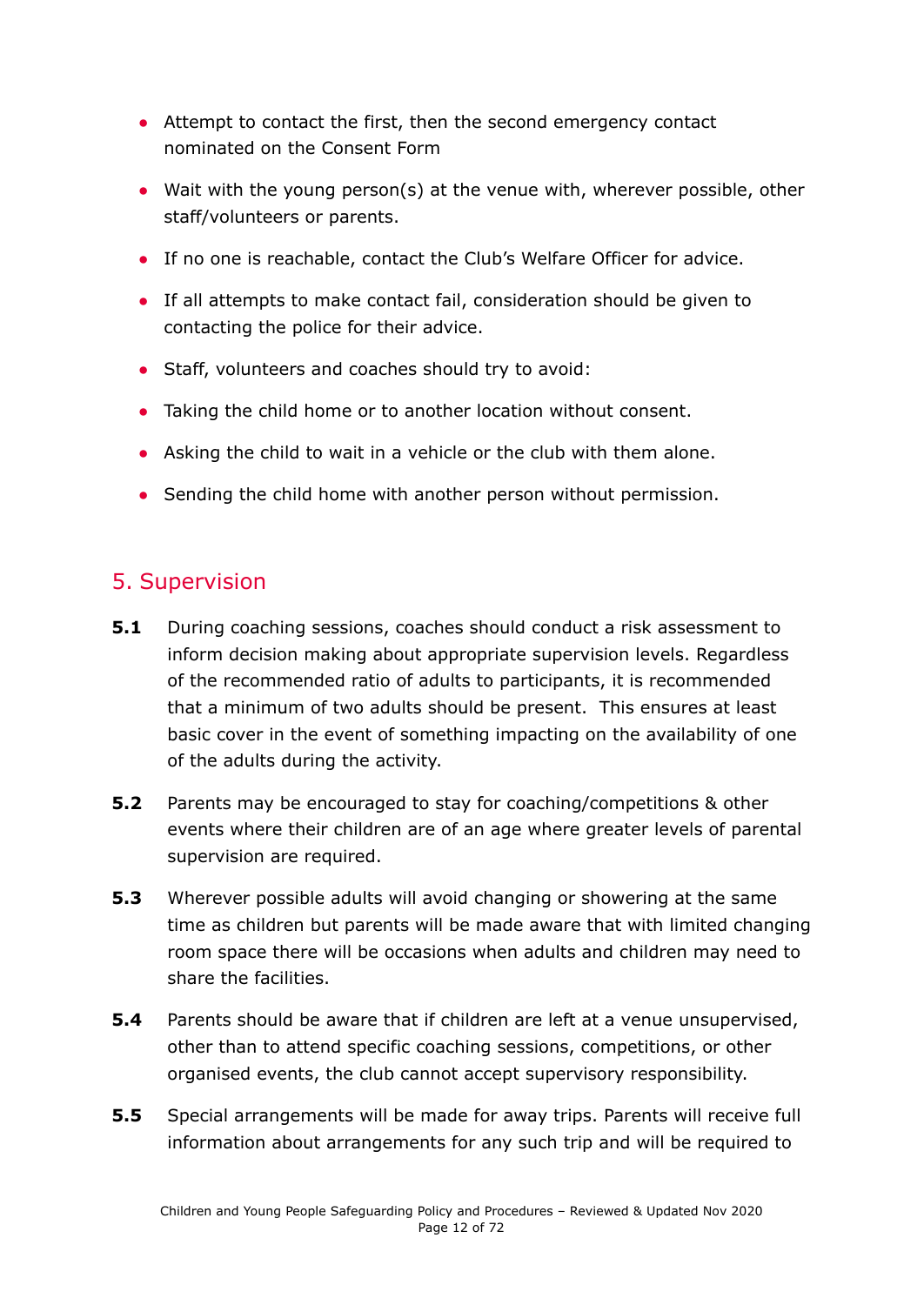- Attempt to contact the first, then the second emergency contact nominated on the Consent Form
- Wait with the young person(s) at the venue with, wherever possible, other staff/volunteers or parents.
- If no one is reachable, contact the Club's Welfare Officer for advice.
- If all attempts to make contact fail, consideration should be given to contacting the police for their advice.
- Staff, volunteers and coaches should try to avoid:
- Taking the child home or to another location without consent.
- Asking the child to wait in a vehicle or the club with them alone.
- Sending the child home with another person without permission.

## 5. Supervision

**5.1** During coaching sessions, coaches should conduct a risk assessment to inform decision making about appropriate supervision levels. Regardless of the recommended ratio of adults to participants, it is recommended that a minimum of two adults should be present. This ensures at least basic cover in the event of something impacting on the availability of one of the adults during the activity.

**5.2** Parents may be encouraged to stay for coaching/competitions & other events where their children are of an age where greater levels of parental supervision are required.

**5.3** Wherever possible adults will avoid changing or showering at the same time as children but parents will be made aware that with limited changing room space there will be occasions when adults and children may need to share the facilities.

**5.4** Parents should be aware that if children are left at a venue unsupervised, other than to attend specific coaching sessions, competitions, or other organised events, the club cannot accept supervisory responsibility.

**5.5** Special arrangements will be made for away trips. Parents will receive full information about arrangements for any such trip and will be required to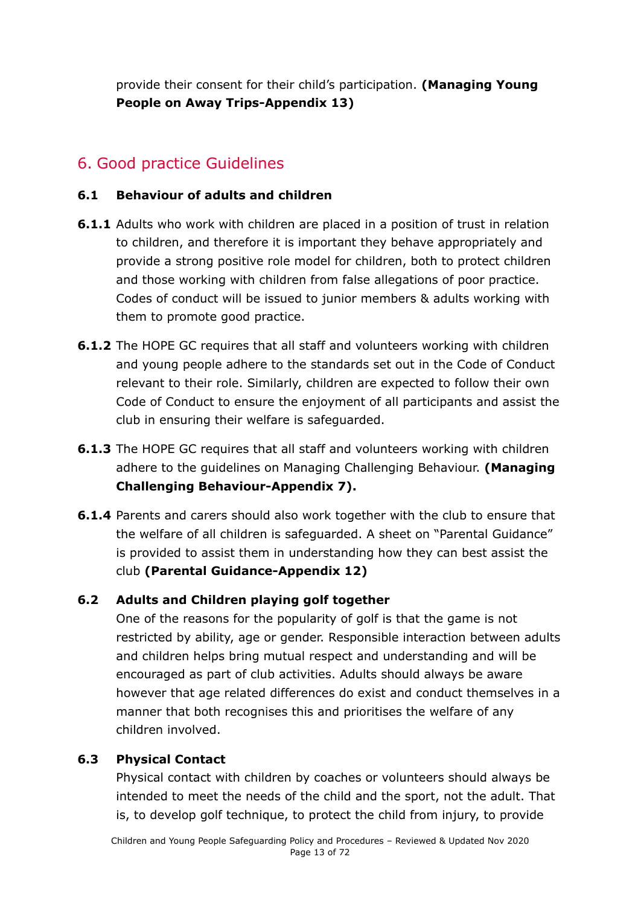provide their consent for their child's participation. **(Managing Young People on Away Trips-Appendix 13)**

## 6. Good practice Guidelines

### 6.1 Behaviour of adults and children

**6.1.1** Adults who work with children are placed in a position of trust in relation to children, and therefore it is important they behave appropriately and provide a strong positive role model for children, both to protect children and those working with children from false allegations of poor practice. Codes of conduct will be issued to junior members & adults working with them to promote good practice.

**6.1.2** The HOPE GC requires that all staff and volunteers working with children and young people adhere to the standards set out in the Code of Conduct relevant to their role. Similarly, children are expected to follow their own Code of Conduct to ensure the enjoyment of all participants and assist the club in ensuring their welfare is safeguarded.

**6.1.3** The HOPE GC requires that all staff and volunteers working with children adhere to the guidelines on Managing Challenging Behaviour. **(Managing Challenging Behaviour-Appendix 7).**

**6.1.4** Parents and carers should also work together with the club to ensure that the welfare of all children is safeguarded. A sheet on "Parental Guidance" is provided to assist them in understanding how they can best assist the club **(Parental Guidance-Appendix 12)**

### 6.2 Adults and Children playing golf together

One of the reasons for the popularity of golf is that the game is not restricted by ability, age or gender. Responsible interaction between adults and children helps bring mutual respect and understanding and will be encouraged as part of club activities. Adults should always be aware however that age related differences do exist and conduct themselves in a manner that both recognises this and prioritises the welfare of any children involved.

### 6.3 Physical Contact

Physical contact with children by coaches or volunteers should always be intended to meet the needs of the child and the sport, not the adult. That is, to develop golf technique, to protect the child from injury, to provide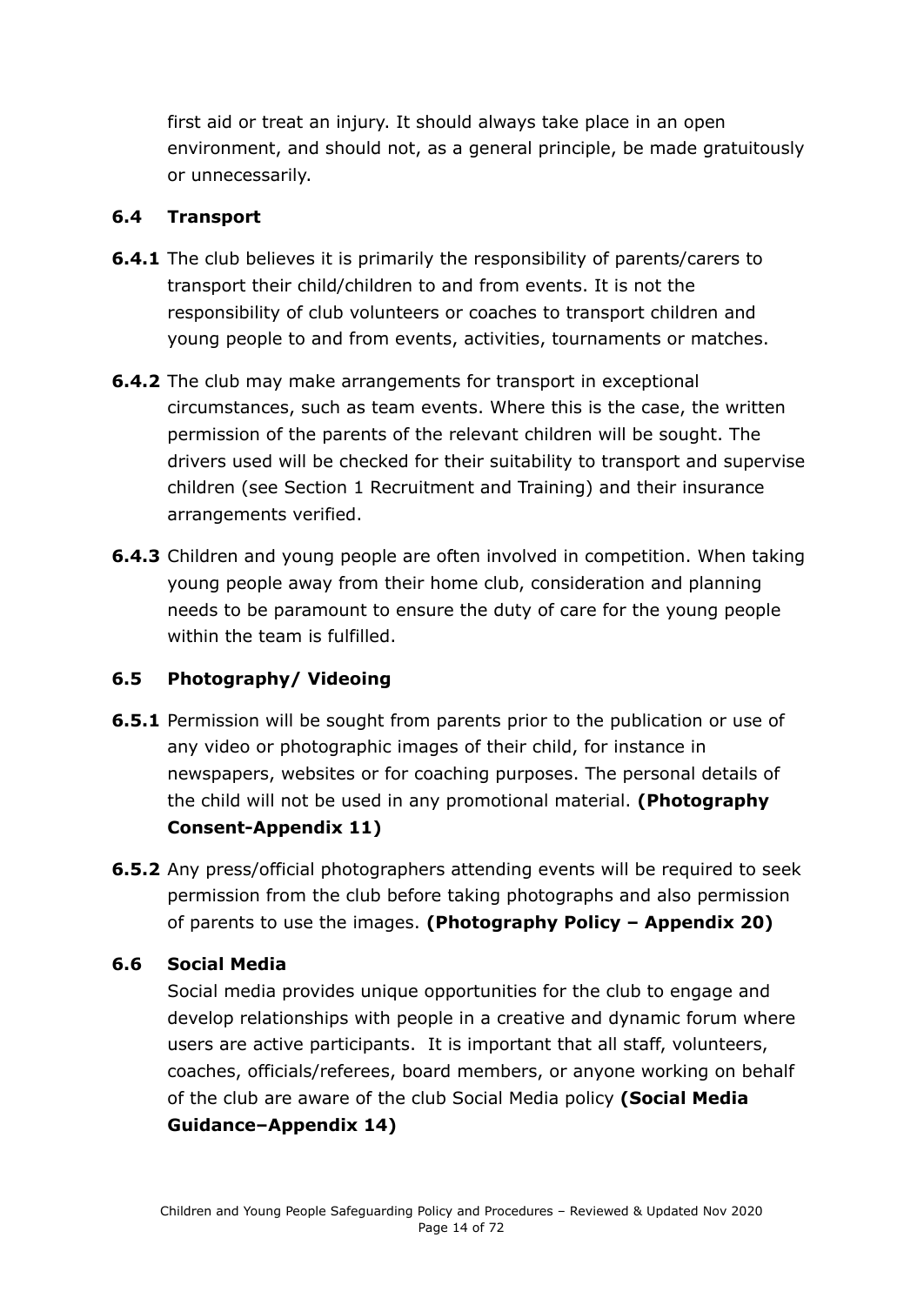first aid or treat an injury. It should always take place in an open environment, and should not, as a general principle, be made gratuitously or unnecessarily.

### 6.4 Transport

**6.4.1** The club believes it is primarily the responsibility of parents/carers to transport their child/children to and from events. It is not the responsibility of club volunteers or coaches to transport children and young people to and from events, activities, tournaments or matches.

**6.4.2** The club may make arrangements for transport in exceptional circumstances, such as team events. Where this is the case, the written permission of the parents of the relevant children will be sought. The drivers used will be checked for their suitability to transport and supervise children (see Section 1 Recruitment and Training) and their insurance arrangements verified.

**6.4.3** Children and young people are often involved in competition. When taking young people away from their home club, consideration and planning needs to be paramount to ensure the duty of care for the young people within the team is fulfilled.

### 6.5 Photography/ Videoing

**6.5.1** Permission will be sought from parents prior to the publication or use of any video or photographic images of their child, for instance in newspapers, websites or for coaching purposes. The personal details of the child will not be used in any promotional material. **(Photography Consent-Appendix 11)**

**6.5.2** Any press/official photographers attending events will be required to seek permission from the club before taking photographs and also permission of parents to use the images. **(Photography Policy – Appendix 20)**

### 6.6 Social Media

Social media provides unique opportunities for the club to engage and develop relationships with people in a creative and dynamic forum where users are active participants. It is important that all staff, volunteers, coaches, officials/referees, board members, or anyone working on behalf of the club are aware of the club Social Media policy **(Social Media Guidance–Appendix 14)**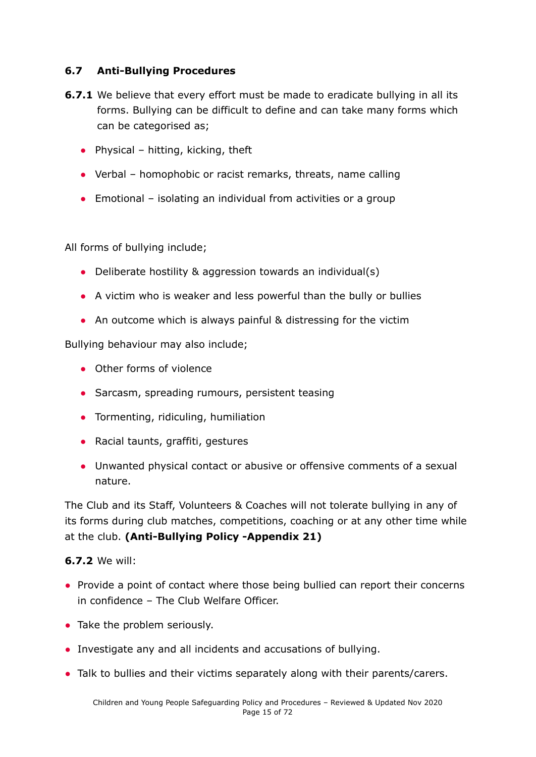### 6.7 Anti-Bullying Procedures

**6.7.1** We believe that every effort must be made to eradicate bullying in all its forms. Bullying can be difficult to define and can take many forms which can be categorised as;

- Physical – hitting, kicking, theft
- Verbal – homophobic or racist remarks, threats, name calling
- Emotional – isolating an individual from activities or a group

All forms of bullying include;

- Deliberate hostility & aggression towards an individual(s)
- A victim who is weaker and less powerful than the bully or bullies
- An outcome which is always painful & distressing for the victim

Bullying behaviour may also include;

- Other forms of violence
- Sarcasm, spreading rumours, persistent teasing
- Tormenting, ridiculing, humiliation
- Racial taunts, graffiti, gestures
- Unwanted physical contact or abusive or offensive comments of a sexual nature.

The Club and its Staff, Volunteers & Coaches will not tolerate bullying in any of its forms during club matches, competitions, coaching or at any other time while at the club. **(Anti-Bullying Policy -Appendix 21)**

**6.7.2** We will:

- Provide a point of contact where those being bullied can report their concerns in confidence – The Club Welfare Officer.
- Take the problem seriously.
- Investigate any and all incidents and accusations of bullying.
- Talk to bullies and their victims separately along with their parents/carers.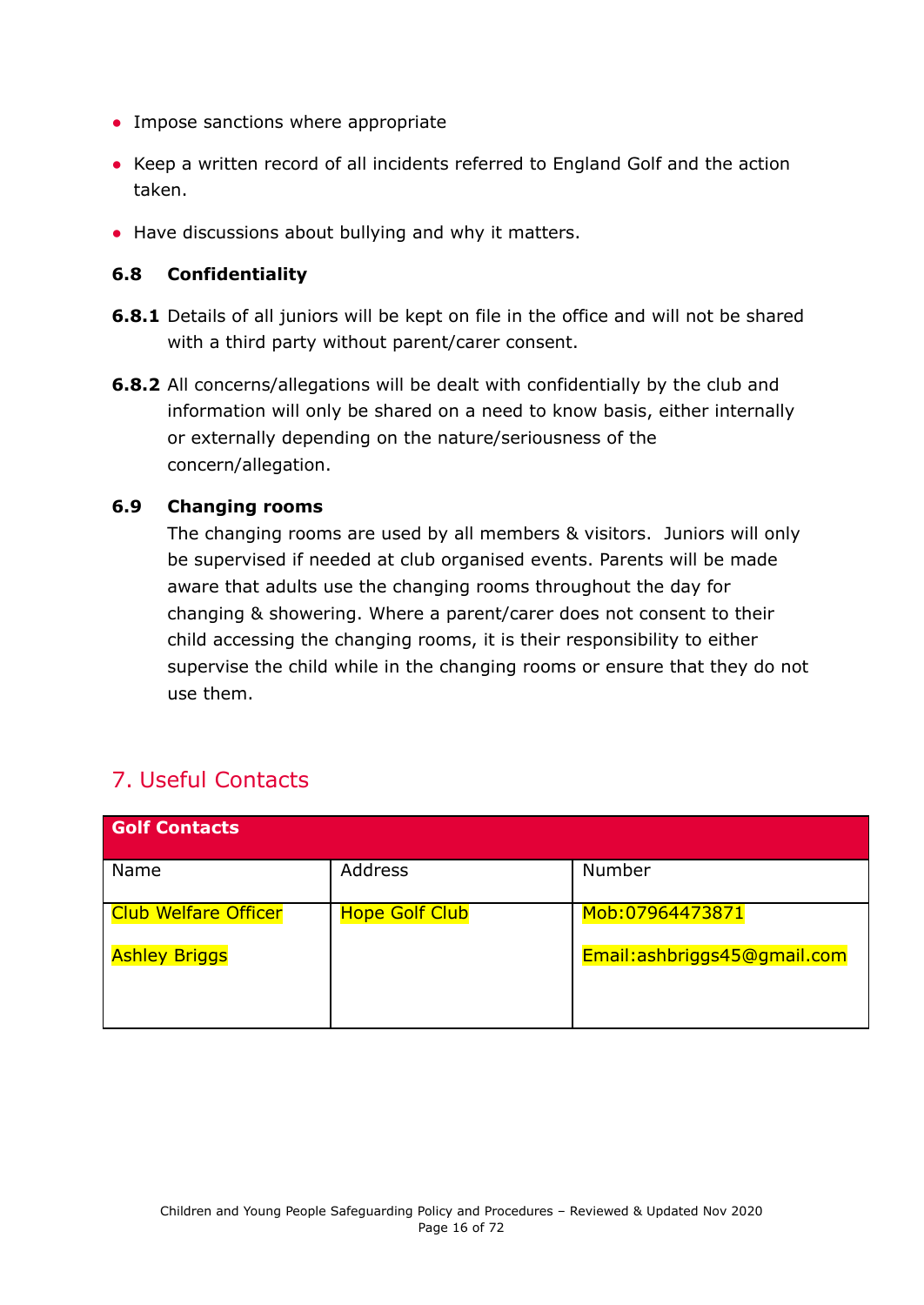- Impose sanctions where appropriate
- Keep a written record of all incidents referred to England Golf and the action taken.
- Have discussions about bullying and why it matters.

### 6.8 Confidentiality

**6.8.1** Details of all juniors will be kept on file in the office and will not be shared with a third party without parent/carer consent.

**6.8.2** All concerns/allegations will be dealt with confidentially by the club and information will only be shared on a need to know basis, either internally or externally depending on the nature/seriousness of the concern/allegation.

### 6.9 Changing rooms

The changing rooms are used by all members & visitors. Juniors will only be supervised if needed at club organised events. Parents will be made aware that adults use the changing rooms throughout the day for changing & showering. Where a parent/carer does not consent to their child accessing the changing rooms, it is their responsibility to either supervise the child while in the changing rooms or ensure that they do not use them.

## 7. Useful Contacts

| Golf Contacts | | |
|---|---|---|
| Name | Address | Number |
| Club Welfare Officer<br><br>Ashley Briggs | Hope Golf Club | Mob:07964473871<br><br>Email:ashbriggs45@gmail.com |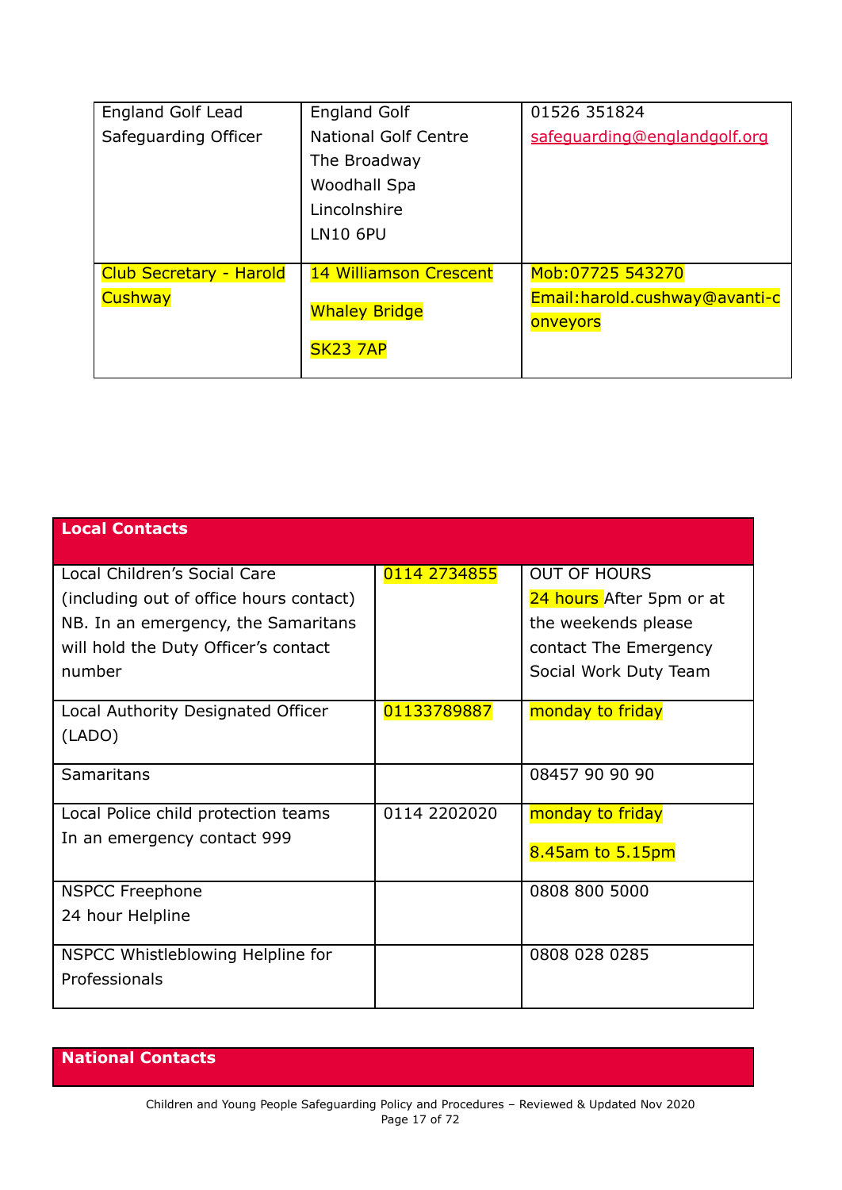| | | |
|---|---|---|
| England Golf Lead Safeguarding Officer | England Golf<br>National Golf Centre<br>The Broadway<br>Woodhall Spa<br>Lincolnshire<br>LN10 6PU | 01526 351824<br>safeguarding@englandgolf.org |
| Club Secretary - Harold Cushway | 14 Williamson Crescent<br>Whaley Bridge<br>SK23 7AP | Mob:07725 543270<br>Email:harold.cushway@avanti-conveyors |

| **Local Contacts** | | |
|---|---|---|
| Local Children's Social Care (including out of office hours contact) NB. In an emergency, the Samaritans will hold the Duty Officer's contact number | 0114 2734855 | OUT OF HOURS<br>24 hours After 5pm or at the weekends please contact The Emergency Social Work Duty Team |
| Local Authority Designated Officer (LADO) | 01133789887 | monday to friday |
| Samaritans | | 08457 90 90 90 |
| Local Police child protection teams<br>In an emergency contact 999 | 0114 2202020 | monday to friday<br>8.45am to 5.15pm |
| NSPCC Freephone<br>24 hour Helpline | | 0808 800 5000 |
| NSPCC Whistleblowing Helpline for Professionals | | 0808 028 0285 |

**National Contacts**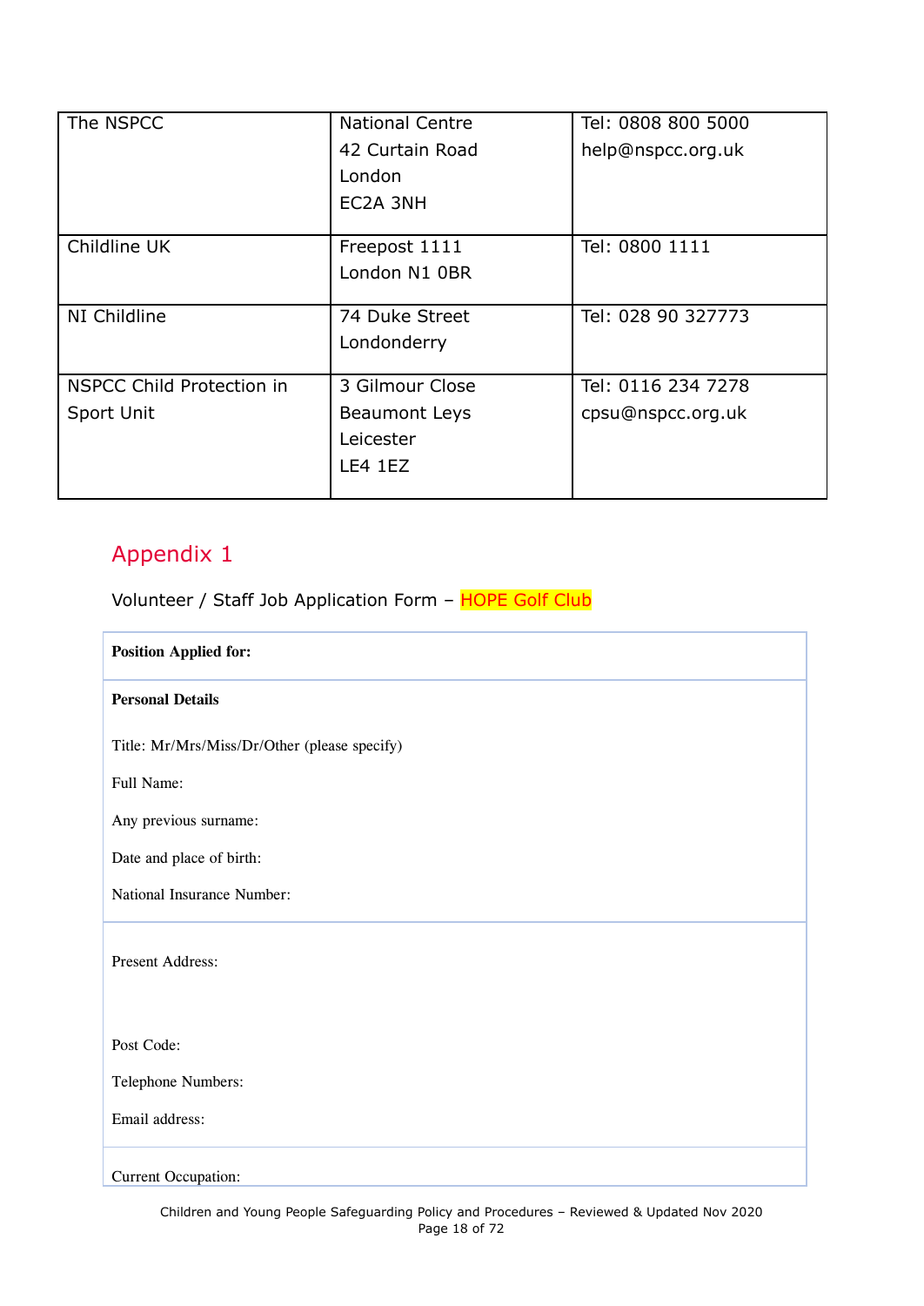| | | |
|---|---|---|
| The NSPCC | National Centre<br>42 Curtain Road<br>London<br>EC2A 3NH | Tel: 0808 800 5000<br>help@nspcc.org.uk |
| Childline UK | Freepost 1111<br>London N1 0BR | Tel: 0800 1111 |
| NI Childline | 74 Duke Street<br>Londonderry | Tel: 028 90 327773 |
| NSPCC Child Protection in Sport Unit | 3 Gilmour Close<br>Beaumont Leys<br>Leicester<br>LE4 1EZ | Tel: 0116 234 7278<br>cpsu@nspcc.org.uk |

## Appendix 1

Volunteer / Staff Job Application Form – HOPE Golf Club

**Position Applied for:**

**Personal Details**

Title: Mr/Mrs/Miss/Dr/Other (please specify)

Full Name:

Any previous surname:

Date and place of birth:

National Insurance Number:

Present Address:

Post Code:

Telephone Numbers:

Email address:

Current Occupation: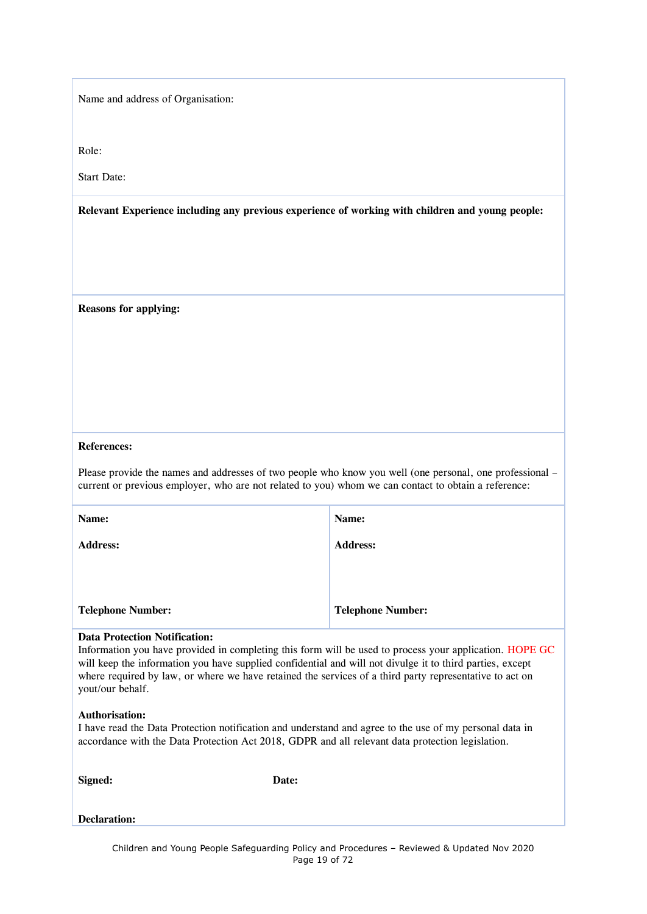Name and address of Organisation:

Role:

Start Date:

**Relevant Experience including any previous experience of working with children and young people:**

**Reasons for applying:**

**References:**

Please provide the names and addresses of two people who know you well (one personal, one professional – current or previous employer, who are not related to you) whom we can contact to obtain a reference:

| | |
|---|---|
| **Name:**<br><br>**Address:**<br><br><br><br>**Telephone Number:** | **Name:**<br><br>**Address:**<br><br><br><br>**Telephone Number:** |

**Data Protection Notification:**
Information you have provided in completing this form will be used to process your application. HOPE GC will keep the information you have supplied confidential and will not divulge it to third parties, except where required by law, or where we have retained the services of a third party representative to act on yout/our behalf.

**Authorisation:**
I have read the Data Protection notification and understand and agree to the use of my personal data in accordance with the Data Protection Act 2018, GDPR and all relevant data protection legislation.

**Signed:** **Date:**

**Declaration:**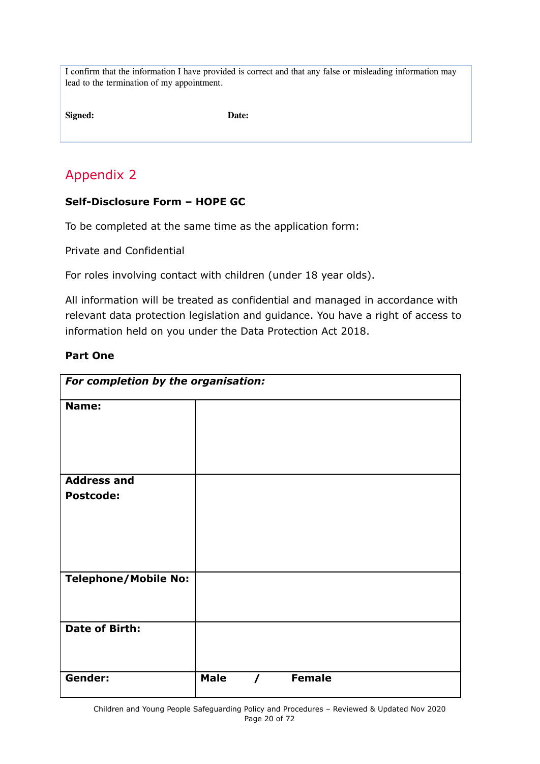I confirm that the information I have provided is correct and that any false or misleading information may lead to the termination of my appointment.

**Signed:** **Date:**

## Appendix 2

**Self-Disclosure Form – HOPE GC**

To be completed at the same time as the application form:

Private and Confidential

For roles involving contact with children (under 18 year olds).

All information will be treated as confidential and managed in accordance with relevant data protection legislation and guidance. You have a right of access to information held on you under the Data Protection Act 2018.

**Part One**

| ***For completion by the organisation:*** | |
|---|---|
| **Name:** | |
| **Address and Postcode:** | |
| **Telephone/Mobile No:** | |
| **Date of Birth:** | |
| **Gender:** | **Male / Female** |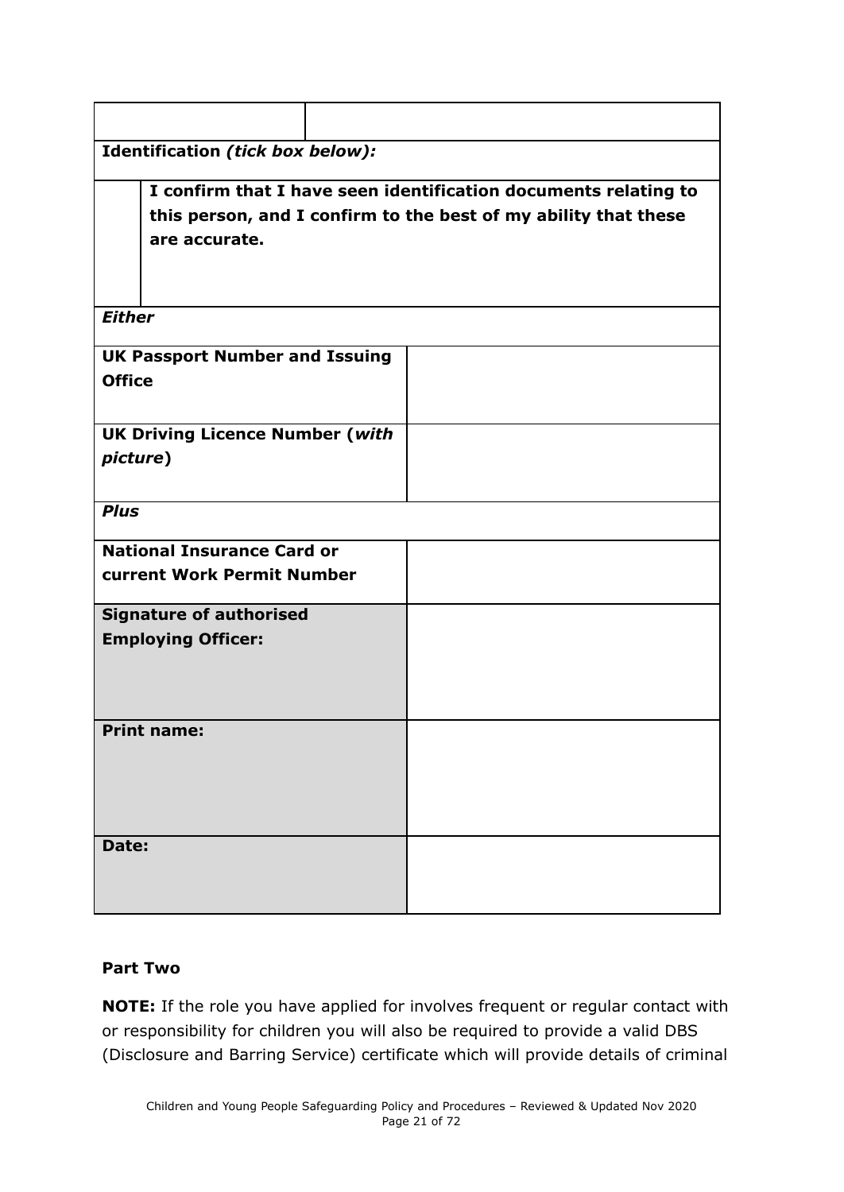| | |
|---|---|
| | |
| **Identification *(tick box below):*** | |
| ☐ | **I confirm that I have seen identification documents relating to this person, and I confirm to the best of my ability that these are accurate.** |
| ***Either*** | |
| **UK Passport Number and Issuing Office** | |
| **UK Driving Licence Number (*with picture*)** | |
| ***Plus*** | |
| **National Insurance Card or current Work Permit Number** | |
| **Signature of authorised Employing Officer:** | |
| **Print name:** | |
| **Date:** | |

**Part Two**

**NOTE:** If the role you have applied for involves frequent or regular contact with or responsibility for children you will also be required to provide a valid DBS (Disclosure and Barring Service) certificate which will provide details of criminal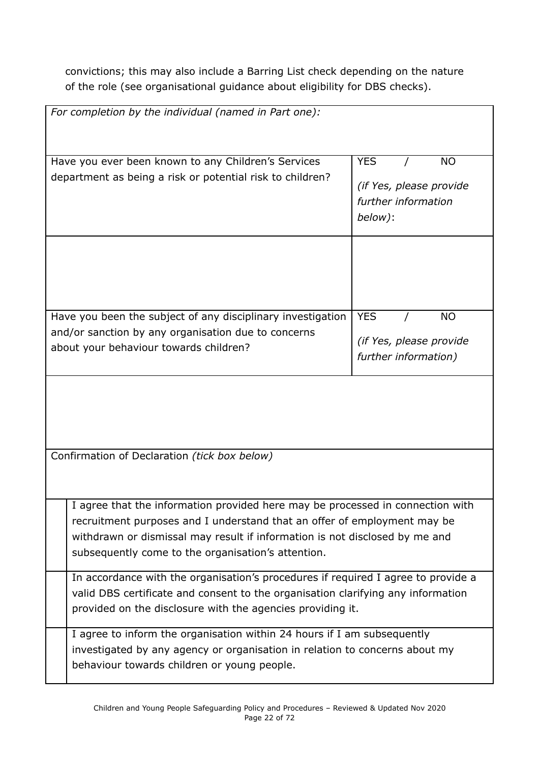convictions; this may also include a Barring List check depending on the nature of the role (see organisational guidance about eligibility for DBS checks).

| | |
|---|---|
| *For completion by the individual (named in Part one):* | |
| Have you ever been known to any Children's Services department as being a risk or potential risk to children? | YES / NO *(if Yes, please provide further information below)*: |
| | |
| Have you been the subject of any disciplinary investigation and/or sanction by any organisation due to concerns about your behaviour towards children? | YES / NO *(if Yes, please provide further information)* |
| | |
| Confirmation of Declaration *(tick box below)* | |

| | |
|---|---|
| | I agree that the information provided here may be processed in connection with recruitment purposes and I understand that an offer of employment may be withdrawn or dismissal may result if information is not disclosed by me and subsequently come to the organisation's attention. |
| | In accordance with the organisation's procedures if required I agree to provide a valid DBS certificate and consent to the organisation clarifying any information provided on the disclosure with the agencies providing it. |
| | I agree to inform the organisation within 24 hours if I am subsequently investigated by any agency or organisation in relation to concerns about my behaviour towards children or young people. |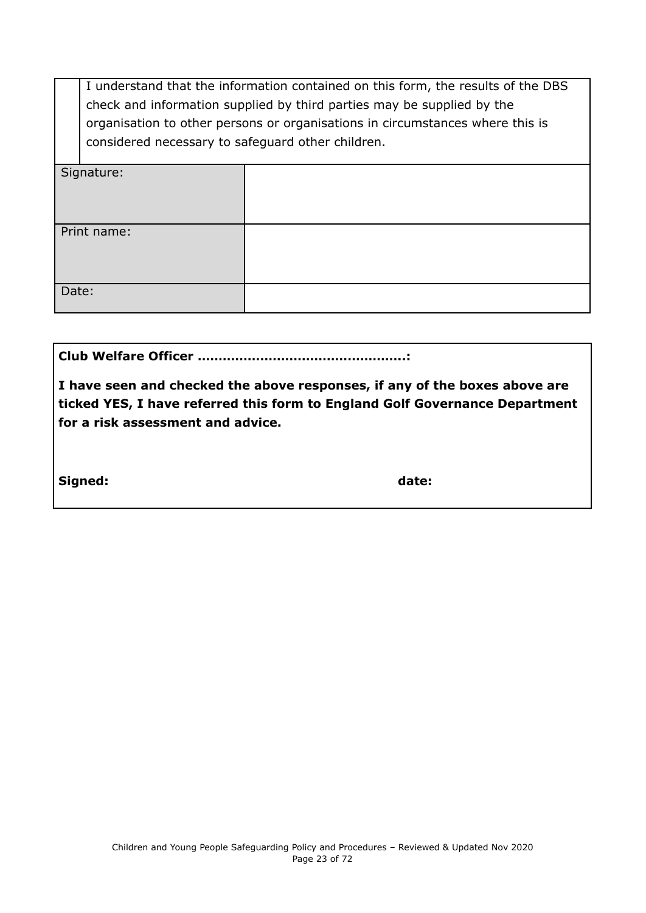| | |
|---|---|
| | I understand that the information contained on this form, the results of the DBS check and information supplied by third parties may be supplied by the organisation to other persons or organisations in circumstances where this is considered necessary to safeguard other children. |

| | |
|---|---|
| Signature: | |
| Print name: | |
| Date: | |

**Club Welfare Officer ……………………………………………:**

**I have seen and checked the above responses, if any of the boxes above are ticked YES, I have referred this form to England Golf Governance Department for a risk assessment and advice.**

**Signed:** **date:**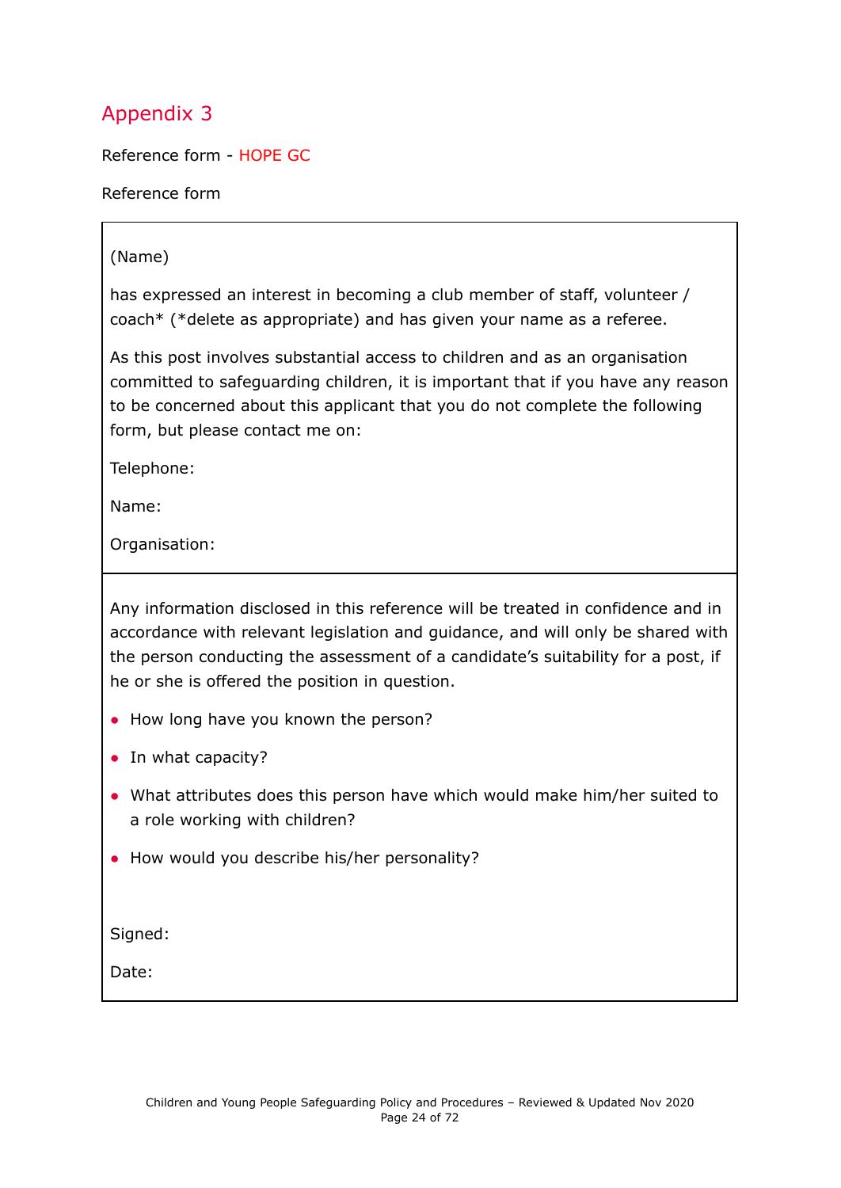# Appendix 3

Reference form - HOPE GC

Reference form

(Name)

has expressed an interest in becoming a club member of staff, volunteer / coach* (*delete as appropriate) and has given your name as a referee.

As this post involves substantial access to children and as an organisation committed to safeguarding children, it is important that if you have any reason to be concerned about this applicant that you do not complete the following form, but please contact me on:

Telephone:

Name:

Organisation:

---

Any information disclosed in this reference will be treated in confidence and in accordance with relevant legislation and guidance, and will only be shared with the person conducting the assessment of a candidate's suitability for a post, if he or she is offered the position in question.

- How long have you known the person?
- In what capacity?
- What attributes does this person have which would make him/her suited to a role working with children?
- How would you describe his/her personality?

Signed:

Date: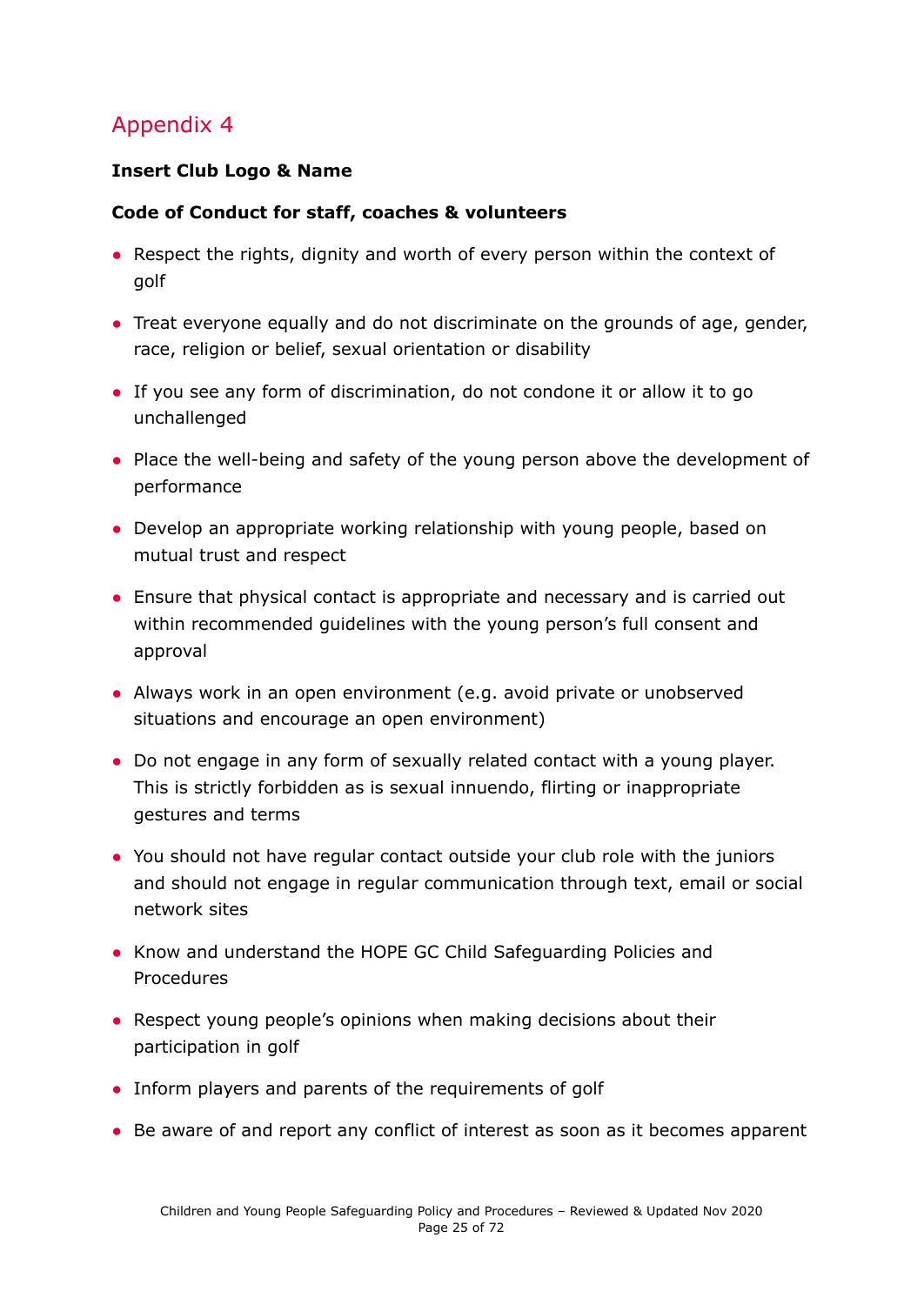# Appendix 4

**Insert Club Logo & Name**

**Code of Conduct for staff, coaches & volunteers**

- Respect the rights, dignity and worth of every person within the context of golf
- Treat everyone equally and do not discriminate on the grounds of age, gender, race, religion or belief, sexual orientation or disability
- If you see any form of discrimination, do not condone it or allow it to go unchallenged
- Place the well-being and safety of the young person above the development of performance
- Develop an appropriate working relationship with young people, based on mutual trust and respect
- Ensure that physical contact is appropriate and necessary and is carried out within recommended guidelines with the young person's full consent and approval
- Always work in an open environment (e.g. avoid private or unobserved situations and encourage an open environment)
- Do not engage in any form of sexually related contact with a young player. This is strictly forbidden as is sexual innuendo, flirting or inappropriate gestures and terms
- You should not have regular contact outside your club role with the juniors and should not engage in regular communication through text, email or social network sites
- Know and understand the HOPE GC Child Safeguarding Policies and Procedures
- Respect young people's opinions when making decisions about their participation in golf
- Inform players and parents of the requirements of golf
- Be aware of and report any conflict of interest as soon as it becomes apparent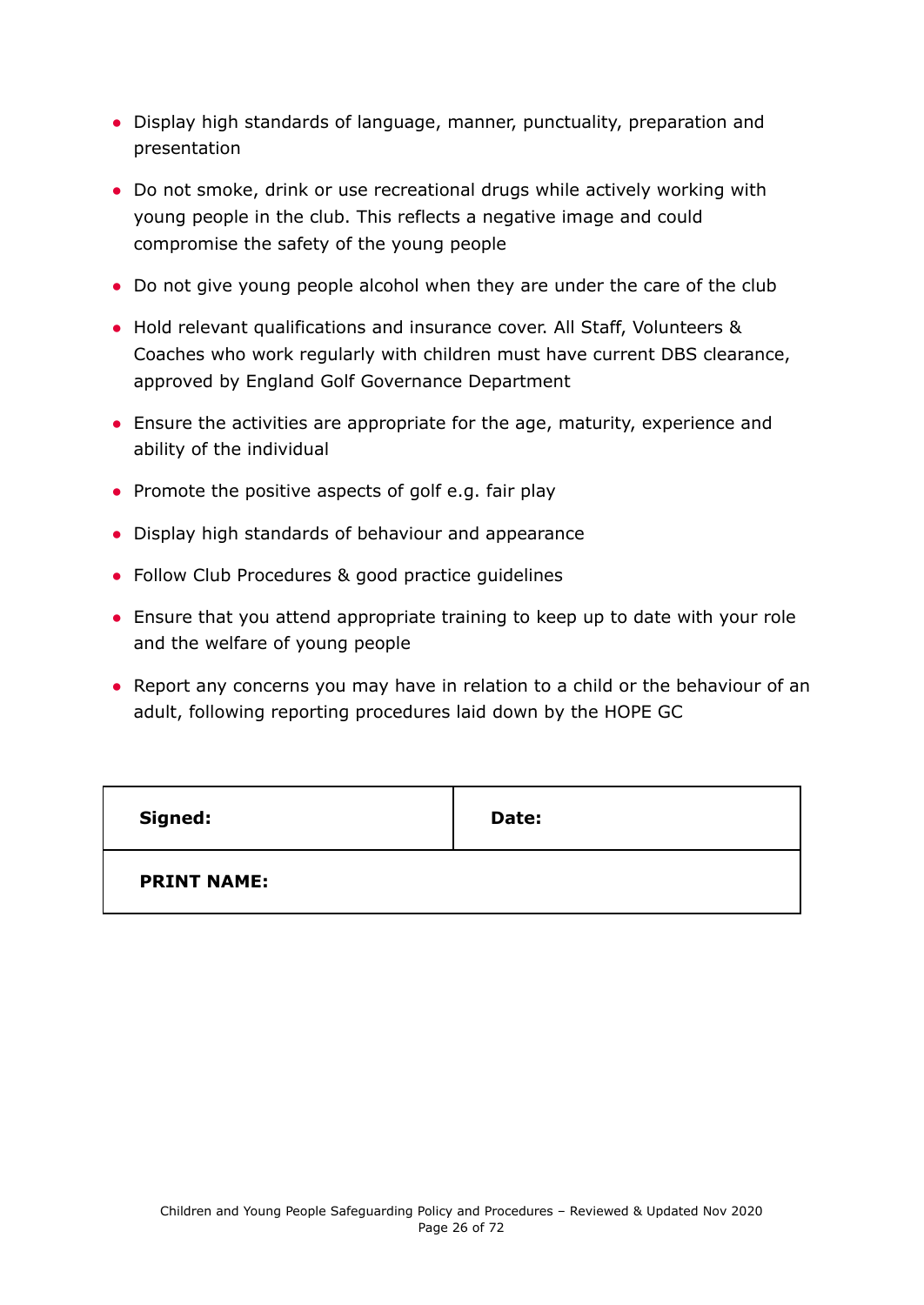- Display high standards of language, manner, punctuality, preparation and presentation
- Do not smoke, drink or use recreational drugs while actively working with young people in the club. This reflects a negative image and could compromise the safety of the young people
- Do not give young people alcohol when they are under the care of the club
- Hold relevant qualifications and insurance cover. All Staff, Volunteers & Coaches who work regularly with children must have current DBS clearance, approved by England Golf Governance Department
- Ensure the activities are appropriate for the age, maturity, experience and ability of the individual
- Promote the positive aspects of golf e.g. fair play
- Display high standards of behaviour and appearance
- Follow Club Procedures & good practice guidelines
- Ensure that you attend appropriate training to keep up to date with your role and the welfare of young people
- Report any concerns you may have in relation to a child or the behaviour of an adult, following reporting procedures laid down by the HOPE GC

| | |
|---|---|
| **Signed:** | **Date:** |
| **PRINT NAME:** | |

Children and Young People Safeguarding Policy and Procedures – Reviewed & Updated Nov 2020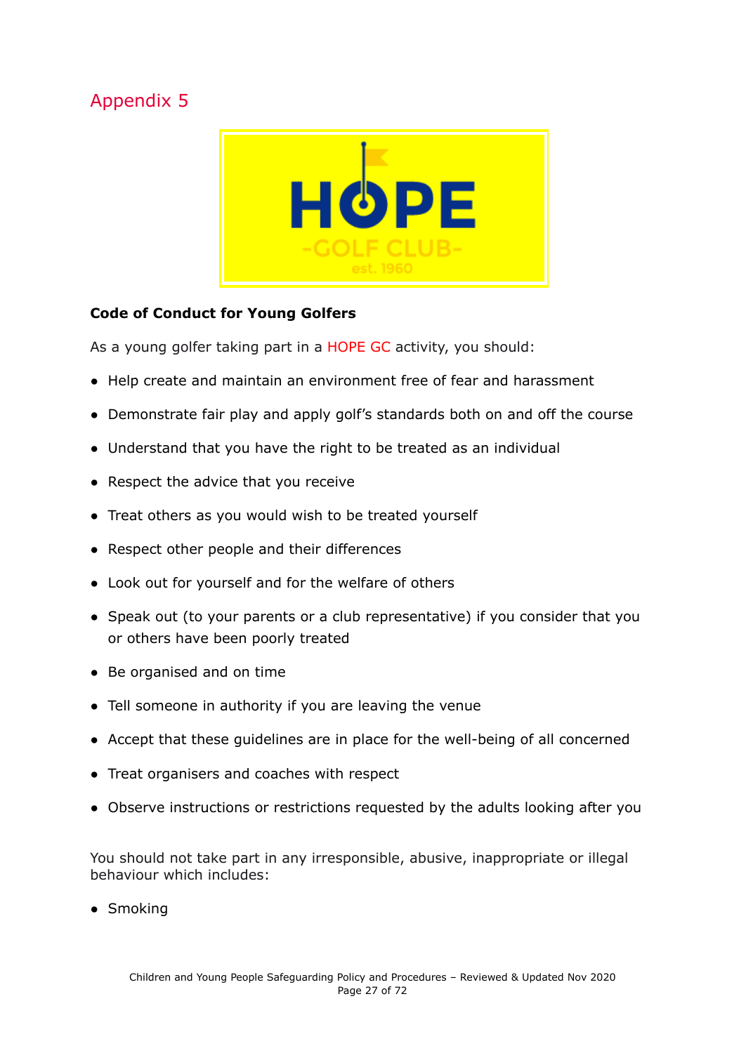## Appendix 5

**Code of Conduct for Young Golfers**

As a young golfer taking part in a HOPE GC activity, you should:

- Help create and maintain an environment free of fear and harassment
- Demonstrate fair play and apply golf's standards both on and off the course
- Understand that you have the right to be treated as an individual
- Respect the advice that you receive
- Treat others as you would wish to be treated yourself
- Respect other people and their differences
- Look out for yourself and for the welfare of others
- Speak out (to your parents or a club representative) if you consider that you or others have been poorly treated
- Be organised and on time
- Tell someone in authority if you are leaving the venue
- Accept that these guidelines are in place for the well-being of all concerned
- Treat organisers and coaches with respect
- Observe instructions or restrictions requested by the adults looking after you

You should not take part in any irresponsible, abusive, inappropriate or illegal behaviour which includes:

- Smoking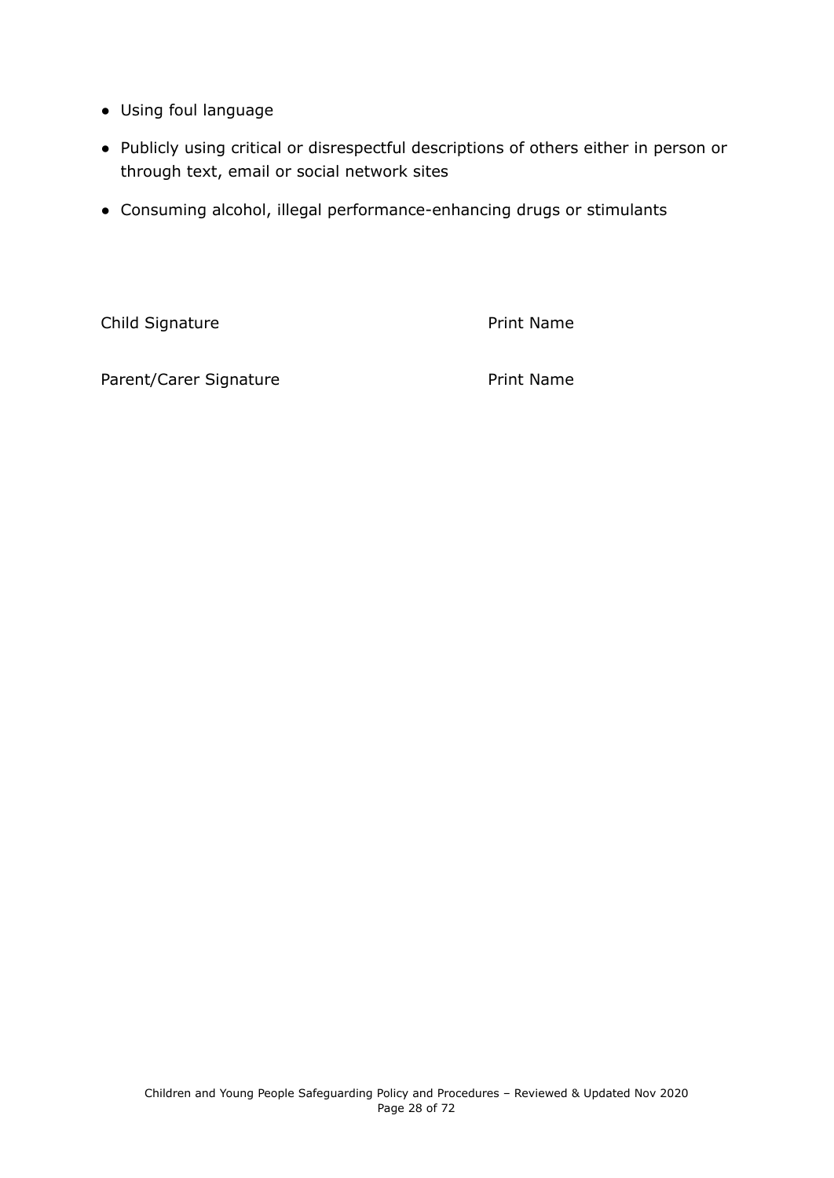- Using foul language
- Publicly using critical or disrespectful descriptions of others either in person or through text, email or social network sites
- Consuming alcohol, illegal performance-enhancing drugs or stimulants

| | |
|---|---|
| Child Signature | Print Name |
| Parent/Carer Signature | Print Name |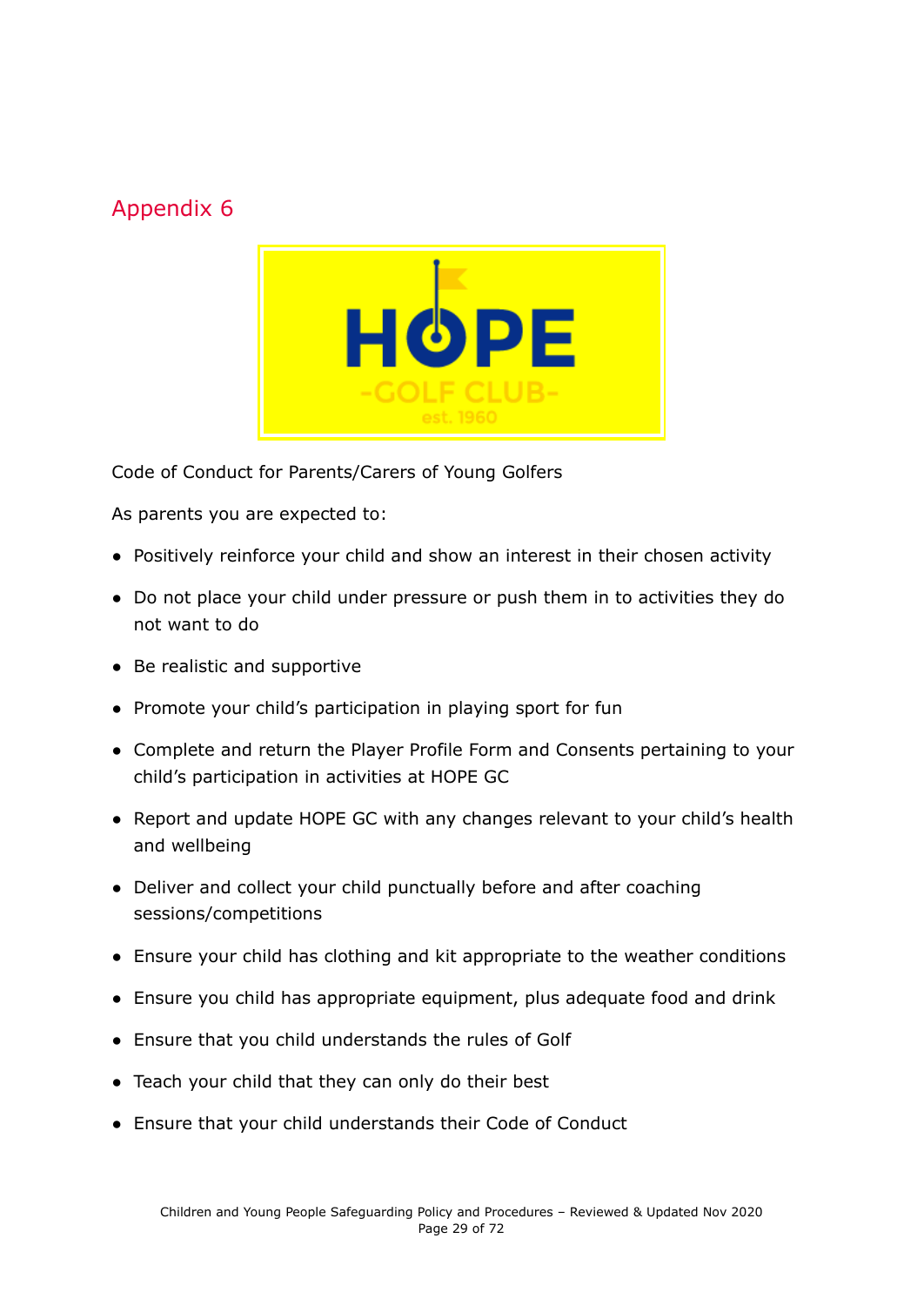## Appendix 6

HOPE
-GOLF CLUB-
est. 1960

Code of Conduct for Parents/Carers of Young Golfers

As parents you are expected to:

- Positively reinforce your child and show an interest in their chosen activity
- Do not place your child under pressure or push them in to activities they do not want to do
- Be realistic and supportive
- Promote your child's participation in playing sport for fun
- Complete and return the Player Profile Form and Consents pertaining to your child's participation in activities at HOPE GC
- Report and update HOPE GC with any changes relevant to your child's health and wellbeing
- Deliver and collect your child punctually before and after coaching sessions/competitions
- Ensure your child has clothing and kit appropriate to the weather conditions
- Ensure you child has appropriate equipment, plus adequate food and drink
- Ensure that you child understands the rules of Golf
- Teach your child that they can only do their best
- Ensure that your child understands their Code of Conduct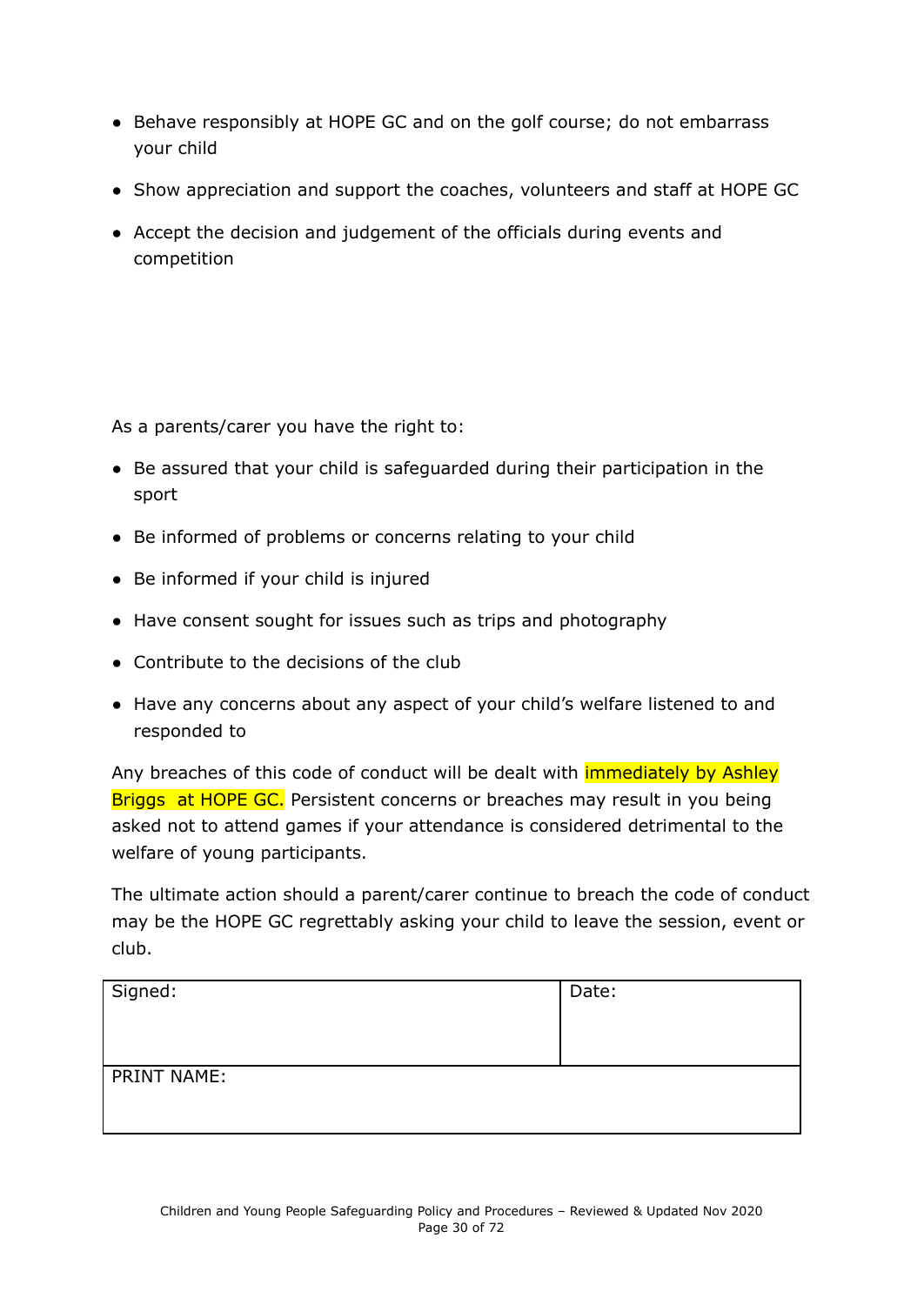- Behave responsibly at HOPE GC and on the golf course; do not embarrass your child
- Show appreciation and support the coaches, volunteers and staff at HOPE GC
- Accept the decision and judgement of the officials during events and competition

As a parents/carer you have the right to:

- Be assured that your child is safeguarded during their participation in the sport
- Be informed of problems or concerns relating to your child
- Be informed if your child is injured
- Have consent sought for issues such as trips and photography
- Contribute to the decisions of the club
- Have any concerns about any aspect of your child's welfare listened to and responded to

Any breaches of this code of conduct will be dealt with immediately by Ashley Briggs  at HOPE GC. Persistent concerns or breaches may result in you being asked not to attend games if your attendance is considered detrimental to the welfare of young participants.

The ultimate action should a parent/carer continue to breach the code of conduct may be the HOPE GC regrettably asking your child to leave the session, event or club.

| | |
|---|---|
| Signed: | Date: |
| PRINT NAME: | |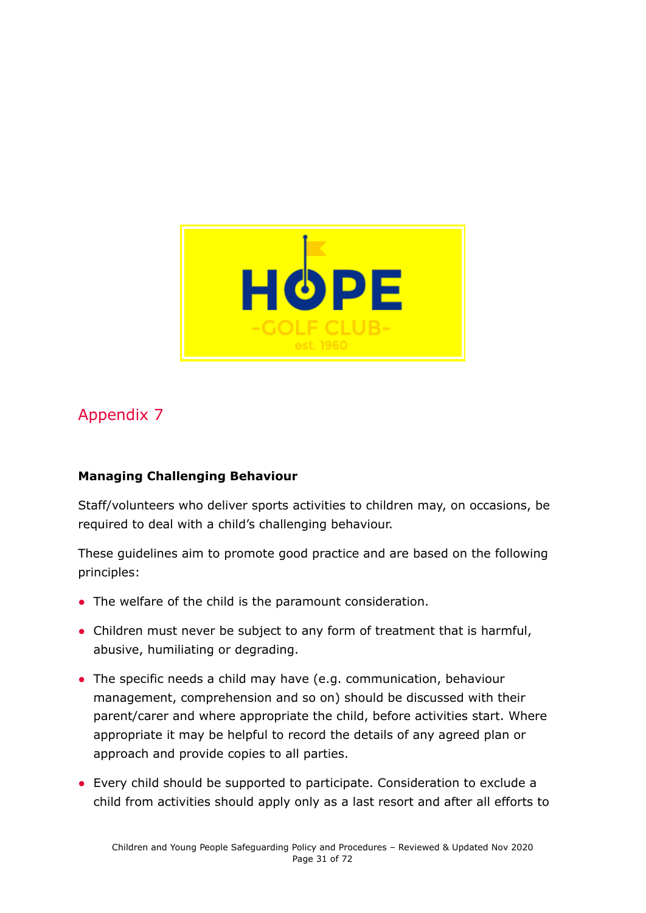## Appendix 7

**Managing Challenging Behaviour**

Staff/volunteers who deliver sports activities to children may, on occasions, be required to deal with a child's challenging behaviour.

These guidelines aim to promote good practice and are based on the following principles:

- The welfare of the child is the paramount consideration.
- Children must never be subject to any form of treatment that is harmful, abusive, humiliating or degrading.
- The specific needs a child may have (e.g. communication, behaviour management, comprehension and so on) should be discussed with their parent/carer and where appropriate the child, before activities start. Where appropriate it may be helpful to record the details of any agreed plan or approach and provide copies to all parties.
- Every child should be supported to participate. Consideration to exclude a child from activities should apply only as a last resort and after all efforts to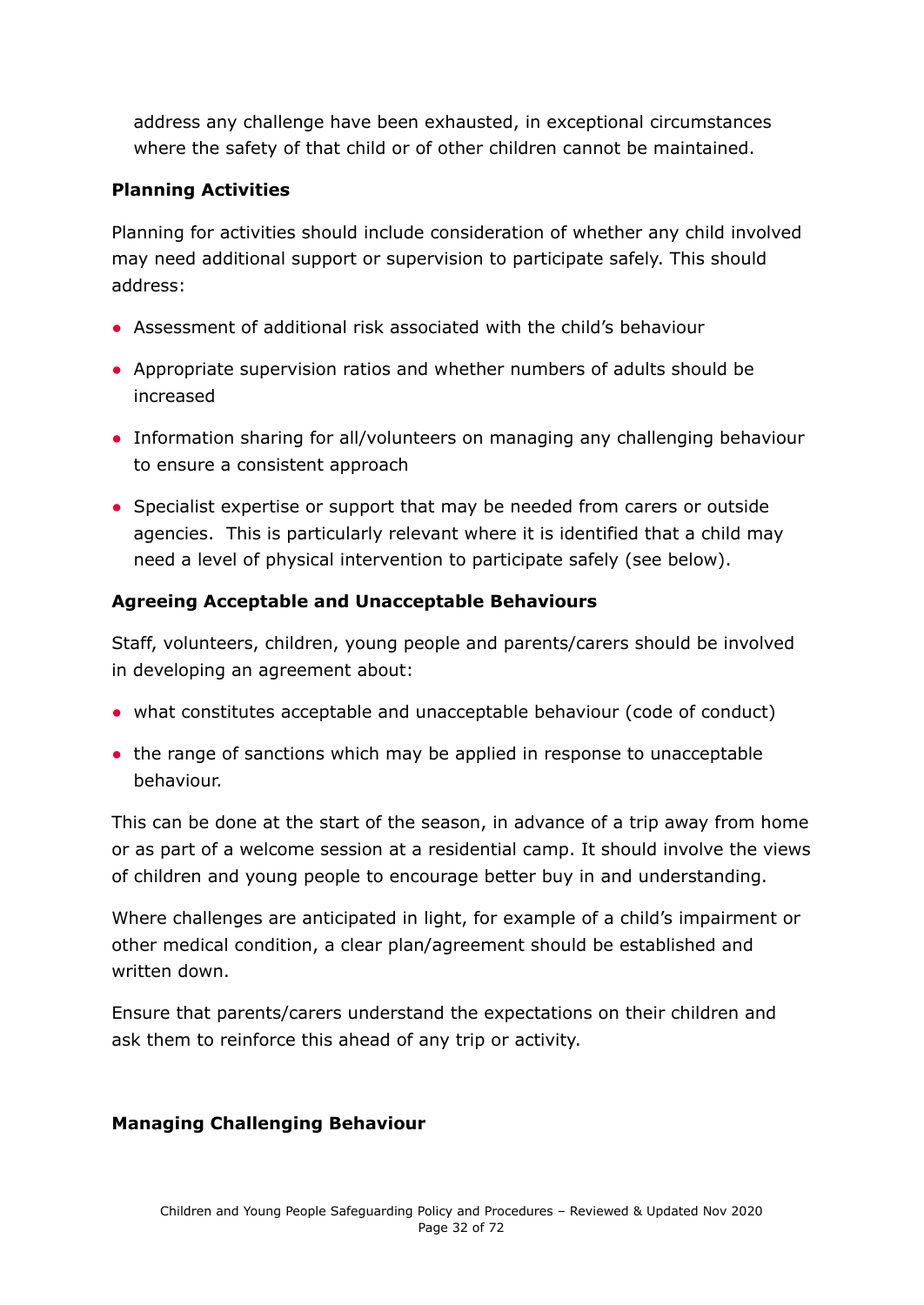address any challenge have been exhausted, in exceptional circumstances where the safety of that child or of other children cannot be maintained.

**Planning Activities**

Planning for activities should include consideration of whether any child involved may need additional support or supervision to participate safely. This should address:

- Assessment of additional risk associated with the child's behaviour
- Appropriate supervision ratios and whether numbers of adults should be increased
- Information sharing for all/volunteers on managing any challenging behaviour to ensure a consistent approach
- Specialist expertise or support that may be needed from carers or outside agencies. This is particularly relevant where it is identified that a child may need a level of physical intervention to participate safely (see below).

**Agreeing Acceptable and Unacceptable Behaviours**

Staff, volunteers, children, young people and parents/carers should be involved in developing an agreement about:

- what constitutes acceptable and unacceptable behaviour (code of conduct)
- the range of sanctions which may be applied in response to unacceptable behaviour.

This can be done at the start of the season, in advance of a trip away from home or as part of a welcome session at a residential camp. It should involve the views of children and young people to encourage better buy in and understanding.

Where challenges are anticipated in light, for example of a child's impairment or other medical condition, a clear plan/agreement should be established and written down.

Ensure that parents/carers understand the expectations on their children and ask them to reinforce this ahead of any trip or activity.

**Managing Challenging Behaviour**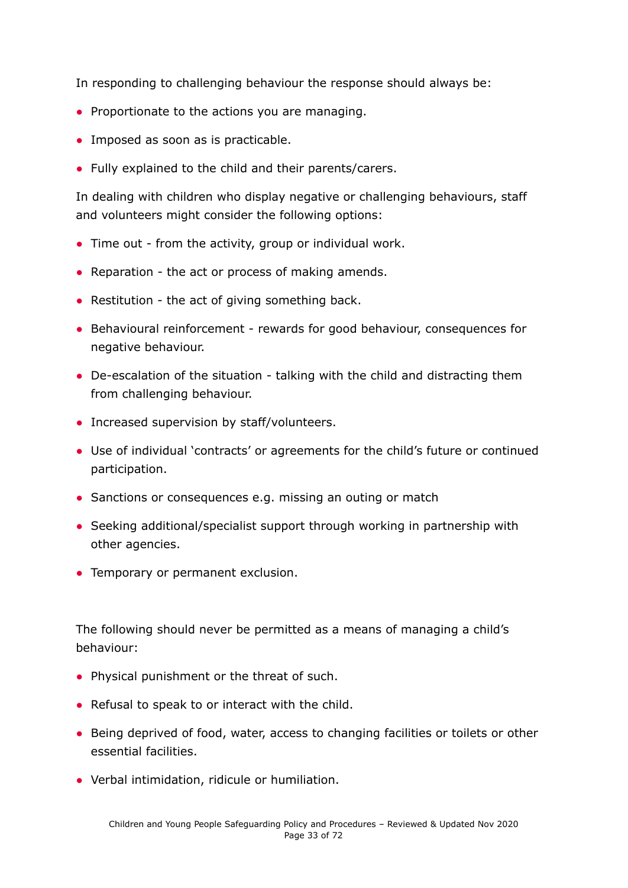In responding to challenging behaviour the response should always be:

- Proportionate to the actions you are managing.
- Imposed as soon as is practicable.
- Fully explained to the child and their parents/carers.

In dealing with children who display negative or challenging behaviours, staff and volunteers might consider the following options:

- Time out - from the activity, group or individual work.
- Reparation - the act or process of making amends.
- Restitution - the act of giving something back.
- Behavioural reinforcement - rewards for good behaviour, consequences for negative behaviour.
- De-escalation of the situation - talking with the child and distracting them from challenging behaviour.
- Increased supervision by staff/volunteers.
- Use of individual 'contracts' or agreements for the child's future or continued participation.
- Sanctions or consequences e.g. missing an outing or match
- Seeking additional/specialist support through working in partnership with other agencies.
- Temporary or permanent exclusion.

The following should never be permitted as a means of managing a child's behaviour:

- Physical punishment or the threat of such.
- Refusal to speak to or interact with the child.
- Being deprived of food, water, access to changing facilities or toilets or other essential facilities.
- Verbal intimidation, ridicule or humiliation.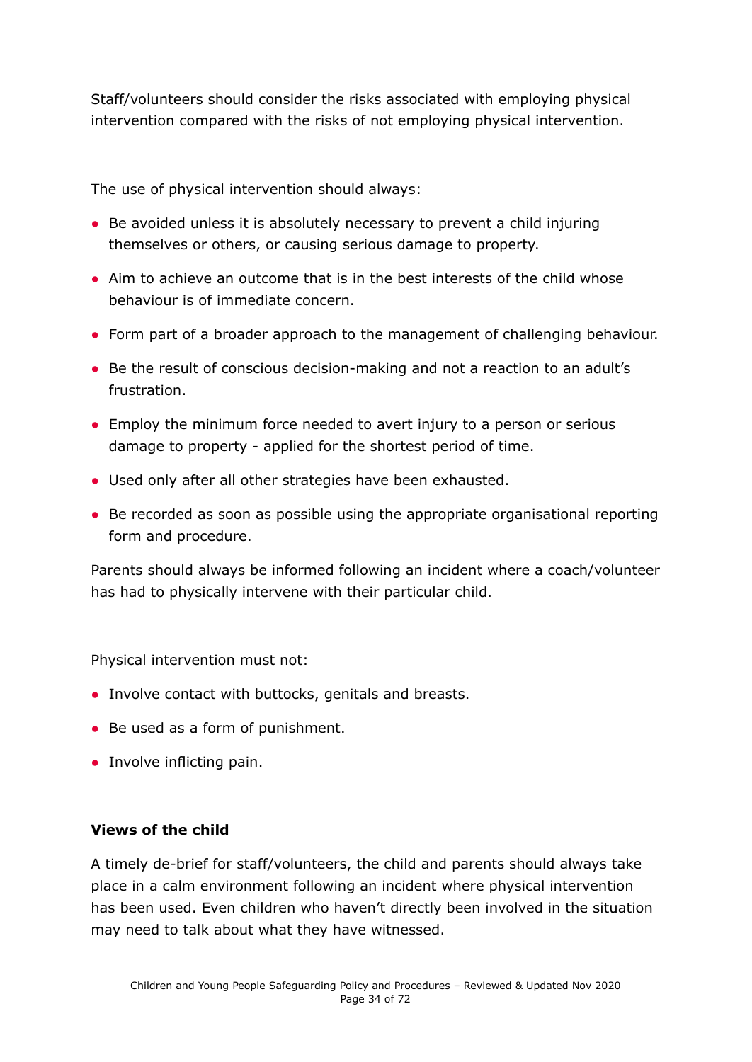Staff/volunteers should consider the risks associated with employing physical intervention compared with the risks of not employing physical intervention.

The use of physical intervention should always:

- Be avoided unless it is absolutely necessary to prevent a child injuring themselves or others, or causing serious damage to property.
- Aim to achieve an outcome that is in the best interests of the child whose behaviour is of immediate concern.
- Form part of a broader approach to the management of challenging behaviour.
- Be the result of conscious decision-making and not a reaction to an adult's frustration.
- Employ the minimum force needed to avert injury to a person or serious damage to property - applied for the shortest period of time.
- Used only after all other strategies have been exhausted.
- Be recorded as soon as possible using the appropriate organisational reporting form and procedure.

Parents should always be informed following an incident where a coach/volunteer has had to physically intervene with their particular child.

Physical intervention must not:

- Involve contact with buttocks, genitals and breasts.
- Be used as a form of punishment.
- Involve inflicting pain.

**Views of the child**

A timely de-brief for staff/volunteers, the child and parents should always take place in a calm environment following an incident where physical intervention has been used. Even children who haven't directly been involved in the situation may need to talk about what they have witnessed.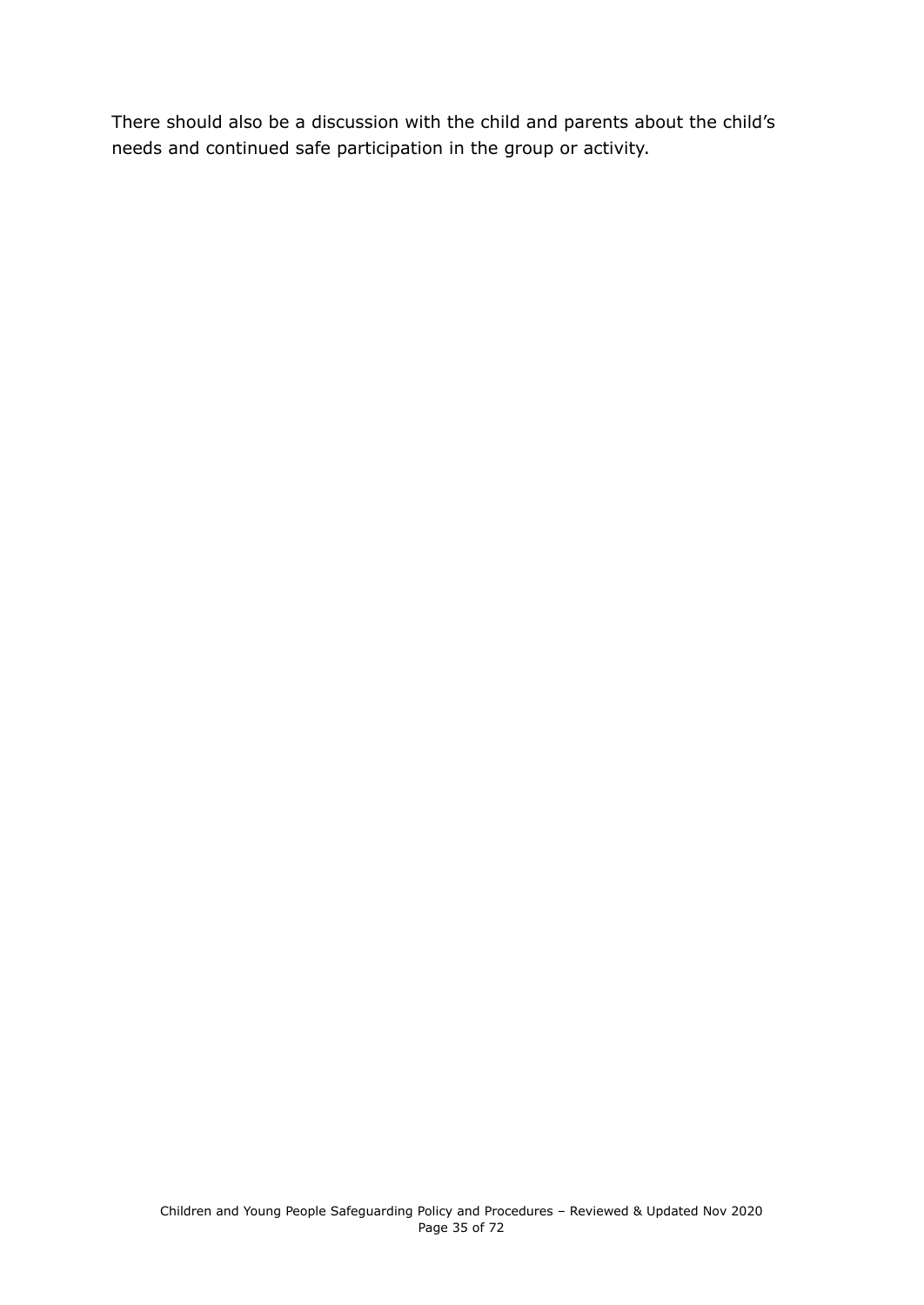There should also be a discussion with the child and parents about the child's needs and continued safe participation in the group or activity.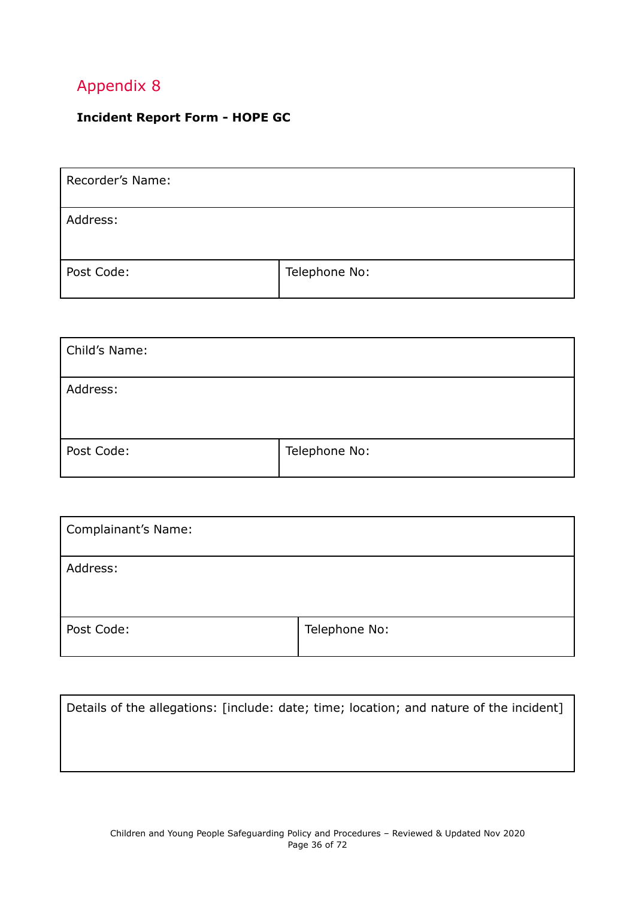## Appendix 8

**Incident Report Form - HOPE GC**

| | |
|---|---|
| Recorder's Name: | |
| Address: | |
| Post Code: | Telephone No: |

| | |
|---|---|
| Child's Name: | |
| Address: | |
| Post Code: | Telephone No: |

| | |
|---|---|
| Complainant's Name: | |
| Address: | |
| Post Code: | Telephone No: |

| |
|---|
| Details of the allegations: [include: date; time; location; and nature of the incident] |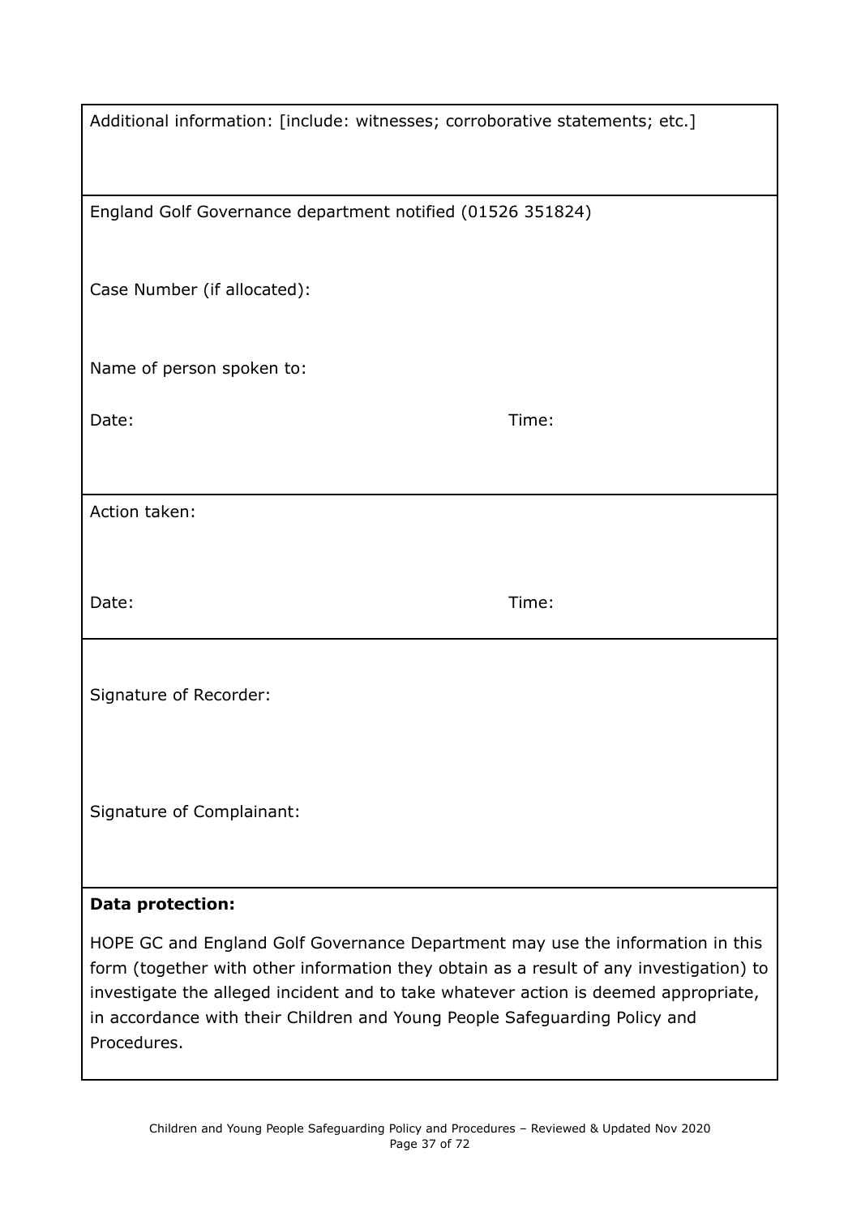Additional information: [include: witnesses; corroborative statements; etc.]

England Golf Governance department notified (01526 351824)

Case Number (if allocated):

Name of person spoken to:

Date: Time:

Action taken:

Date: Time:

Signature of Recorder:

Signature of Complainant:

**Data protection:**

HOPE GC and England Golf Governance Department may use the information in this form (together with other information they obtain as a result of any investigation) to investigate the alleged incident and to take whatever action is deemed appropriate, in accordance with their Children and Young People Safeguarding Policy and Procedures.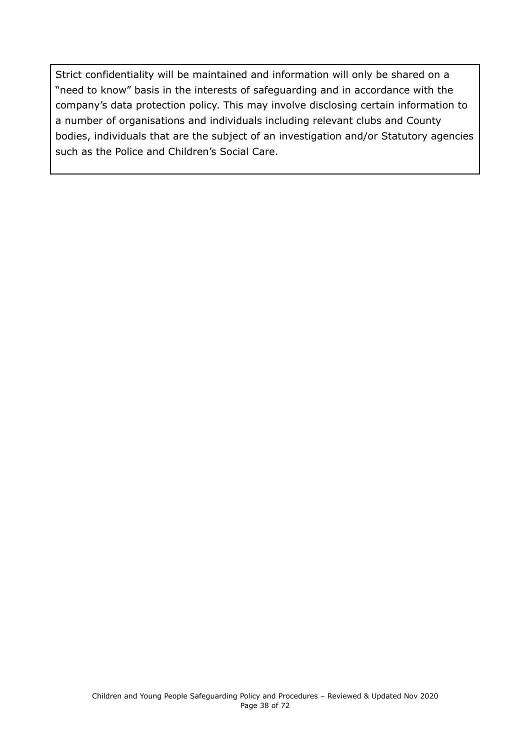Strict confidentiality will be maintained and information will only be shared on a "need to know" basis in the interests of safeguarding and in accordance with the company's data protection policy. This may involve disclosing certain information to a number of organisations and individuals including relevant clubs and County bodies, individuals that are the subject of an investigation and/or Statutory agencies such as the Police and Children's Social Care.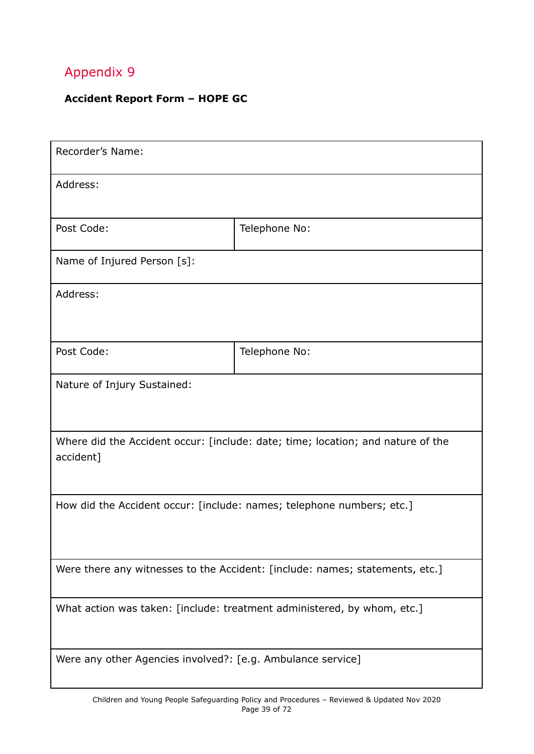## Appendix 9

**Accident Report Form – HOPE GC**

| Recorder's Name: | |
|---|---|
| Address: | |
| Post Code: | Telephone No: |
| Name of Injured Person [s]: | |
| Address: | |
| Post Code: | Telephone No: |
| Nature of Injury Sustained: | |
| Where did the Accident occur: [include: date; time; location; and nature of the accident] | |
| How did the Accident occur: [include: names; telephone numbers; etc.] | |
| Were there any witnesses to the Accident: [include: names; statements, etc.] | |
| What action was taken: [include: treatment administered, by whom, etc.] | |
| Were any other Agencies involved?: [e.g. Ambulance service] | |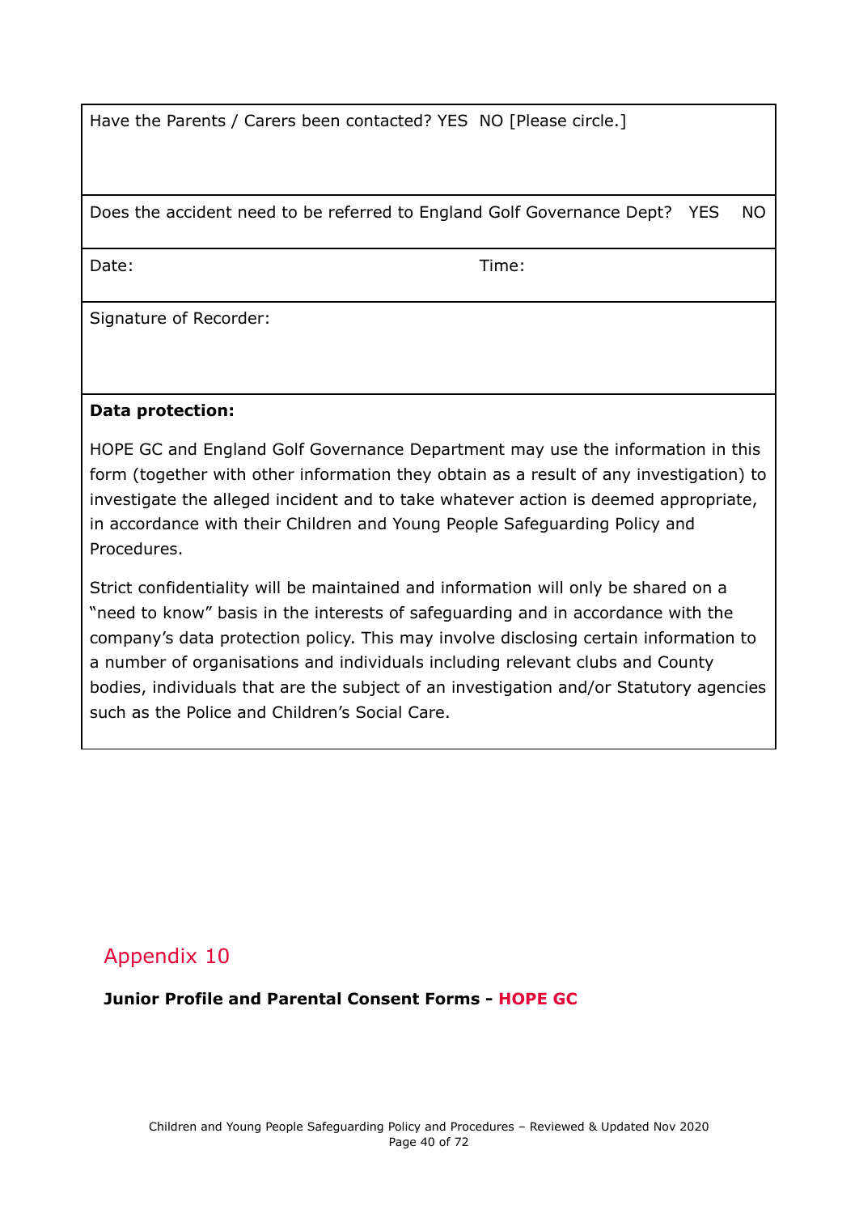| | |
|---|---|
| Have the Parents / Carers been contacted? YES NO [Please circle.] | |
| Does the accident need to be referred to England Golf Governance Dept? YES NO | |
| Date: | Time: |
| Signature of Recorder: | |

**Data protection:**

HOPE GC and England Golf Governance Department may use the information in this form (together with other information they obtain as a result of any investigation) to investigate the alleged incident and to take whatever action is deemed appropriate, in accordance with their Children and Young People Safeguarding Policy and Procedures.

Strict confidentiality will be maintained and information will only be shared on a "need to know" basis in the interests of safeguarding and in accordance with the company's data protection policy. This may involve disclosing certain information to a number of organisations and individuals including relevant clubs and County bodies, individuals that are the subject of an investigation and/or Statutory agencies such as the Police and Children's Social Care.

## Appendix 10

**Junior Profile and Parental Consent Forms - HOPE GC**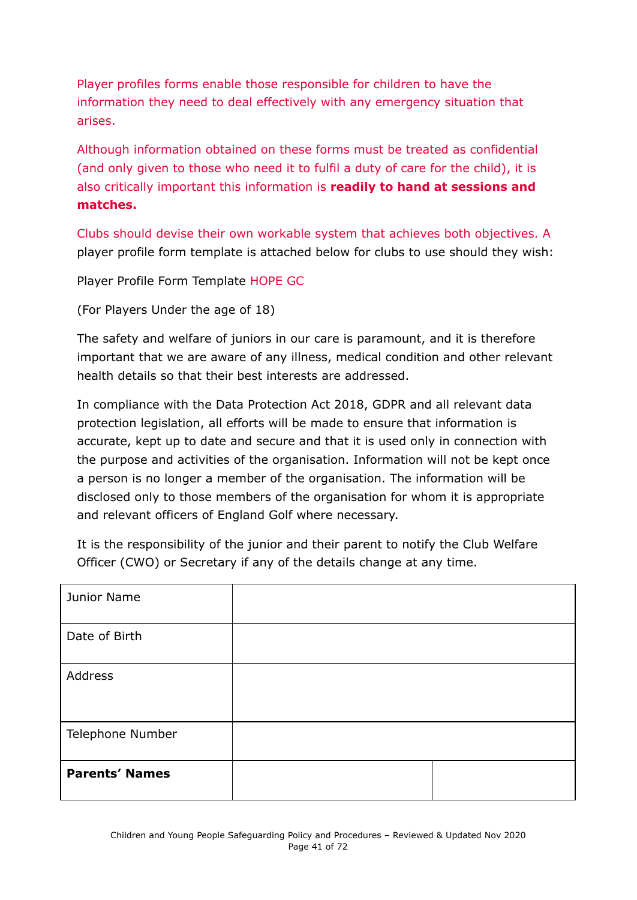Player profiles forms enable those responsible for children to have the information they need to deal effectively with any emergency situation that arises.

Although information obtained on these forms must be treated as confidential (and only given to those who need it to fulfil a duty of care for the child), it is also critically important this information is **readily to hand at sessions and matches.**

Clubs should devise their own workable system that achieves both objectives. A player profile form template is attached below for clubs to use should they wish:

Player Profile Form Template HOPE GC

(For Players Under the age of 18)

The safety and welfare of juniors in our care is paramount, and it is therefore important that we are aware of any illness, medical condition and other relevant health details so that their best interests are addressed.

In compliance with the Data Protection Act 2018, GDPR and all relevant data protection legislation, all efforts will be made to ensure that information is accurate, kept up to date and secure and that it is used only in connection with the purpose and activities of the organisation. Information will not be kept once a person is no longer a member of the organisation. The information will be disclosed only to those members of the organisation for whom it is appropriate and relevant officers of England Golf where necessary.

It is the responsibility of the junior and their parent to notify the Club Welfare Officer (CWO) or Secretary if any of the details change at any time.

| | | |
|---|---|---|
| Junior Name | | |
| Date of Birth | | |
| Address | | |
| Telephone Number | | |
| **Parents' Names** | | |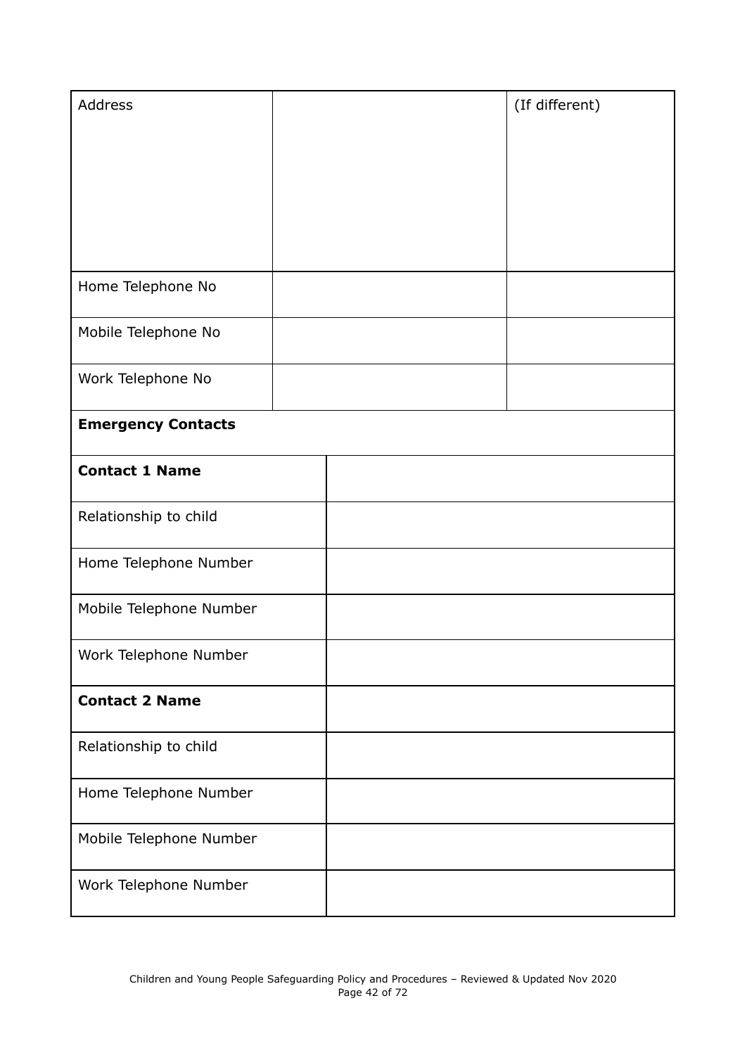| | | |
|---|---|---|
| Address | | (If different) |
| Home Telephone No | | |
| Mobile Telephone No | | |
| Work Telephone No | | |

| | |
|---|---|
| **Emergency Contacts** | |
| **Contact 1 Name** | |
| Relationship to child | |
| Home Telephone Number | |
| Mobile Telephone Number | |
| Work Telephone Number | |
| **Contact 2 Name** | |
| Relationship to child | |
| Home Telephone Number | |
| Mobile Telephone Number | |
| Work Telephone Number | |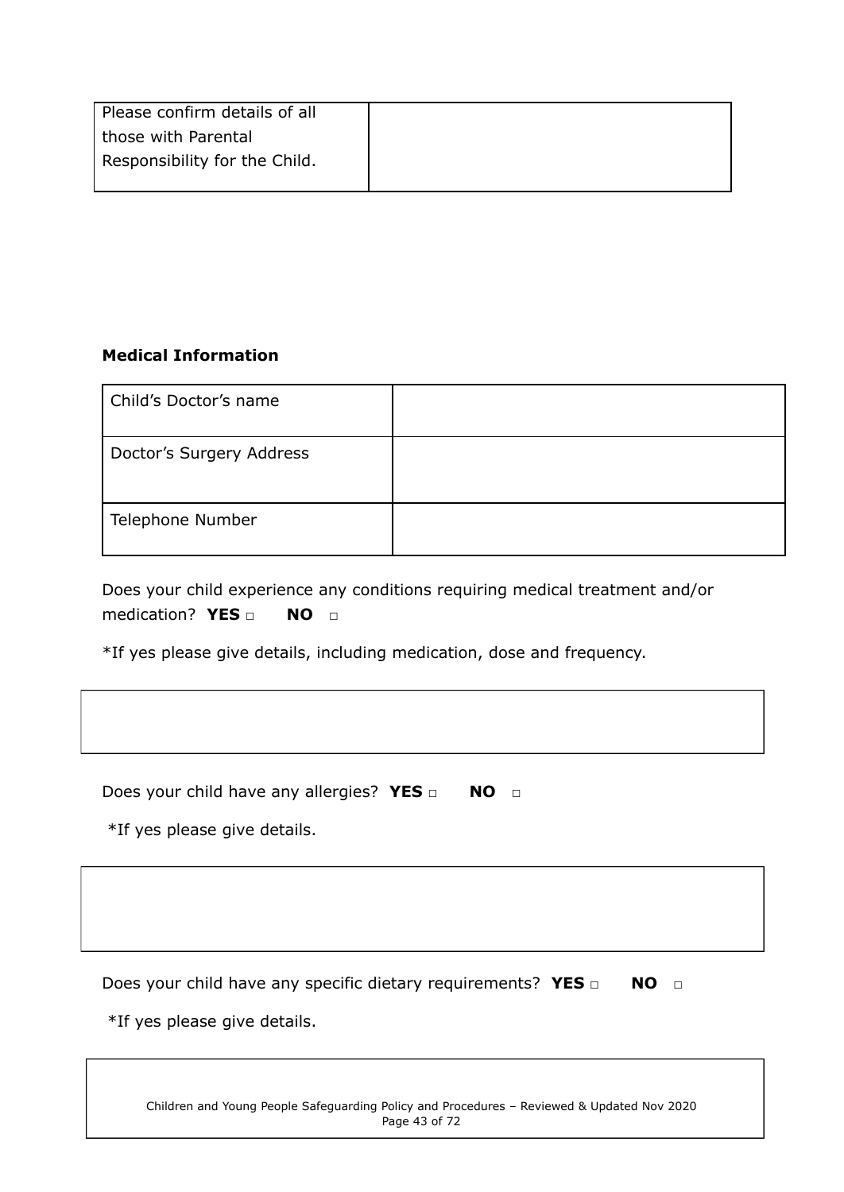| | |
|---|---|
| Please confirm details of all those with Parental Responsibility for the Child. | |

**Medical Information**

| | |
|---|---|
| Child's Doctor's name | |
| Doctor's Surgery Address | |
| Telephone Number | |

Does your child experience any conditions requiring medical treatment and/or medication? **YES** □ **NO** □

*If yes please give details, including medication, dose and frequency.

| |
|---|
| |

Does your child have any allergies? **YES** □ **NO** □

*If yes please give details.

| |
|---|
| |

Does your child have any specific dietary requirements? **YES** □ **NO** □

*If yes please give details.

| |
|---|
| |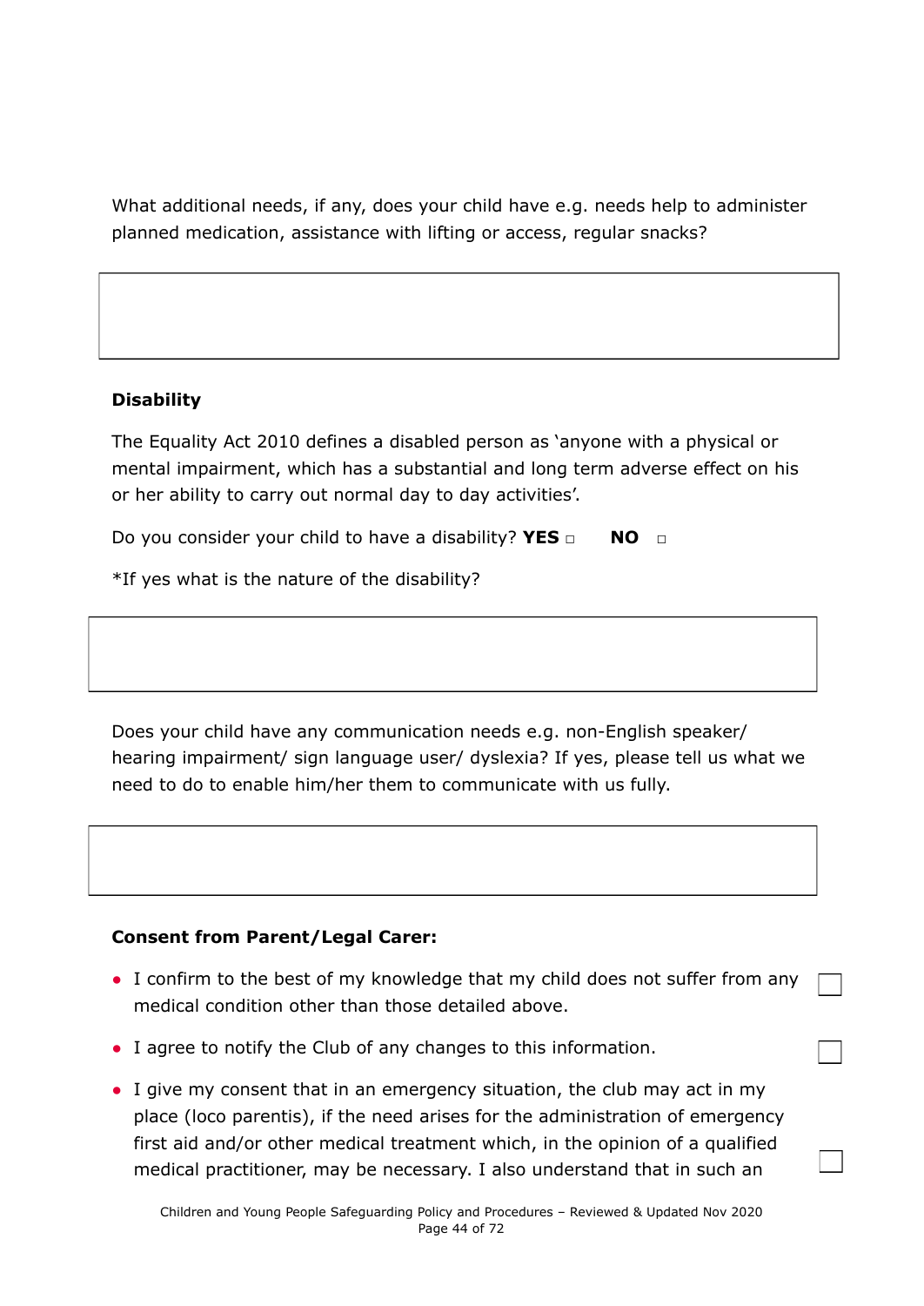What additional needs, if any, does your child have e.g. needs help to administer planned medication, assistance with lifting or access, regular snacks?

| |
|---|
| |

**Disability**

The Equality Act 2010 defines a disabled person as 'anyone with a physical or mental impairment, which has a substantial and long term adverse effect on his or her ability to carry out normal day to day activities'.

Do you consider your child to have a disability? **YES** □ **NO** □

*If yes what is the nature of the disability?

| |
|---|
| |

Does your child have any communication needs e.g. non-English speaker/ hearing impairment/ sign language user/ dyslexia? If yes, please tell us what we need to do to enable him/her them to communicate with us fully.

| |
|---|
| |

**Consent from Parent/Legal Carer:**

- I confirm to the best of my knowledge that my child does not suffer from any medical condition other than those detailed above. □
- I agree to notify the Club of any changes to this information. □
- I give my consent that in an emergency situation, the club may act in my place (loco parentis), if the need arises for the administration of emergency first aid and/or other medical treatment which, in the opinion of a qualified medical practitioner, may be necessary. I also understand that in such an □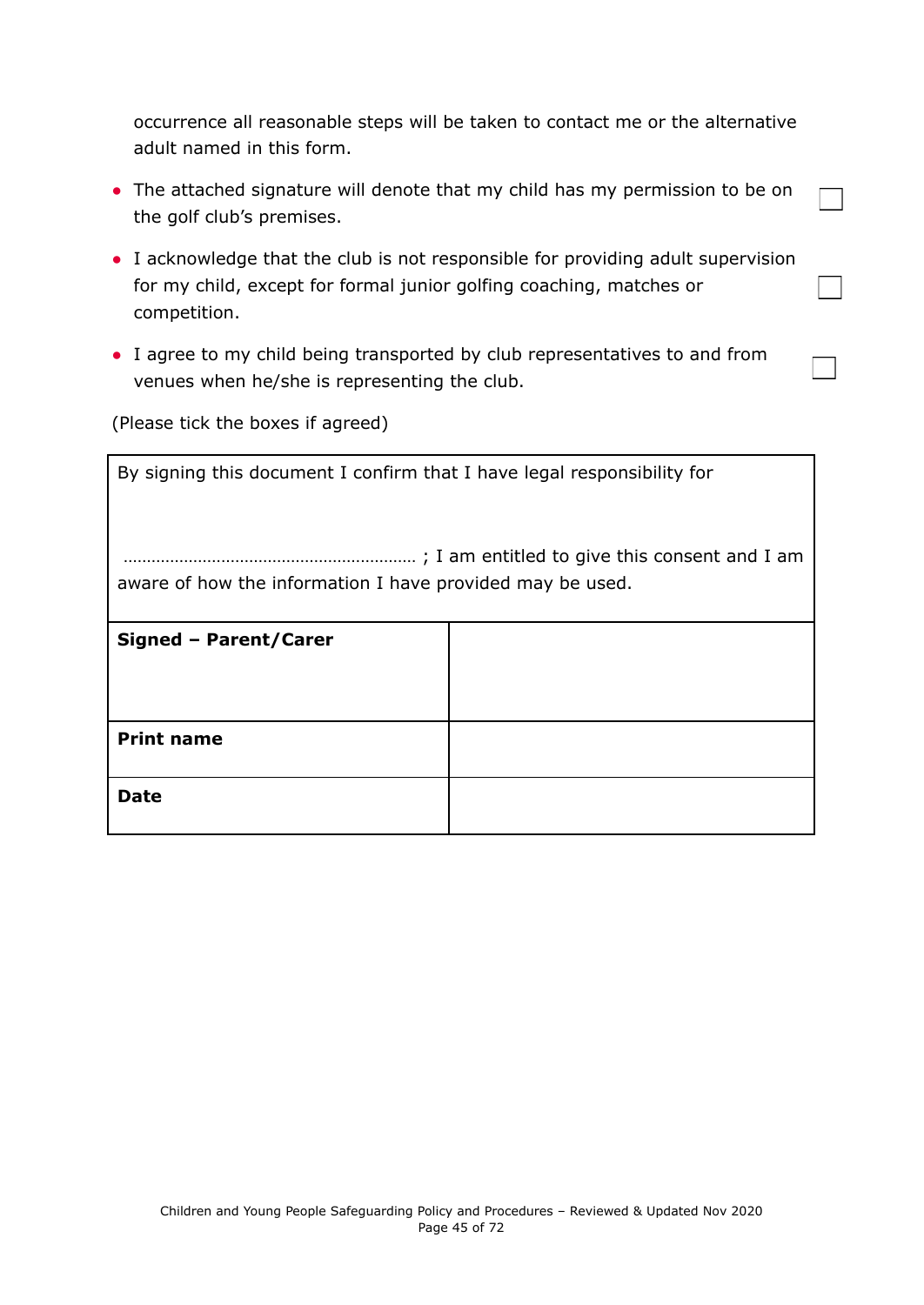occurrence all reasonable steps will be taken to contact me or the alternative adult named in this form.

- The attached signature will denote that my child has my permission to be on the golf club's premises. ☐
- I acknowledge that the club is not responsible for providing adult supervision for my child, except for formal junior golfing coaching, matches or competition. ☐
- I agree to my child being transported by club representatives to and from venues when he/she is representing the club. ☐

(Please tick the boxes if agreed)

| | |
|---|---|
| By signing this document I confirm that I have legal responsibility for<br><br>……………………………………………………… ; I am entitled to give this consent and I am aware of how the information I have provided may be used. | |
| **Signed – Parent/Carer** | |
| **Print name** | |
| **Date** | |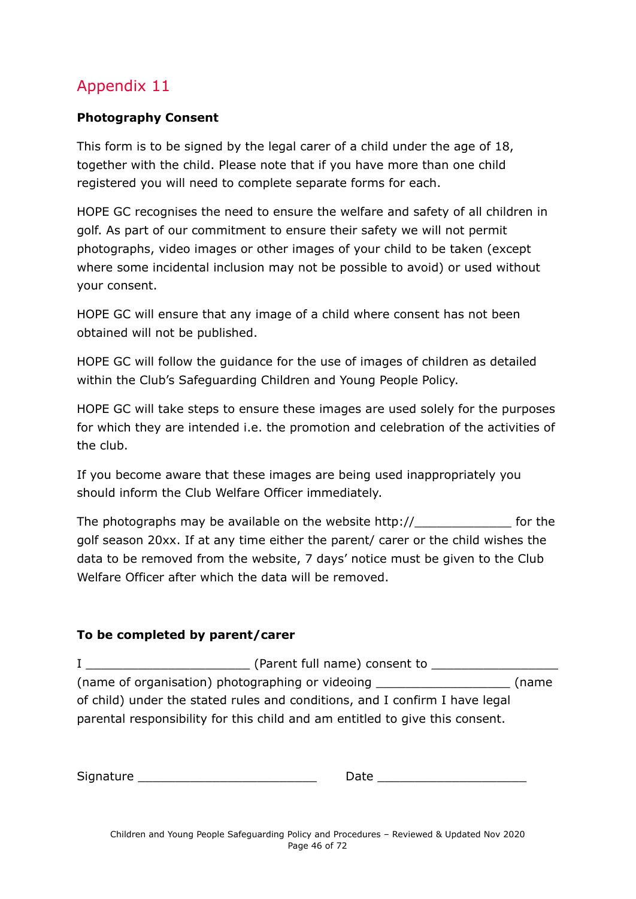## Appendix 11

**Photography Consent**

This form is to be signed by the legal carer of a child under the age of 18, together with the child. Please note that if you have more than one child registered you will need to complete separate forms for each.

HOPE GC recognises the need to ensure the welfare and safety of all children in golf. As part of our commitment to ensure their safety we will not permit photographs, video images or other images of your child to be taken (except where some incidental inclusion may not be possible to avoid) or used without your consent.

HOPE GC will ensure that any image of a child where consent has not been obtained will not be published.

HOPE GC will follow the guidance for the use of images of children as detailed within the Club's Safeguarding Children and Young People Policy.

HOPE GC will take steps to ensure these images are used solely for the purposes for which they are intended i.e. the promotion and celebration of the activities of the club.

If you become aware that these images are being used inappropriately you should inform the Club Welfare Officer immediately.

The photographs may be available on the website http://_____________ for the golf season 20xx. If at any time either the parent/ carer or the child wishes the data to be removed from the website, 7 days' notice must be given to the Club Welfare Officer after which the data will be removed.

**To be completed by parent/carer**

I ______________________ (Parent full name) consent to _________________ (name of organisation) photographing or videoing __________________ (name of child) under the stated rules and conditions, and I confirm I have legal parental responsibility for this child and am entitled to give this consent.

Signature ________________________ Date ____________________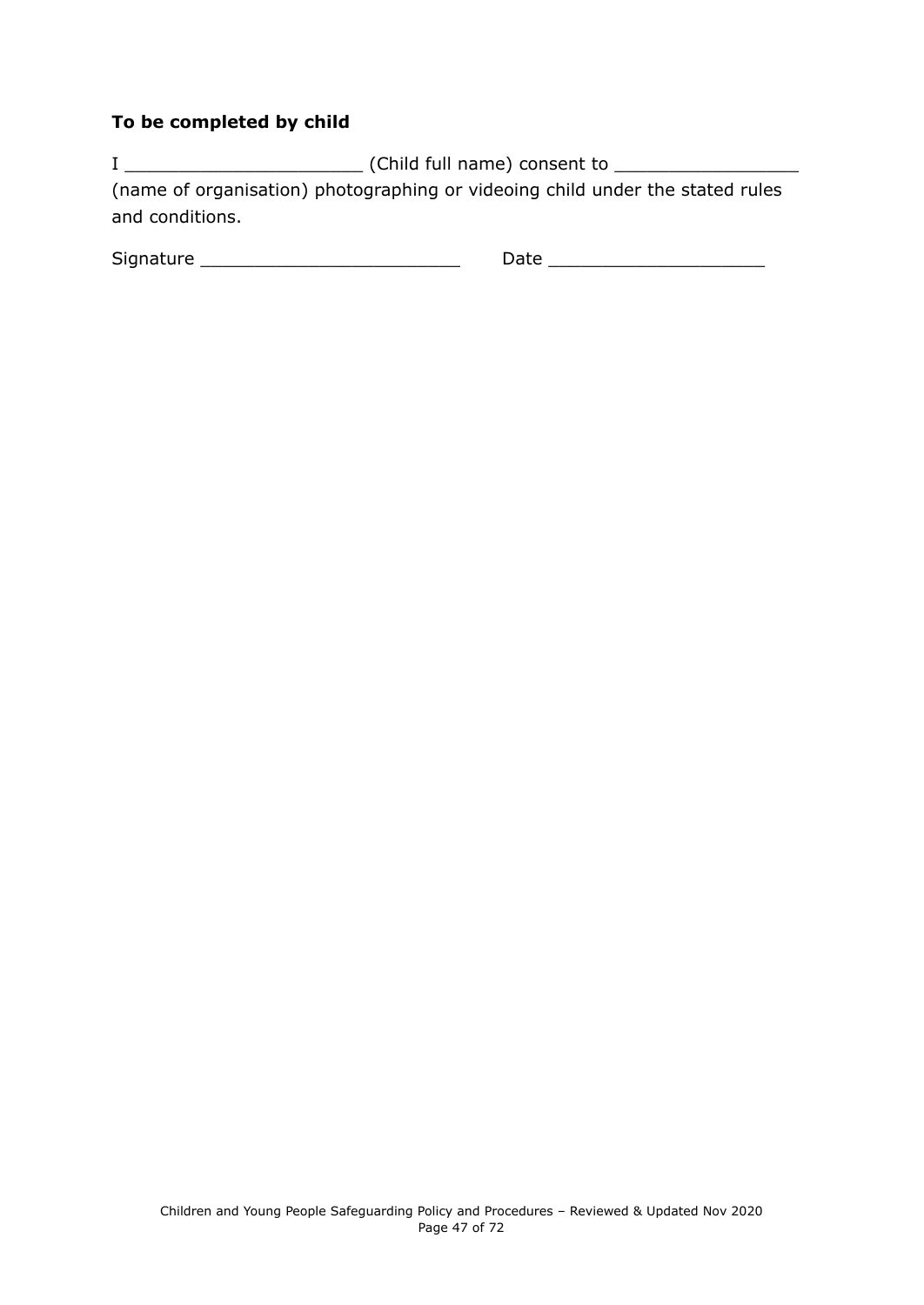**To be completed by child**

I ______________________ (Child full name) consent to _________________ (name of organisation) photographing or videoing child under the stated rules and conditions.

Signature ________________________ Date ____________________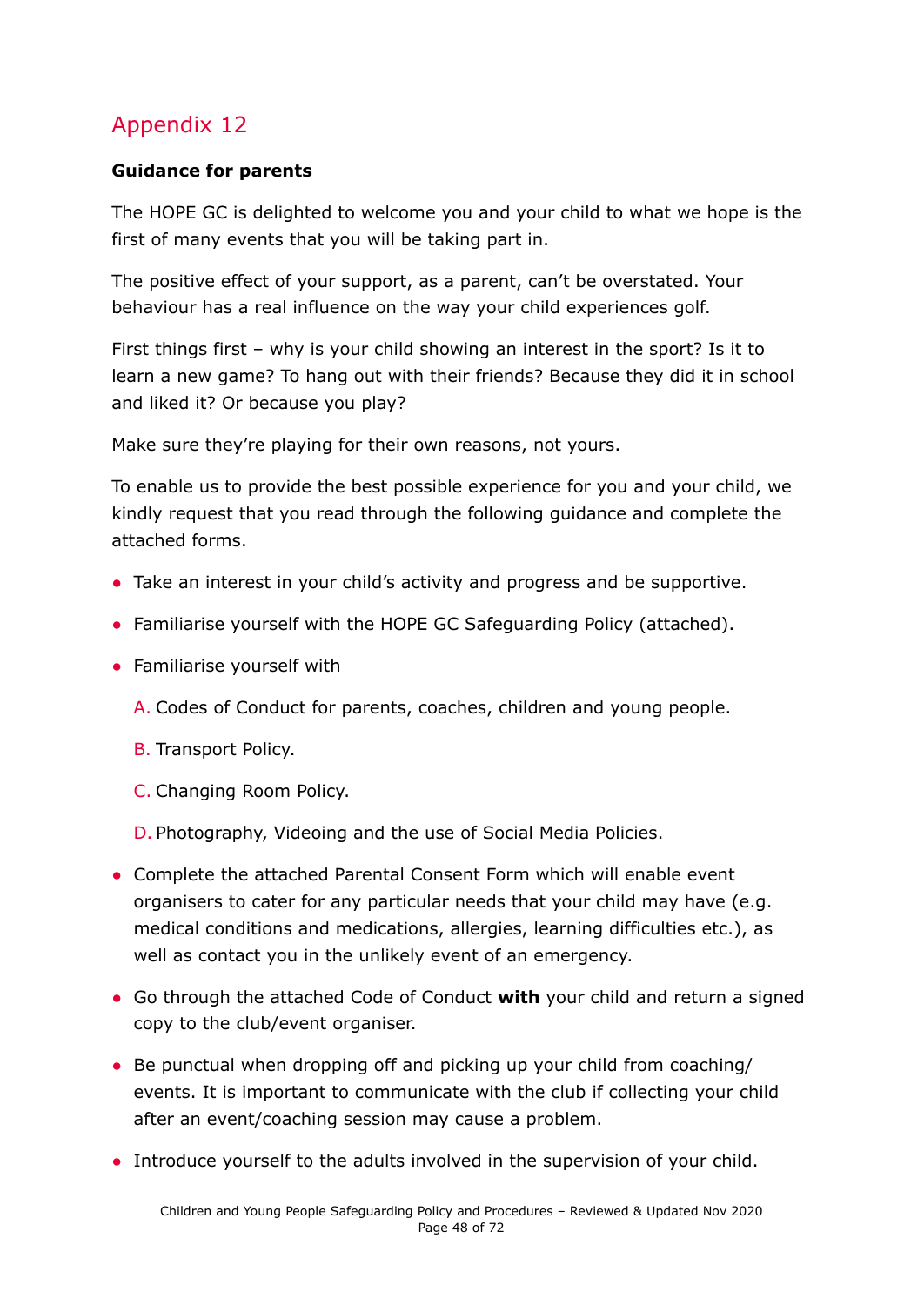# Appendix 12

**Guidance for parents**

The HOPE GC is delighted to welcome you and your child to what we hope is the first of many events that you will be taking part in.

The positive effect of your support, as a parent, can't be overstated. Your behaviour has a real influence on the way your child experiences golf.

First things first – why is your child showing an interest in the sport? Is it to learn a new game? To hang out with their friends? Because they did it in school and liked it? Or because you play?

Make sure they're playing for their own reasons, not yours.

To enable us to provide the best possible experience for you and your child, we kindly request that you read through the following guidance and complete the attached forms.

- Take an interest in your child's activity and progress and be supportive.
- Familiarise yourself with the HOPE GC Safeguarding Policy (attached).
- Familiarise yourself with
  A. Codes of Conduct for parents, coaches, children and young people.
  B. Transport Policy.
  C. Changing Room Policy.
  D. Photography, Videoing and the use of Social Media Policies.
- Complete the attached Parental Consent Form which will enable event organisers to cater for any particular needs that your child may have (e.g. medical conditions and medications, allergies, learning difficulties etc.), as well as contact you in the unlikely event of an emergency.
- Go through the attached Code of Conduct **with** your child and return a signed copy to the club/event organiser.
- Be punctual when dropping off and picking up your child from coaching/ events. It is important to communicate with the club if collecting your child after an event/coaching session may cause a problem.
- Introduce yourself to the adults involved in the supervision of your child.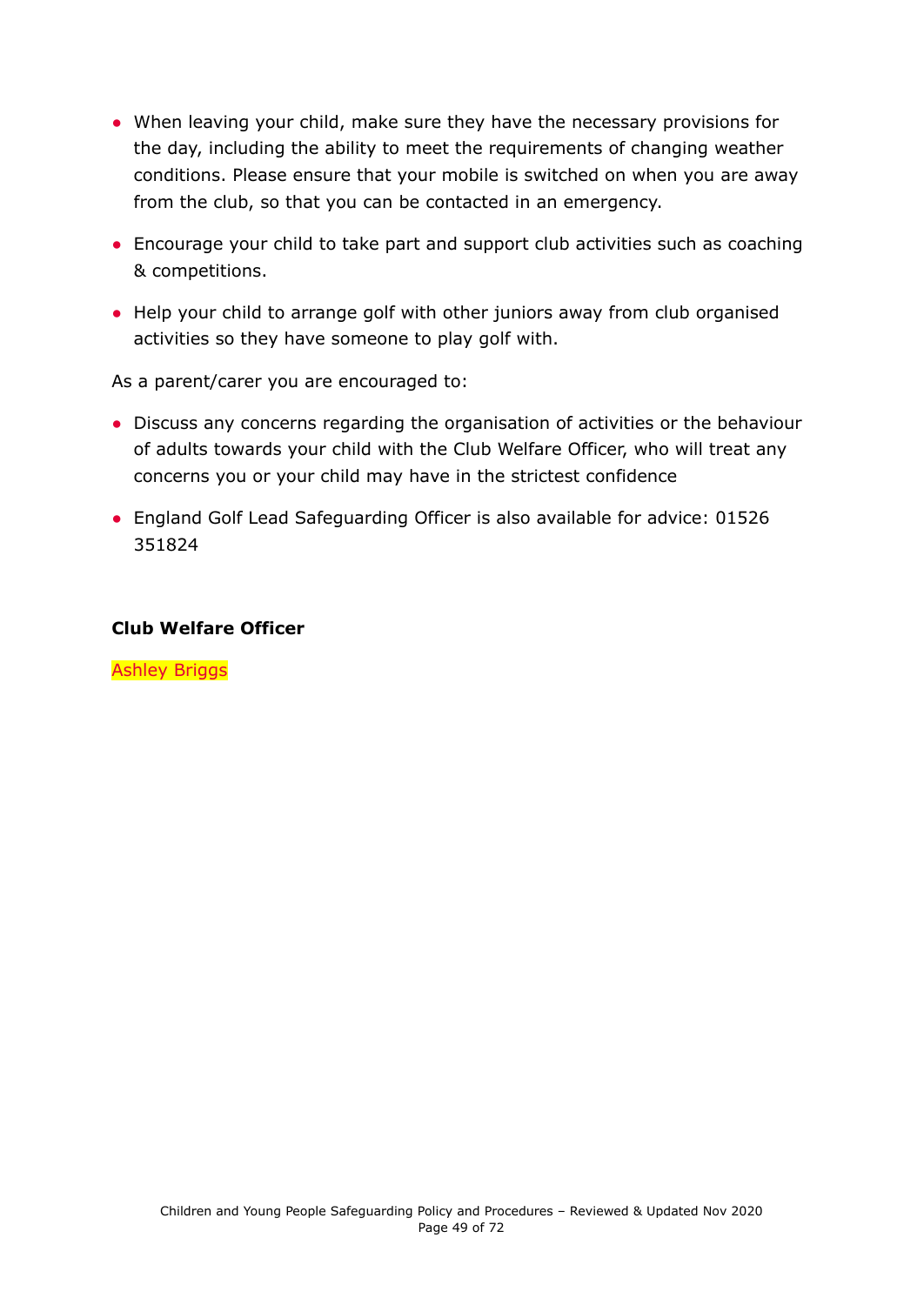- When leaving your child, make sure they have the necessary provisions for the day, including the ability to meet the requirements of changing weather conditions. Please ensure that your mobile is switched on when you are away from the club, so that you can be contacted in an emergency.
- Encourage your child to take part and support club activities such as coaching & competitions.
- Help your child to arrange golf with other juniors away from club organised activities so they have someone to play golf with.

As a parent/carer you are encouraged to:

- Discuss any concerns regarding the organisation of activities or the behaviour of adults towards your child with the Club Welfare Officer, who will treat any concerns you or your child may have in the strictest confidence
- England Golf Lead Safeguarding Officer is also available for advice: 01526 351824

**Club Welfare Officer**

Ashley Briggs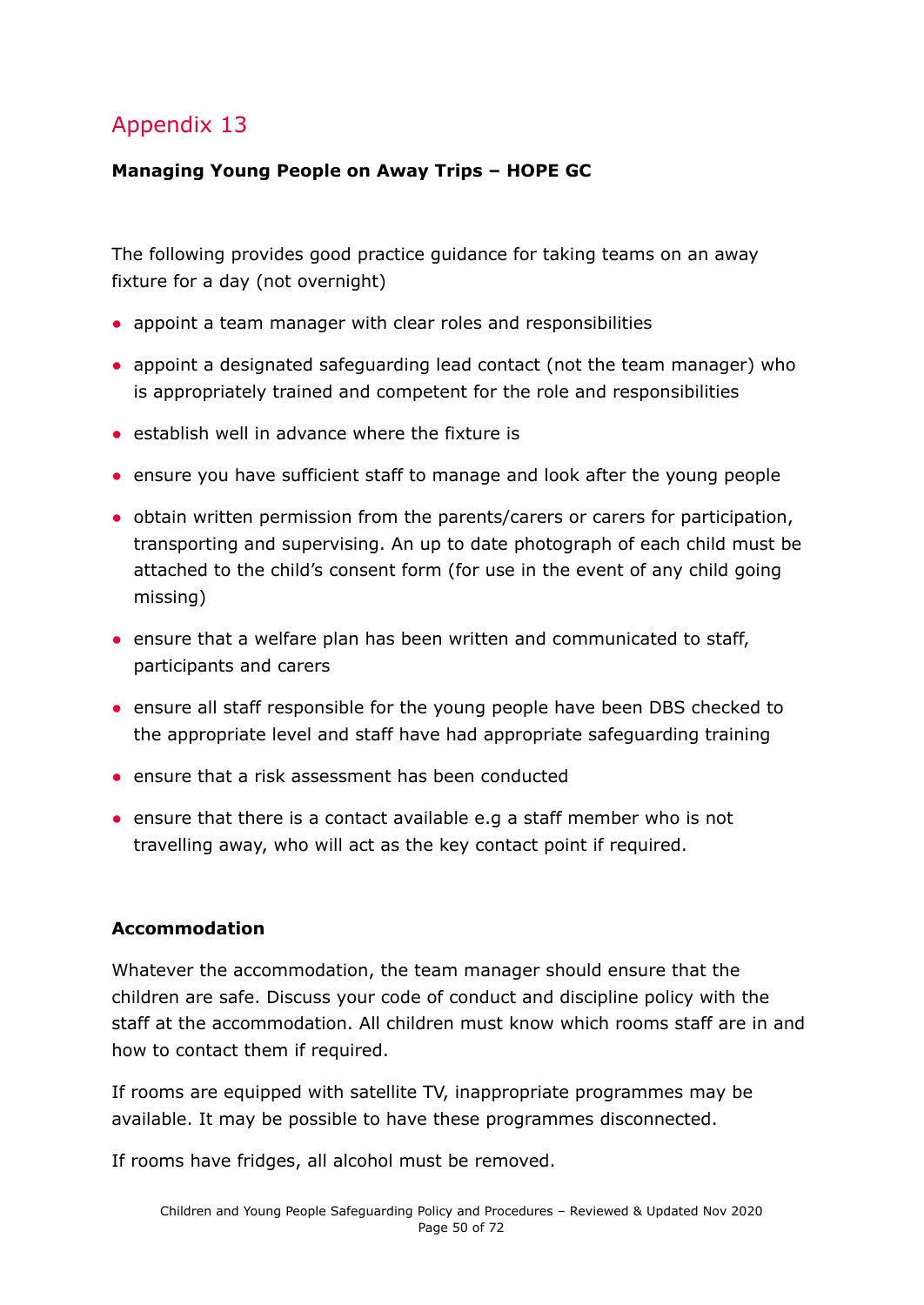# Appendix 13

**Managing Young People on Away Trips – HOPE GC**

The following provides good practice guidance for taking teams on an away fixture for a day (not overnight)

- appoint a team manager with clear roles and responsibilities
- appoint a designated safeguarding lead contact (not the team manager) who is appropriately trained and competent for the role and responsibilities
- establish well in advance where the fixture is
- ensure you have sufficient staff to manage and look after the young people
- obtain written permission from the parents/carers or carers for participation, transporting and supervising. An up to date photograph of each child must be attached to the child's consent form (for use in the event of any child going missing)
- ensure that a welfare plan has been written and communicated to staff, participants and carers
- ensure all staff responsible for the young people have been DBS checked to the appropriate level and staff have had appropriate safeguarding training
- ensure that a risk assessment has been conducted
- ensure that there is a contact available e.g a staff member who is not travelling away, who will act as the key contact point if required.

**Accommodation**

Whatever the accommodation, the team manager should ensure that the children are safe. Discuss your code of conduct and discipline policy with the staff at the accommodation. All children must know which rooms staff are in and how to contact them if required.

If rooms are equipped with satellite TV, inappropriate programmes may be available. It may be possible to have these programmes disconnected.

If rooms have fridges, all alcohol must be removed.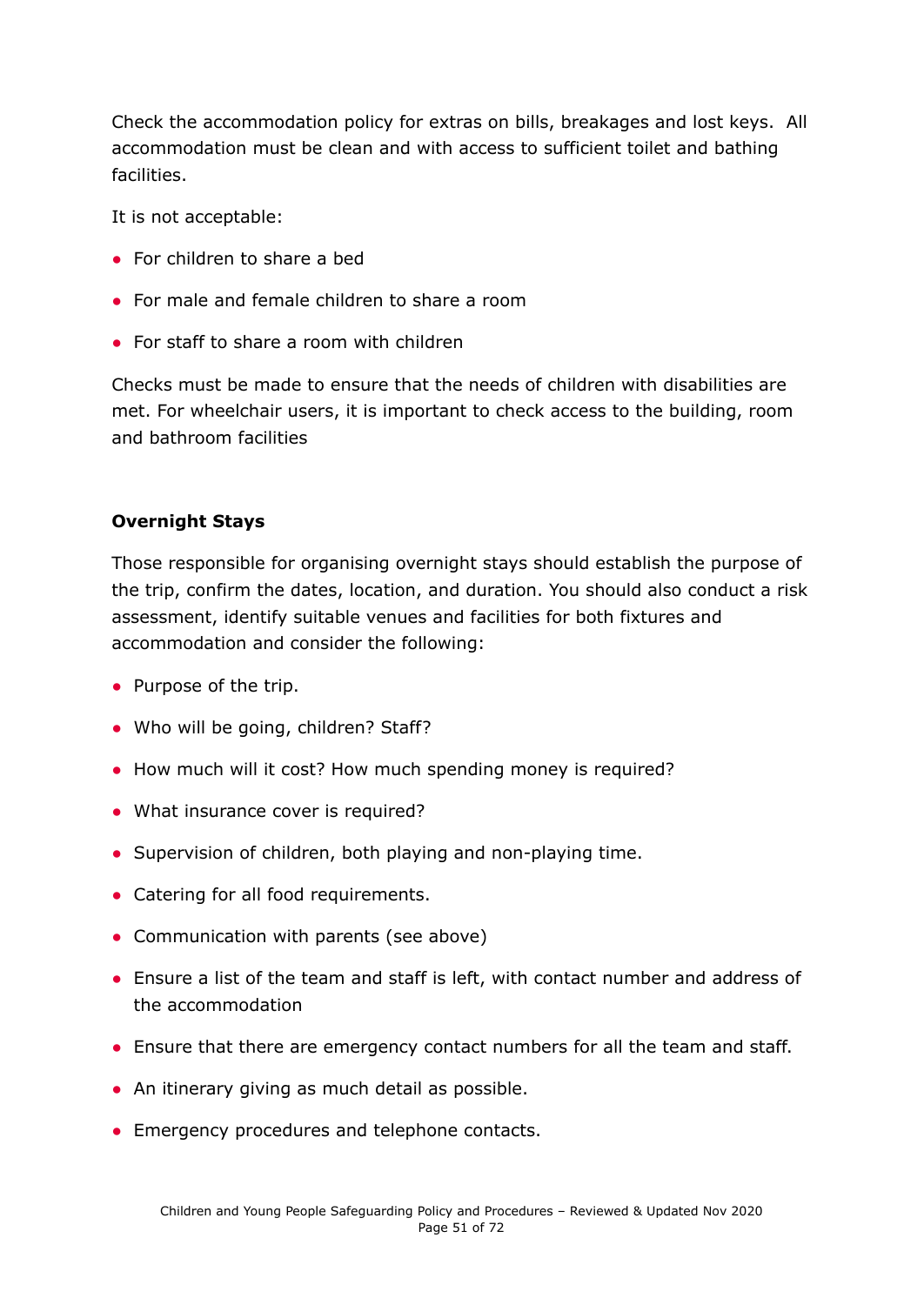Check the accommodation policy for extras on bills, breakages and lost keys.  All accommodation must be clean and with access to sufficient toilet and bathing facilities.

It is not acceptable:

- For children to share a bed
- For male and female children to share a room
- For staff to share a room with children

Checks must be made to ensure that the needs of children with disabilities are met. For wheelchair users, it is important to check access to the building, room and bathroom facilities

**Overnight Stays**

Those responsible for organising overnight stays should establish the purpose of the trip, confirm the dates, location, and duration. You should also conduct a risk assessment, identify suitable venues and facilities for both fixtures and accommodation and consider the following:

- Purpose of the trip.
- Who will be going, children? Staff?
- How much will it cost? How much spending money is required?
- What insurance cover is required?
- Supervision of children, both playing and non-playing time.
- Catering for all food requirements.
- Communication with parents (see above)
- Ensure a list of the team and staff is left, with contact number and address of the accommodation
- Ensure that there are emergency contact numbers for all the team and staff.
- An itinerary giving as much detail as possible.
- Emergency procedures and telephone contacts.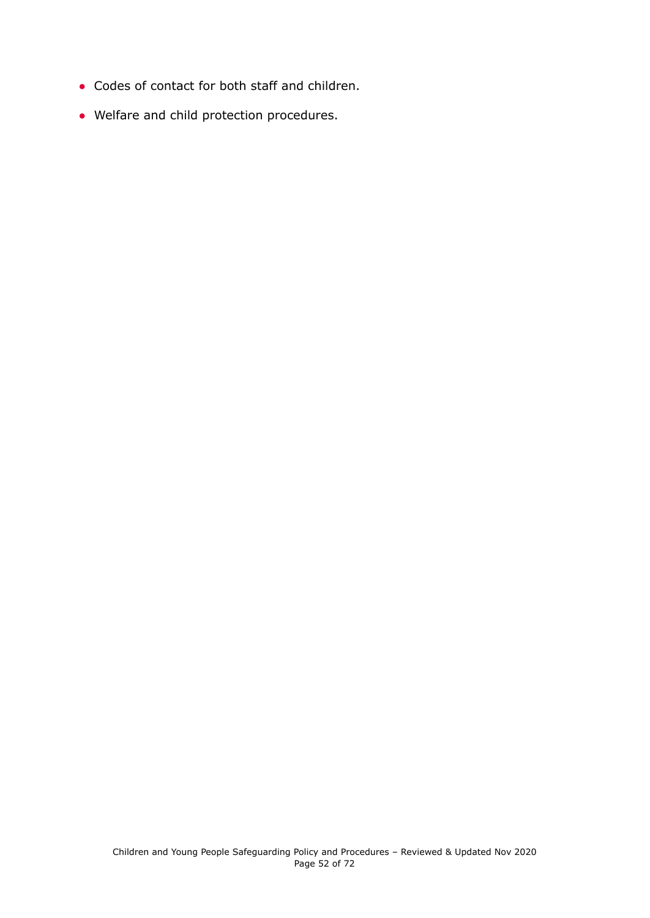- Codes of contact for both staff and children.
- Welfare and child protection procedures.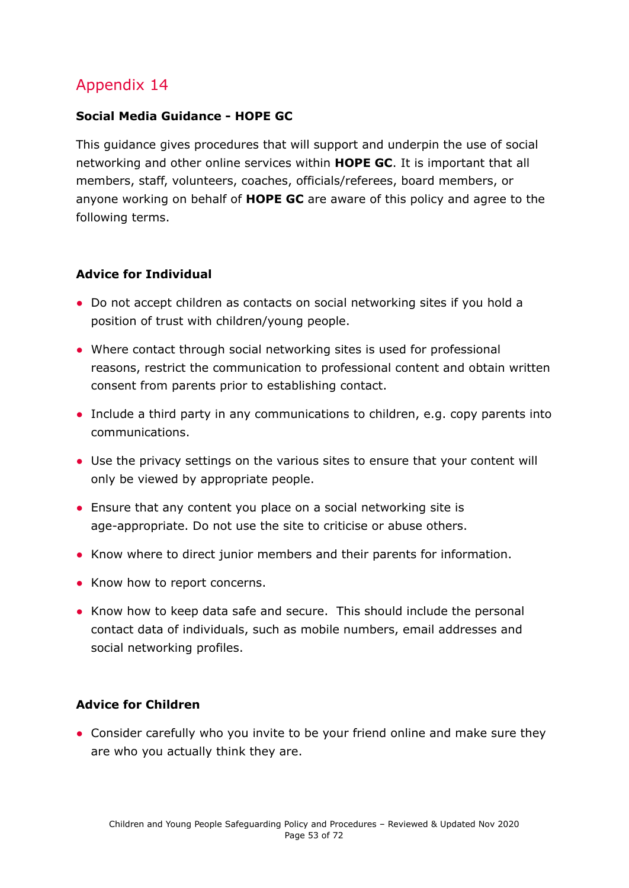## Appendix 14

**Social Media Guidance - HOPE GC**

This guidance gives procedures that will support and underpin the use of social networking and other online services within **HOPE GC**. It is important that all members, staff, volunteers, coaches, officials/referees, board members, or anyone working on behalf of **HOPE GC** are aware of this policy and agree to the following terms.

**Advice for Individual**

- Do not accept children as contacts on social networking sites if you hold a position of trust with children/young people.
- Where contact through social networking sites is used for professional reasons, restrict the communication to professional content and obtain written consent from parents prior to establishing contact.
- Include a third party in any communications to children, e.g. copy parents into communications.
- Use the privacy settings on the various sites to ensure that your content will only be viewed by appropriate people.
- Ensure that any content you place on a social networking site is age-appropriate. Do not use the site to criticise or abuse others.
- Know where to direct junior members and their parents for information.
- Know how to report concerns.
- Know how to keep data safe and secure. This should include the personal contact data of individuals, such as mobile numbers, email addresses and social networking profiles.

**Advice for Children**

- Consider carefully who you invite to be your friend online and make sure they are who you actually think they are.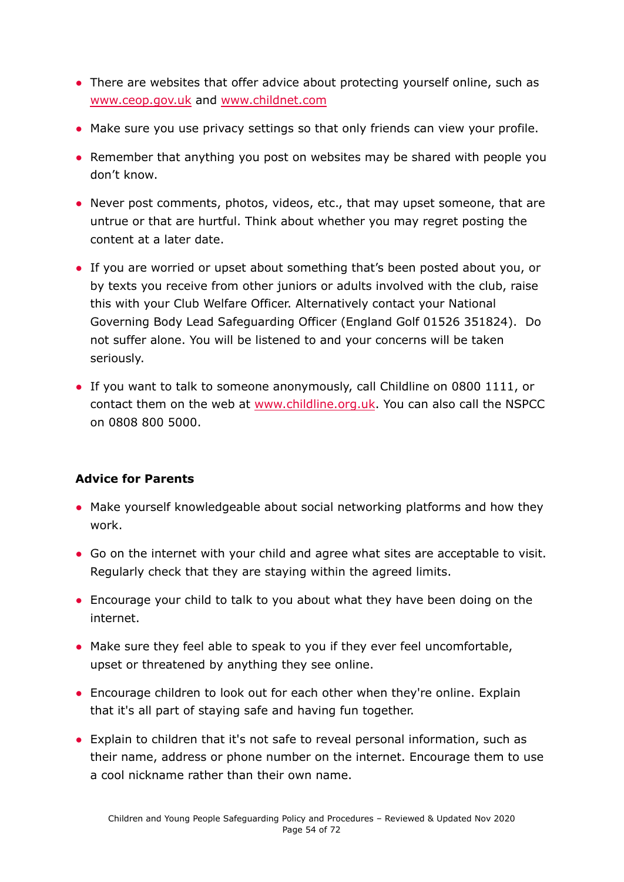- There are websites that offer advice about protecting yourself online, such as www.ceop.gov.uk and www.childnet.com
- Make sure you use privacy settings so that only friends can view your profile.
- Remember that anything you post on websites may be shared with people you don't know.
- Never post comments, photos, videos, etc., that may upset someone, that are untrue or that are hurtful. Think about whether you may regret posting the content at a later date.
- If you are worried or upset about something that's been posted about you, or by texts you receive from other juniors or adults involved with the club, raise this with your Club Welfare Officer. Alternatively contact your National Governing Body Lead Safeguarding Officer (England Golf 01526 351824). Do not suffer alone. You will be listened to and your concerns will be taken seriously.
- If you want to talk to someone anonymously, call Childline on 0800 1111, or contact them on the web at www.childline.org.uk. You can also call the NSPCC on 0808 800 5000.

**Advice for Parents**

- Make yourself knowledgeable about social networking platforms and how they work.
- Go on the internet with your child and agree what sites are acceptable to visit. Regularly check that they are staying within the agreed limits.
- Encourage your child to talk to you about what they have been doing on the internet.
- Make sure they feel able to speak to you if they ever feel uncomfortable, upset or threatened by anything they see online.
- Encourage children to look out for each other when they're online. Explain that it's all part of staying safe and having fun together.
- Explain to children that it's not safe to reveal personal information, such as their name, address or phone number on the internet. Encourage them to use a cool nickname rather than their own name.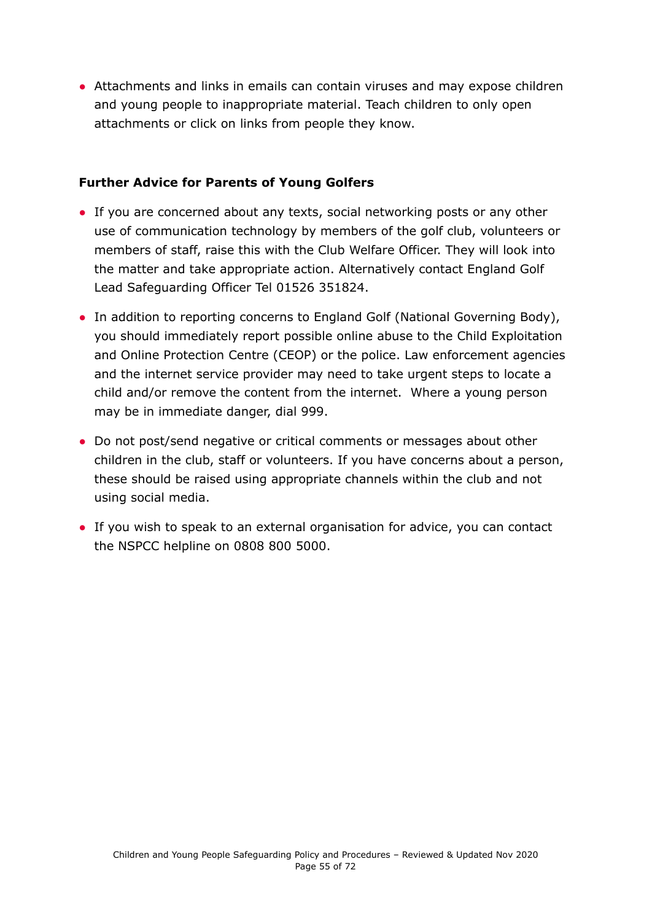- Attachments and links in emails can contain viruses and may expose children and young people to inappropriate material. Teach children to only open attachments or click on links from people they know.

**Further Advice for Parents of Young Golfers**

- If you are concerned about any texts, social networking posts or any other use of communication technology by members of the golf club, volunteers or members of staff, raise this with the Club Welfare Officer. They will look into the matter and take appropriate action. Alternatively contact England Golf Lead Safeguarding Officer Tel 01526 351824.
- In addition to reporting concerns to England Golf (National Governing Body), you should immediately report possible online abuse to the Child Exploitation and Online Protection Centre (CEOP) or the police. Law enforcement agencies and the internet service provider may need to take urgent steps to locate a child and/or remove the content from the internet. Where a young person may be in immediate danger, dial 999.
- Do not post/send negative or critical comments or messages about other children in the club, staff or volunteers. If you have concerns about a person, these should be raised using appropriate channels within the club and not using social media.
- If you wish to speak to an external organisation for advice, you can contact the NSPCC helpline on 0808 800 5000.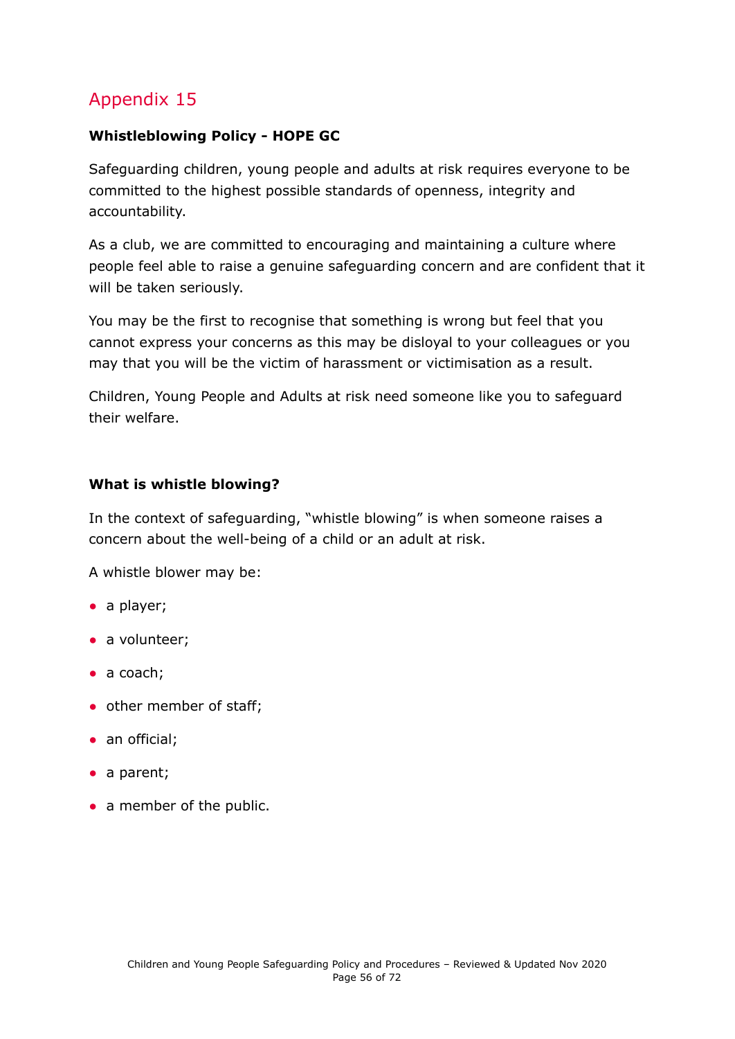## Appendix 15

**Whistleblowing Policy - HOPE GC**

Safeguarding children, young people and adults at risk requires everyone to be committed to the highest possible standards of openness, integrity and accountability.

As a club, we are committed to encouraging and maintaining a culture where people feel able to raise a genuine safeguarding concern and are confident that it will be taken seriously.

You may be the first to recognise that something is wrong but feel that you cannot express your concerns as this may be disloyal to your colleagues or you may that you will be the victim of harassment or victimisation as a result.

Children, Young People and Adults at risk need someone like you to safeguard their welfare.

**What is whistle blowing?**

In the context of safeguarding, “whistle blowing” is when someone raises a concern about the well-being of a child or an adult at risk.

A whistle blower may be:

- a player;
- a volunteer;
- a coach;
- other member of staff;
- an official;
- a parent;
- a member of the public.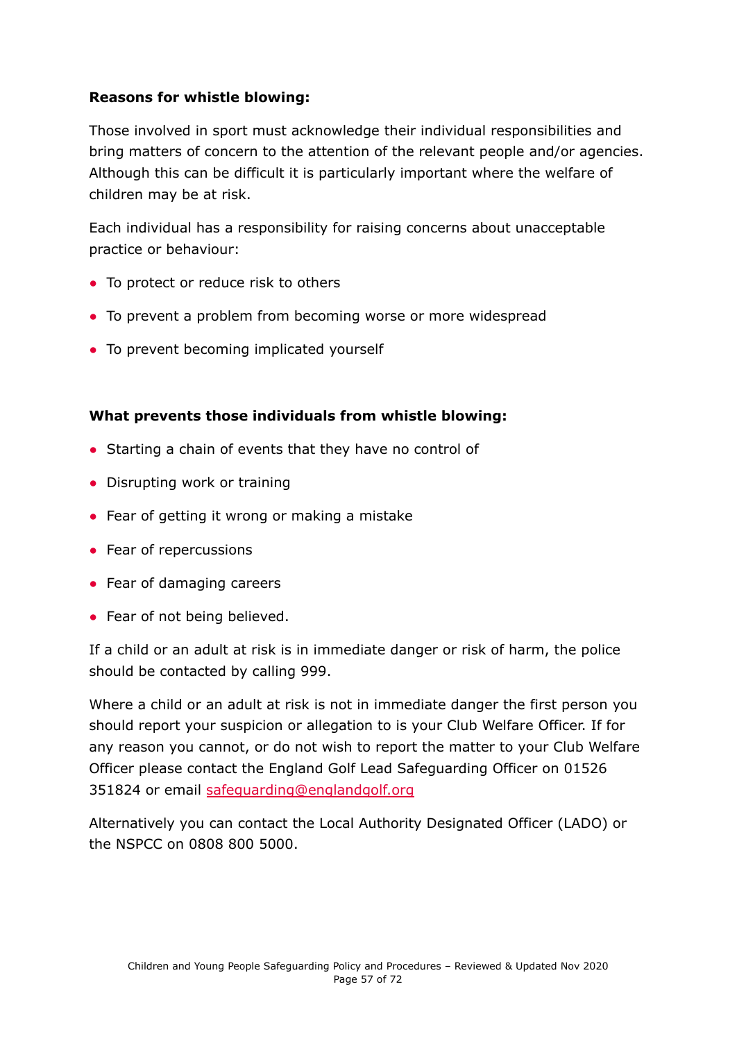**Reasons for whistle blowing:**

Those involved in sport must acknowledge their individual responsibilities and bring matters of concern to the attention of the relevant people and/or agencies. Although this can be difficult it is particularly important where the welfare of children may be at risk.

Each individual has a responsibility for raising concerns about unacceptable practice or behaviour:

- To protect or reduce risk to others
- To prevent a problem from becoming worse or more widespread
- To prevent becoming implicated yourself

**What prevents those individuals from whistle blowing:**

- Starting a chain of events that they have no control of
- Disrupting work or training
- Fear of getting it wrong or making a mistake
- Fear of repercussions
- Fear of damaging careers
- Fear of not being believed.

If a child or an adult at risk is in immediate danger or risk of harm, the police should be contacted by calling 999.

Where a child or an adult at risk is not in immediate danger the first person you should report your suspicion or allegation to is your Club Welfare Officer. If for any reason you cannot, or do not wish to report the matter to your Club Welfare Officer please contact the England Golf Lead Safeguarding Officer on 01526 351824 or email safeguarding@englandgolf.org

Alternatively you can contact the Local Authority Designated Officer (LADO) or the NSPCC on 0808 800 5000.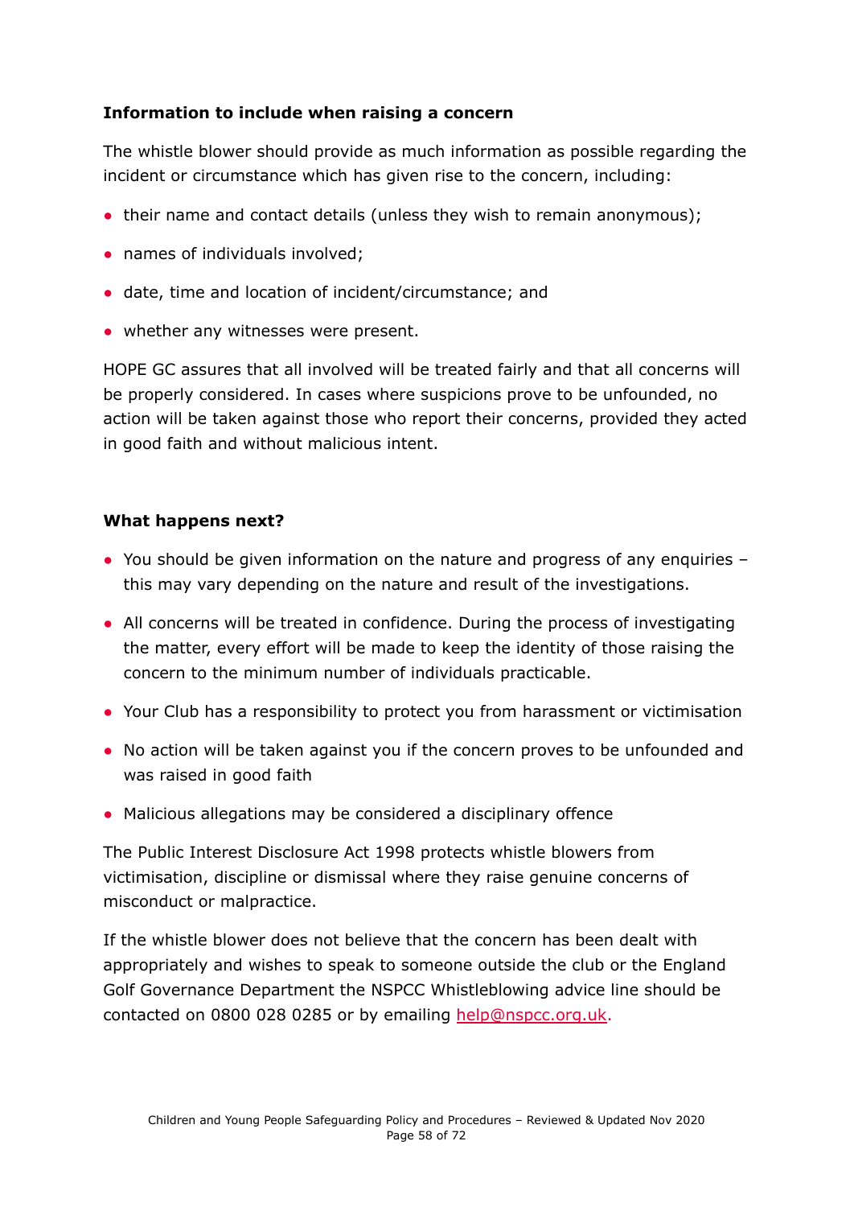**Information to include when raising a concern**

The whistle blower should provide as much information as possible regarding the incident or circumstance which has given rise to the concern, including:

- their name and contact details (unless they wish to remain anonymous);
- names of individuals involved;
- date, time and location of incident/circumstance; and
- whether any witnesses were present.

HOPE GC assures that all involved will be treated fairly and that all concerns will be properly considered. In cases where suspicions prove to be unfounded, no action will be taken against those who report their concerns, provided they acted in good faith and without malicious intent.

**What happens next?**

- You should be given information on the nature and progress of any enquiries – this may vary depending on the nature and result of the investigations.
- All concerns will be treated in confidence. During the process of investigating the matter, every effort will be made to keep the identity of those raising the concern to the minimum number of individuals practicable.
- Your Club has a responsibility to protect you from harassment or victimisation
- No action will be taken against you if the concern proves to be unfounded and was raised in good faith
- Malicious allegations may be considered a disciplinary offence

The Public Interest Disclosure Act 1998 protects whistle blowers from victimisation, discipline or dismissal where they raise genuine concerns of misconduct or malpractice.

If the whistle blower does not believe that the concern has been dealt with appropriately and wishes to speak to someone outside the club or the England Golf Governance Department the NSPCC Whistleblowing advice line should be contacted on 0800 028 0285 or by emailing help@nspcc.org.uk.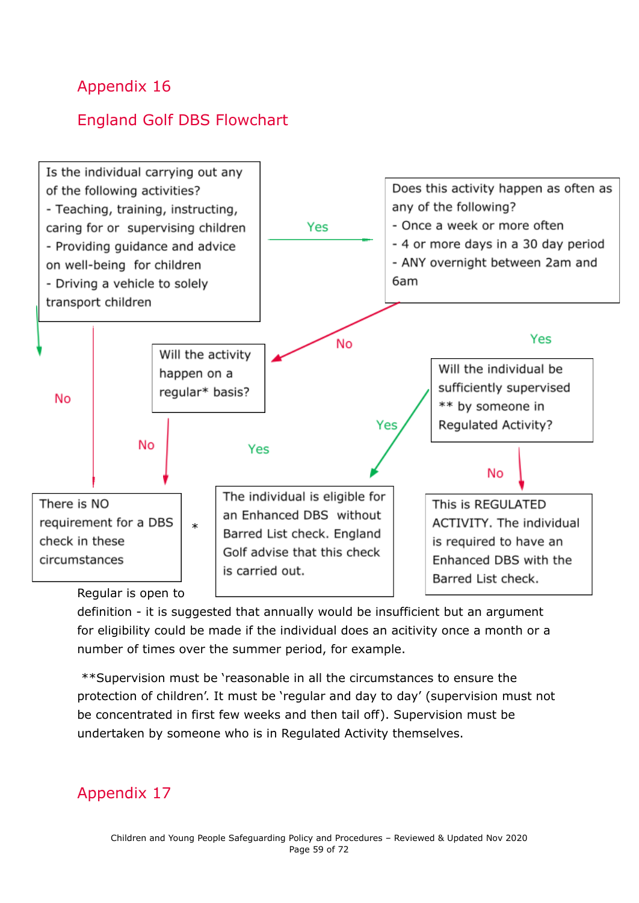## Appendix 16

## England Golf DBS Flowchart

Is the individual carrying out any of the following activities?
- Teaching, training, instructing, caring for or supervising children
- Providing guidance and advice on well-being for children
- Driving a vehicle to solely transport children

Yes

Does this activity happen as often as any of the following?
- Once a week or more often
- 4 or more days in a 30 day period
- ANY overnight between 2am and 6am

No

Yes

Will the activity happen on a regular* basis?

Will the individual be sufficiently supervised ** by someone in Regulated Activity?

No

No

Yes

Yes

No

There is NO requirement for a DBS check in these circumstances

The individual is eligible for an Enhanced DBS without Barred List check. England Golf advise that this check is carried out.

This is REGULATED ACTIVITY. The individual is required to have an Enhanced DBS with the Barred List check.

* Regular is open to definition - it is suggested that annually would be insufficient but an argument for eligibility could be made if the individual does an acitivity once a month or a number of times over the summer period, for example.

**Supervision must be 'reasonable in all the circumstances to ensure the protection of children'. It must be 'regular and day to day' (supervision must not be concentrated in first few weeks and then tail off). Supervision must be undertaken by someone who is in Regulated Activity themselves.

## Appendix 17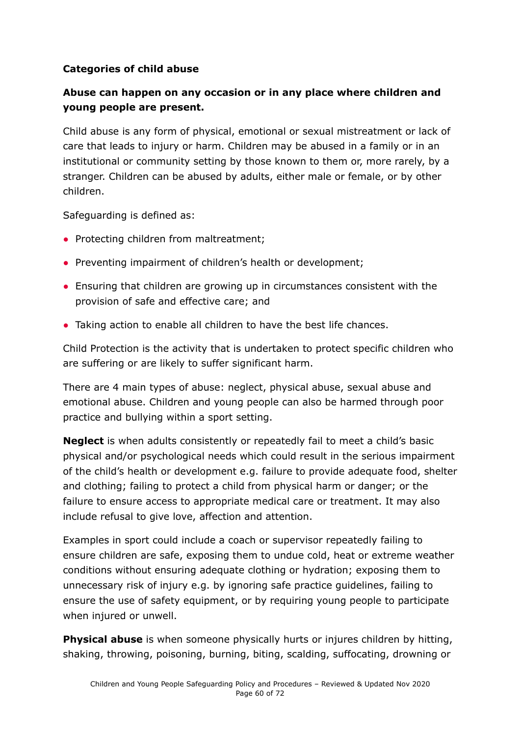**Categories of child abuse**

**Abuse can happen on any occasion or in any place where children and young people are present.**

Child abuse is any form of physical, emotional or sexual mistreatment or lack of care that leads to injury or harm. Children may be abused in a family or in an institutional or community setting by those known to them or, more rarely, by a stranger. Children can be abused by adults, either male or female, or by other children.

Safeguarding is defined as:

- Protecting children from maltreatment;
- Preventing impairment of children's health or development;
- Ensuring that children are growing up in circumstances consistent with the provision of safe and effective care; and
- Taking action to enable all children to have the best life chances.

Child Protection is the activity that is undertaken to protect specific children who are suffering or are likely to suffer significant harm.

There are 4 main types of abuse: neglect, physical abuse, sexual abuse and emotional abuse. Children and young people can also be harmed through poor practice and bullying within a sport setting.

**Neglect** is when adults consistently or repeatedly fail to meet a child's basic physical and/or psychological needs which could result in the serious impairment of the child's health or development e.g. failure to provide adequate food, shelter and clothing; failing to protect a child from physical harm or danger; or the failure to ensure access to appropriate medical care or treatment. It may also include refusal to give love, affection and attention.

Examples in sport could include a coach or supervisor repeatedly failing to ensure children are safe, exposing them to undue cold, heat or extreme weather conditions without ensuring adequate clothing or hydration; exposing them to unnecessary risk of injury e.g. by ignoring safe practice guidelines, failing to ensure the use of safety equipment, or by requiring young people to participate when injured or unwell.

**Physical abuse** is when someone physically hurts or injures children by hitting, shaking, throwing, poisoning, burning, biting, scalding, suffocating, drowning or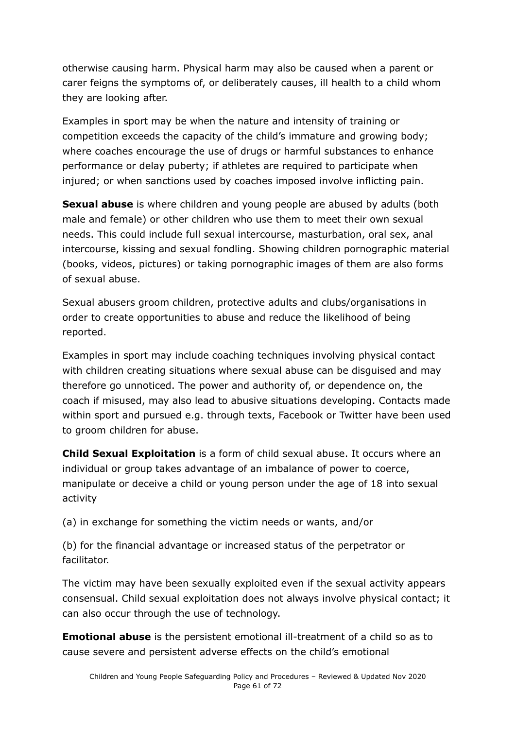otherwise causing harm. Physical harm may also be caused when a parent or carer feigns the symptoms of, or deliberately causes, ill health to a child whom they are looking after.

Examples in sport may be when the nature and intensity of training or competition exceeds the capacity of the child's immature and growing body; where coaches encourage the use of drugs or harmful substances to enhance performance or delay puberty; if athletes are required to participate when injured; or when sanctions used by coaches imposed involve inflicting pain.

**Sexual abuse** is where children and young people are abused by adults (both male and female) or other children who use them to meet their own sexual needs. This could include full sexual intercourse, masturbation, oral sex, anal intercourse, kissing and sexual fondling. Showing children pornographic material (books, videos, pictures) or taking pornographic images of them are also forms of sexual abuse.

Sexual abusers groom children, protective adults and clubs/organisations in order to create opportunities to abuse and reduce the likelihood of being reported.

Examples in sport may include coaching techniques involving physical contact with children creating situations where sexual abuse can be disguised and may therefore go unnoticed. The power and authority of, or dependence on, the coach if misused, may also lead to abusive situations developing. Contacts made within sport and pursued e.g. through texts, Facebook or Twitter have been used to groom children for abuse.

**Child Sexual Exploitation** is a form of child sexual abuse. It occurs where an individual or group takes advantage of an imbalance of power to coerce, manipulate or deceive a child or young person under the age of 18 into sexual activity

(a) in exchange for something the victim needs or wants, and/or

(b) for the financial advantage or increased status of the perpetrator or facilitator.

The victim may have been sexually exploited even if the sexual activity appears consensual. Child sexual exploitation does not always involve physical contact; it can also occur through the use of technology.

**Emotional abuse** is the persistent emotional ill-treatment of a child so as to cause severe and persistent adverse effects on the child's emotional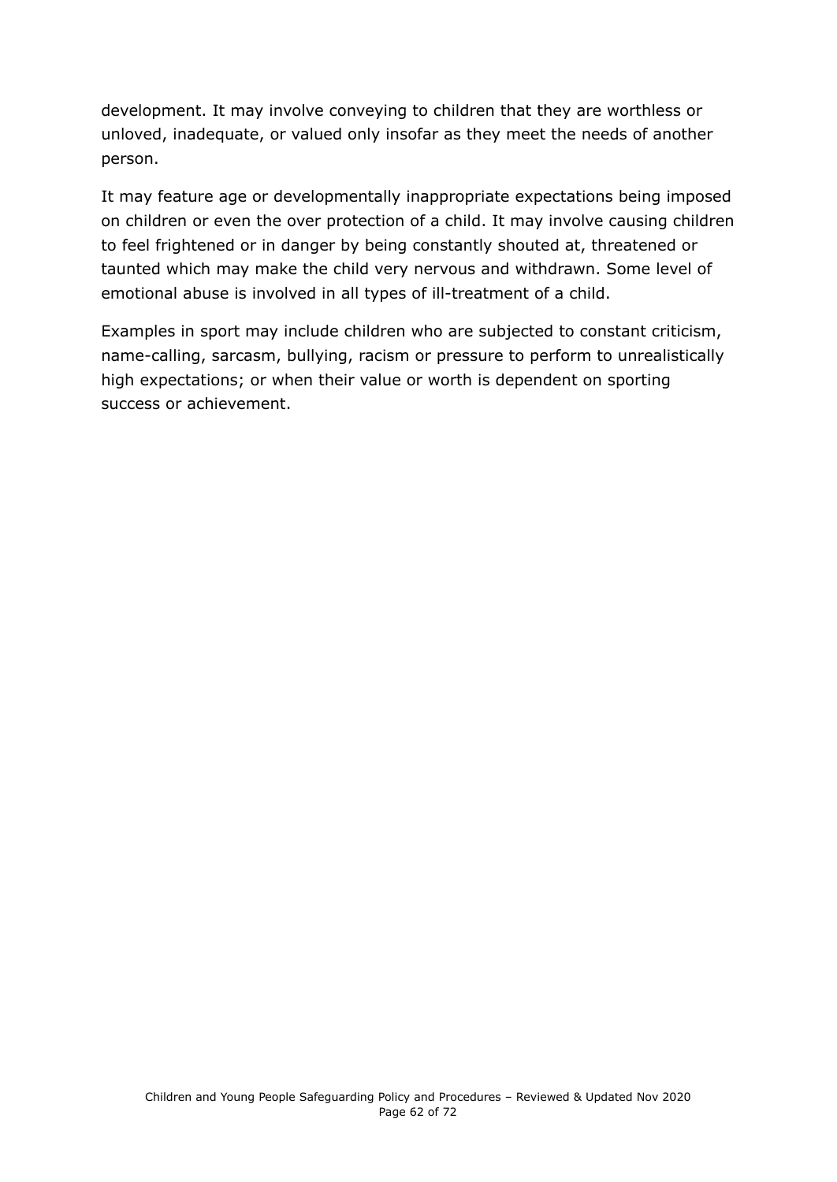development. It may involve conveying to children that they are worthless or unloved, inadequate, or valued only insofar as they meet the needs of another person.

It may feature age or developmentally inappropriate expectations being imposed on children or even the over protection of a child. It may involve causing children to feel frightened or in danger by being constantly shouted at, threatened or taunted which may make the child very nervous and withdrawn. Some level of emotional abuse is involved in all types of ill-treatment of a child.

Examples in sport may include children who are subjected to constant criticism, name-calling, sarcasm, bullying, racism or pressure to perform to unrealistically high expectations; or when their value or worth is dependent on sporting success or achievement.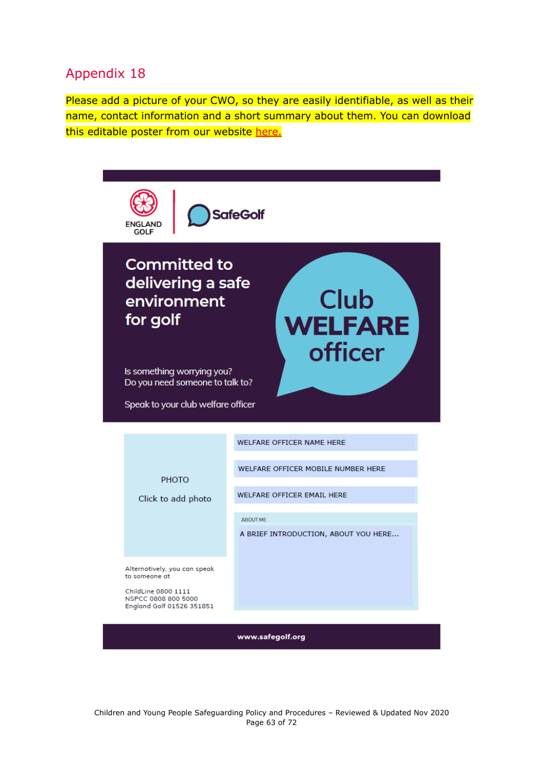## Appendix 18

Please add a picture of your CWO, so they are easily identifiable, as well as their name, contact information and a short summary about them. You can download this editable poster from our website here.

ENGLAND GOLF

SafeGolf

**Committed to delivering a safe environment for golf**

Is something worrying you?
Do you need someone to talk to?

Speak to your club welfare officer

**Club WELFARE officer**

PHOTO

Click to add photo

WELFARE OFFICER NAME HERE

WELFARE OFFICER MOBILE NUMBER HERE

WELFARE OFFICER EMAIL HERE

ABOUT ME

A BRIEF INTRODUCTION, ABOUT YOU HERE...

Alternatively, you can speak to someone at

ChildLine 0800 1111
NSPCC 0808 800 5000
England Golf 01526 351851

**www.safegolf.org**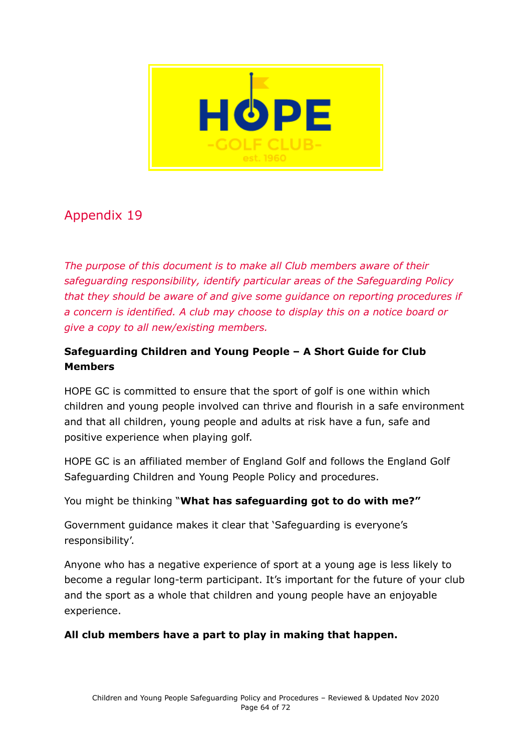## Appendix 19

*The purpose of this document is to make all Club members aware of their safeguarding responsibility, identify particular areas of the Safeguarding Policy that they should be aware of and give some guidance on reporting procedures if a concern is identified. A club may choose to display this on a notice board or give a copy to all new/existing members.*

**Safeguarding Children and Young People – A Short Guide for Club Members**

HOPE GC is committed to ensure that the sport of golf is one within which children and young people involved can thrive and flourish in a safe environment and that all children, young people and adults at risk have a fun, safe and positive experience when playing golf.

HOPE GC is an affiliated member of England Golf and follows the England Golf Safeguarding Children and Young People Policy and procedures.

You might be thinking "**What has safeguarding got to do with me?"**

Government guidance makes it clear that 'Safeguarding is everyone's responsibility'.

Anyone who has a negative experience of sport at a young age is less likely to become a regular long-term participant. It's important for the future of your club and the sport as a whole that children and young people have an enjoyable experience.

**All club members have a part to play in making that happen.**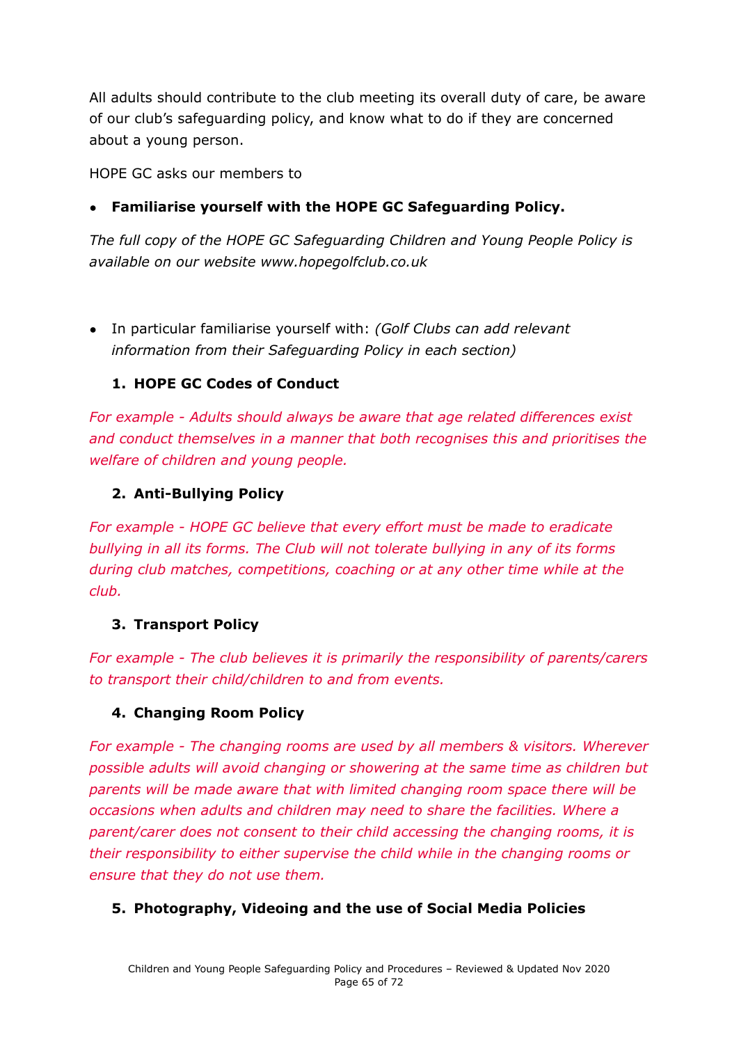All adults should contribute to the club meeting its overall duty of care, be aware of our club's safeguarding policy, and know what to do if they are concerned about a young person.

HOPE GC asks our members to

- **Familiarise yourself with the HOPE GC Safeguarding Policy.**

*The full copy of the HOPE GC Safeguarding Children and Young People Policy is available on our website www.hopegolfclub.co.uk*

- In particular familiarise yourself with: *(Golf Clubs can add relevant information from their Safeguarding Policy in each section)*

1. **HOPE GC Codes of Conduct**

*For example - Adults should always be aware that age related differences exist and conduct themselves in a manner that both recognises this and prioritises the welfare of children and young people.*

2. **Anti-Bullying Policy**

*For example - HOPE GC believe that every effort must be made to eradicate bullying in all its forms. The Club will not tolerate bullying in any of its forms during club matches, competitions, coaching or at any other time while at the club.*

3. **Transport Policy**

*For example - The club believes it is primarily the responsibility of parents/carers to transport their child/children to and from events.*

4. **Changing Room Policy**

*For example - The changing rooms are used by all members & visitors. Wherever possible adults will avoid changing or showering at the same time as children but parents will be made aware that with limited changing room space there will be occasions when adults and children may need to share the facilities. Where a parent/carer does not consent to their child accessing the changing rooms, it is their responsibility to either supervise the child while in the changing rooms or ensure that they do not use them.*

5. **Photography, Videoing and the use of Social Media Policies**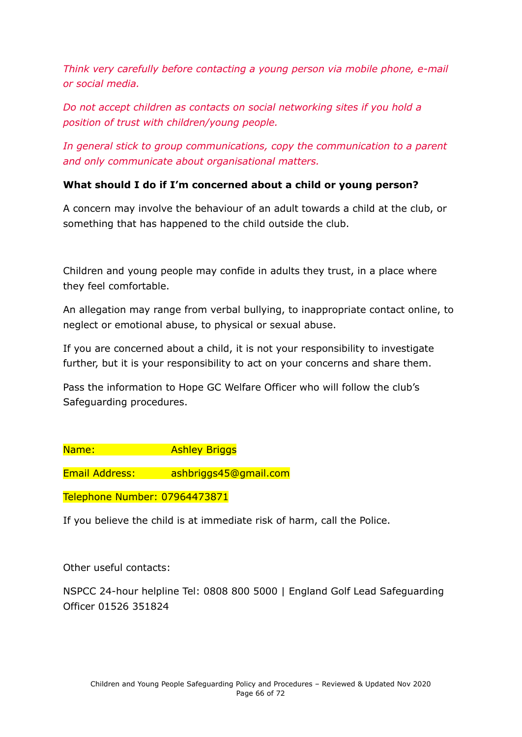*Think very carefully before contacting a young person via mobile phone, e-mail or social media.*

*Do not accept children as contacts on social networking sites if you hold a position of trust with children/young people.*

*In general stick to group communications, copy the communication to a parent and only communicate about organisational matters.*

**What should I do if I'm concerned about a child or young person?**

A concern may involve the behaviour of an adult towards a child at the club, or something that has happened to the child outside the club.

Children and young people may confide in adults they trust, in a place where they feel comfortable.

An allegation may range from verbal bullying, to inappropriate contact online, to neglect or emotional abuse, to physical or sexual abuse.

If you are concerned about a child, it is not your responsibility to investigate further, but it is your responsibility to act on your concerns and share them.

Pass the information to Hope GC Welfare Officer who will follow the club's Safeguarding procedures.

Name: Ashley Briggs

Email Address: ashbriggs45@gmail.com

Telephone Number: 07964473871

If you believe the child is at immediate risk of harm, call the Police.

Other useful contacts:

NSPCC 24-hour helpline Tel: 0808 800 5000 | England Golf Lead Safeguarding Officer 01526 351824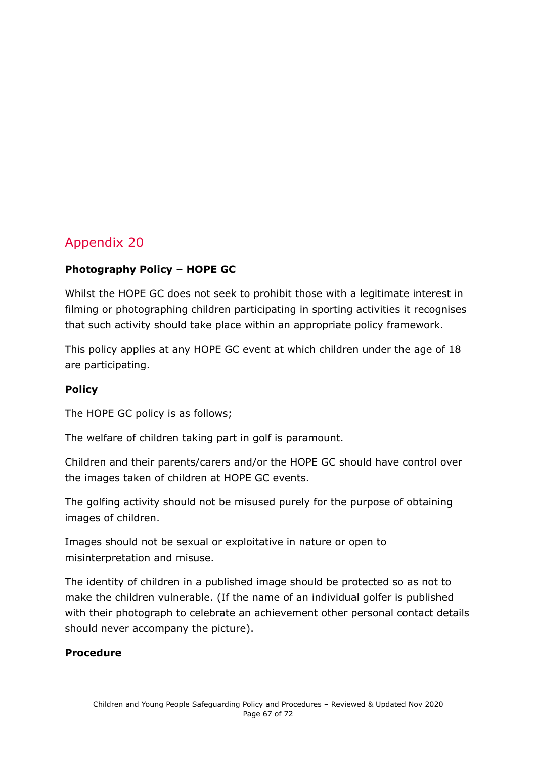## Appendix 20

**Photography Policy – HOPE GC**

Whilst the HOPE GC does not seek to prohibit those with a legitimate interest in filming or photographing children participating in sporting activities it recognises that such activity should take place within an appropriate policy framework.

This policy applies at any HOPE GC event at which children under the age of 18 are participating.

**Policy**

The HOPE GC policy is as follows;

The welfare of children taking part in golf is paramount.

Children and their parents/carers and/or the HOPE GC should have control over the images taken of children at HOPE GC events.

The golfing activity should not be misused purely for the purpose of obtaining images of children.

Images should not be sexual or exploitative in nature or open to misinterpretation and misuse.

The identity of children in a published image should be protected so as not to make the children vulnerable. (If the name of an individual golfer is published with their photograph to celebrate an achievement other personal contact details should never accompany the picture).

**Procedure**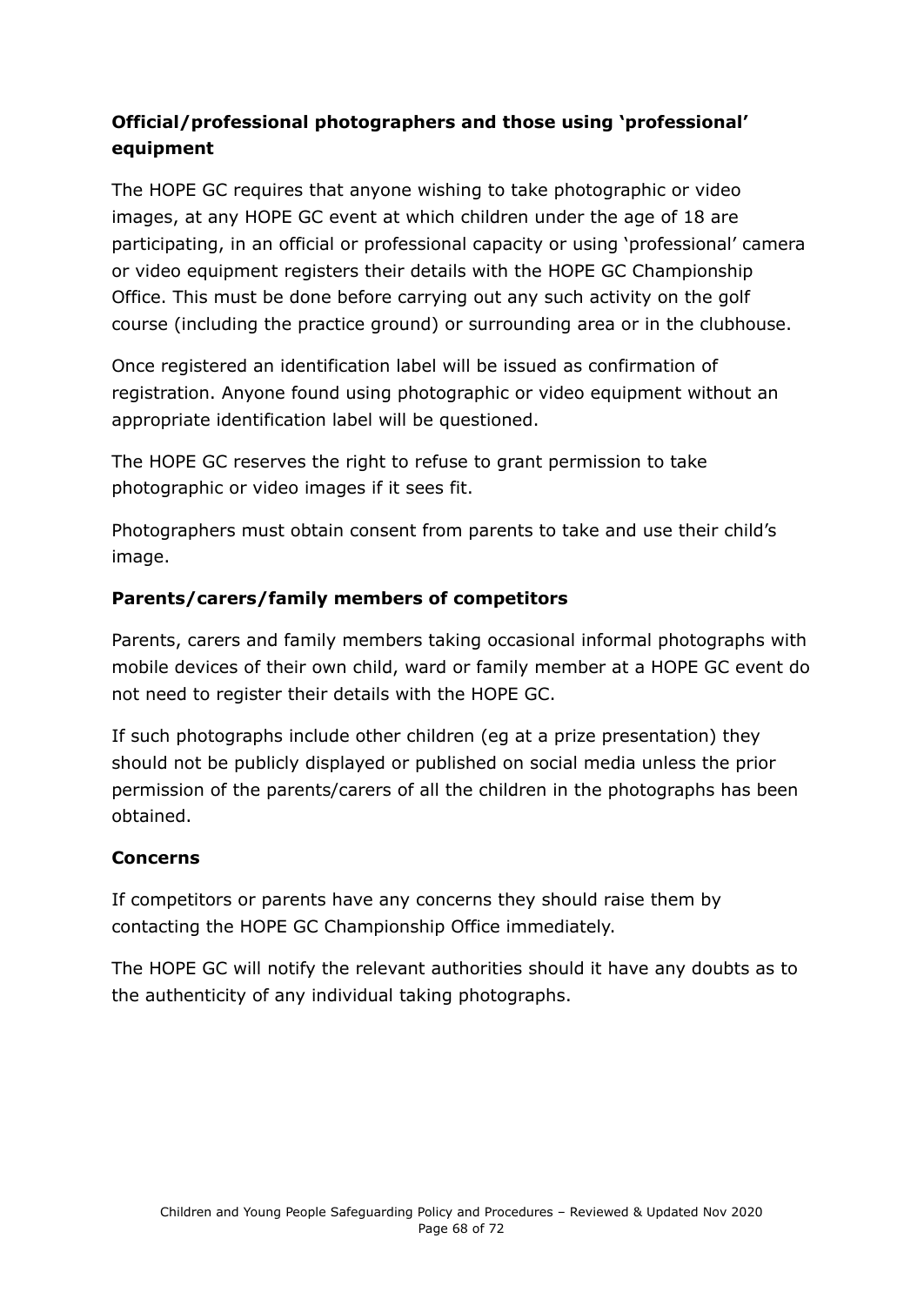**Official/professional photographers and those using 'professional' equipment**

The HOPE GC requires that anyone wishing to take photographic or video images, at any HOPE GC event at which children under the age of 18 are participating, in an official or professional capacity or using 'professional' camera or video equipment registers their details with the HOPE GC Championship Office. This must be done before carrying out any such activity on the golf course (including the practice ground) or surrounding area or in the clubhouse.

Once registered an identification label will be issued as confirmation of registration. Anyone found using photographic or video equipment without an appropriate identification label will be questioned.

The HOPE GC reserves the right to refuse to grant permission to take photographic or video images if it sees fit.

Photographers must obtain consent from parents to take and use their child's image.

**Parents/carers/family members of competitors**

Parents, carers and family members taking occasional informal photographs with mobile devices of their own child, ward or family member at a HOPE GC event do not need to register their details with the HOPE GC.

If such photographs include other children (eg at a prize presentation) they should not be publicly displayed or published on social media unless the prior permission of the parents/carers of all the children in the photographs has been obtained.

**Concerns**

If competitors or parents have any concerns they should raise them by contacting the HOPE GC Championship Office immediately.

The HOPE GC will notify the relevant authorities should it have any doubts as to the authenticity of any individual taking photographs.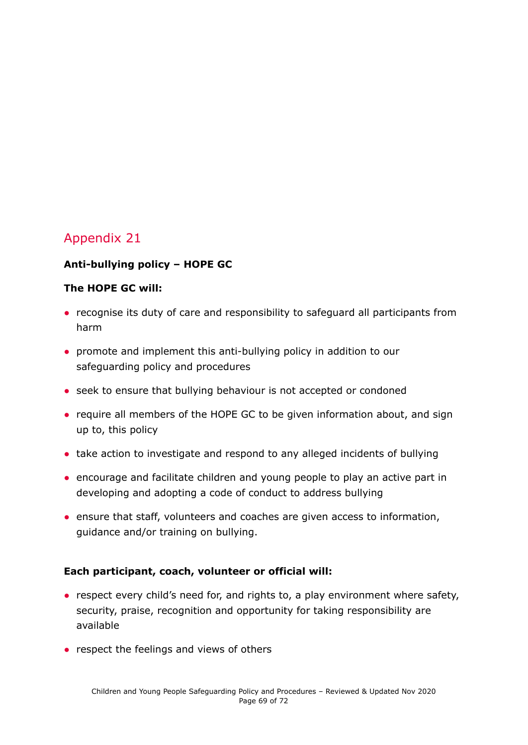## Appendix 21

**Anti-bullying policy – HOPE GC**

**The HOPE GC will:**

- recognise its duty of care and responsibility to safeguard all participants from harm
- promote and implement this anti-bullying policy in addition to our safeguarding policy and procedures
- seek to ensure that bullying behaviour is not accepted or condoned
- require all members of the HOPE GC to be given information about, and sign up to, this policy
- take action to investigate and respond to any alleged incidents of bullying
- encourage and facilitate children and young people to play an active part in developing and adopting a code of conduct to address bullying
- ensure that staff, volunteers and coaches are given access to information, guidance and/or training on bullying.

**Each participant, coach, volunteer or official will:**

- respect every child's need for, and rights to, a play environment where safety, security, praise, recognition and opportunity for taking responsibility are available
- respect the feelings and views of others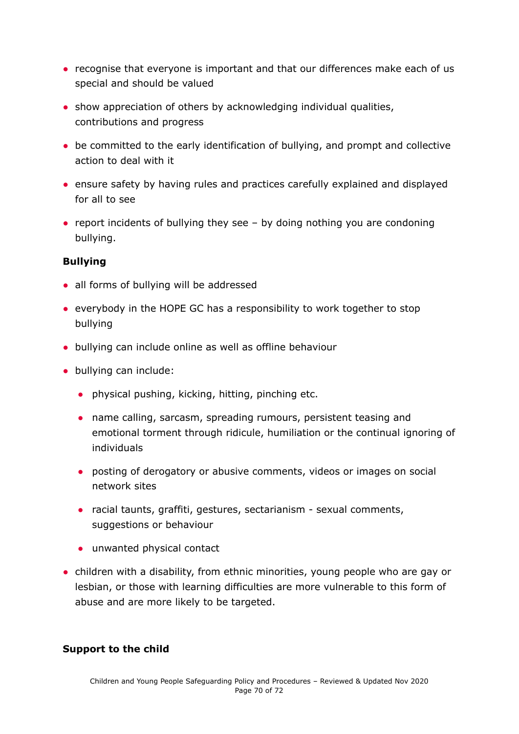- recognise that everyone is important and that our differences make each of us special and should be valued
- show appreciation of others by acknowledging individual qualities, contributions and progress
- be committed to the early identification of bullying, and prompt and collective action to deal with it
- ensure safety by having rules and practices carefully explained and displayed for all to see
- report incidents of bullying they see – by doing nothing you are condoning bullying.

**Bullying**

- all forms of bullying will be addressed
- everybody in the HOPE GC has a responsibility to work together to stop bullying
- bullying can include online as well as offline behaviour
- bullying can include:
  - physical pushing, kicking, hitting, pinching etc.
  - name calling, sarcasm, spreading rumours, persistent teasing and emotional torment through ridicule, humiliation or the continual ignoring of individuals
  - posting of derogatory or abusive comments, videos or images on social network sites
  - racial taunts, graffiti, gestures, sectarianism - sexual comments, suggestions or behaviour
  - unwanted physical contact
- children with a disability, from ethnic minorities, young people who are gay or lesbian, or those with learning difficulties are more vulnerable to this form of abuse and are more likely to be targeted.

**Support to the child**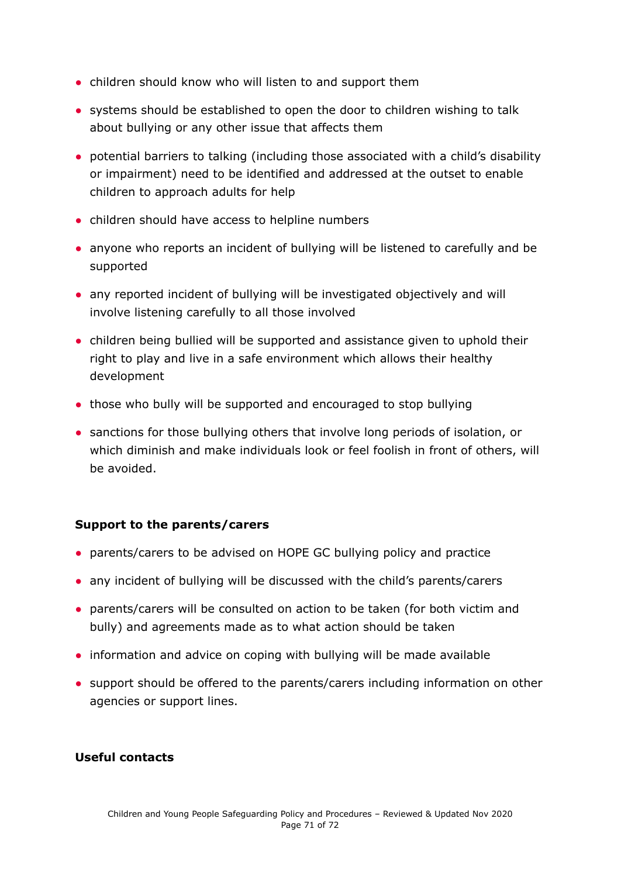- children should know who will listen to and support them
- systems should be established to open the door to children wishing to talk about bullying or any other issue that affects them
- potential barriers to talking (including those associated with a child's disability or impairment) need to be identified and addressed at the outset to enable children to approach adults for help
- children should have access to helpline numbers
- anyone who reports an incident of bullying will be listened to carefully and be supported
- any reported incident of bullying will be investigated objectively and will involve listening carefully to all those involved
- children being bullied will be supported and assistance given to uphold their right to play and live in a safe environment which allows their healthy development
- those who bully will be supported and encouraged to stop bullying
- sanctions for those bullying others that involve long periods of isolation, or which diminish and make individuals look or feel foolish in front of others, will be avoided.

**Support to the parents/carers**

- parents/carers to be advised on HOPE GC bullying policy and practice
- any incident of bullying will be discussed with the child's parents/carers
- parents/carers will be consulted on action to be taken (for both victim and bully) and agreements made as to what action should be taken
- information and advice on coping with bullying will be made available
- support should be offered to the parents/carers including information on other agencies or support lines.

**Useful contacts**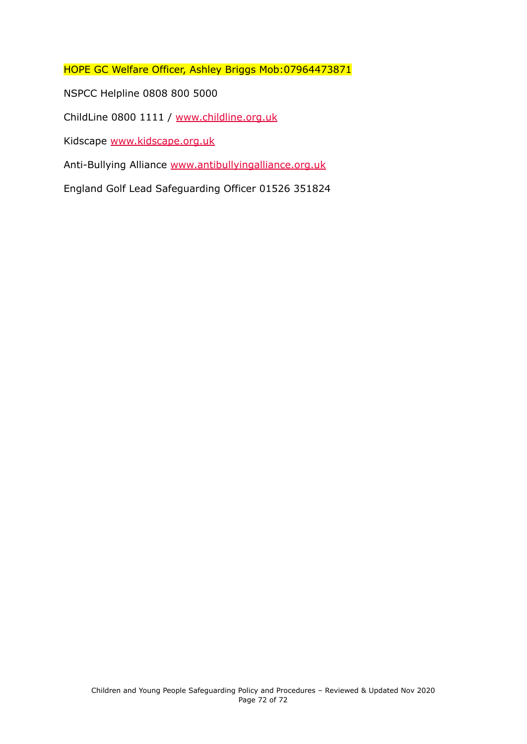HOPE GC Welfare Officer, Ashley Briggs Mob:07964473871

NSPCC Helpline 0808 800 5000

ChildLine 0800 1111 / [www.childline.org.uk](http://www.childline.org.uk)

Kidscape [www.kidscape.org.uk](http://www.kidscape.org.uk)

Anti-Bullying Alliance [www.antibullyingalliance.org.uk](http://www.antibullyingalliance.org.uk)

England Golf Lead Safeguarding Officer 01526 351824